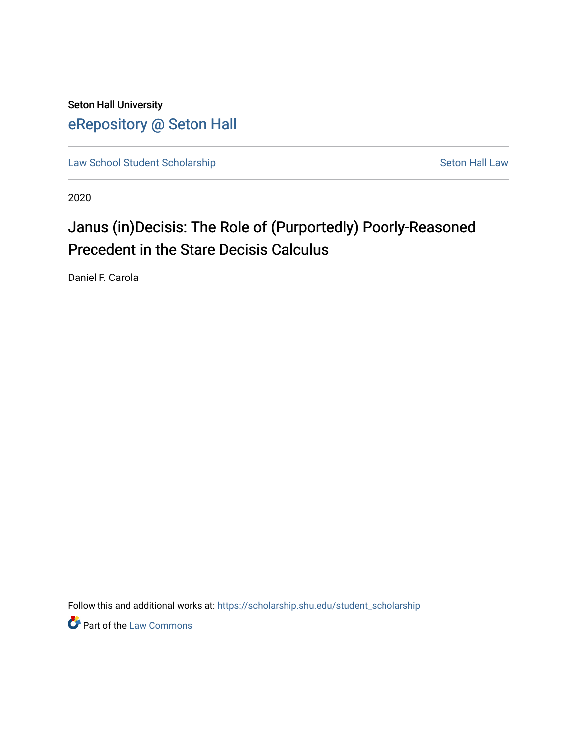Seton Hall University

eRepository @ Seton Hall

Law School Student Scholarship

Seton Hall Law

2020

# Janus (in)Decisis: The Role of (Purportedly) Poorly-Reasoned Precedent in the Stare Decisis Calculus

Daniel F. Carola

Follow this and additional works at: https://scholarship.shu.edu/student_scholarship

Part of the Law Commons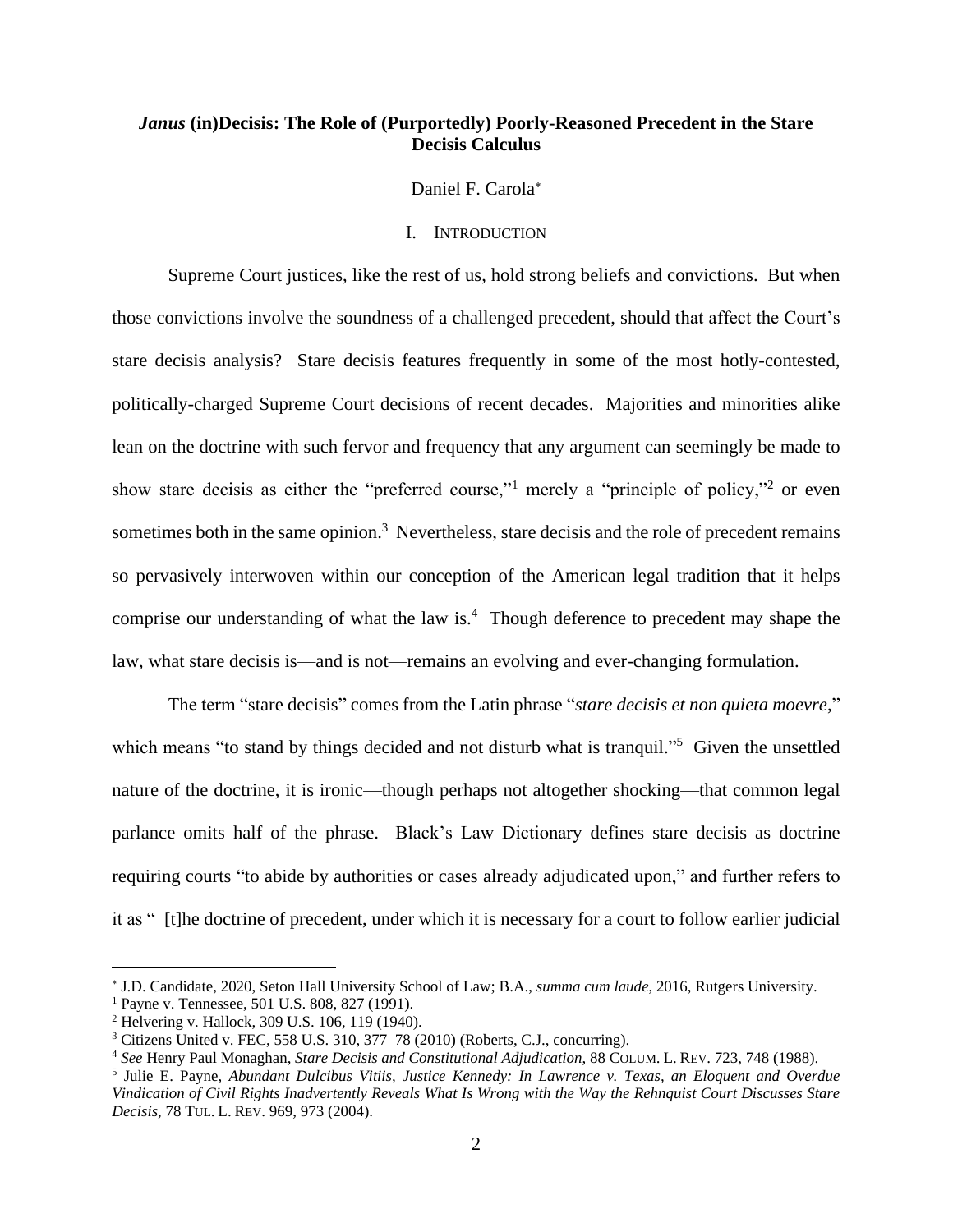# *Janus* (in)Decisis: The Role of (Purportedly) Poorly-Reasoned Precedent in the Stare Decisis Calculus

Daniel F. Carola[*]

## I. INTRODUCTION

Supreme Court justices, like the rest of us, hold strong beliefs and convictions. But when those convictions involve the soundness of a challenged precedent, should that affect the Court's stare decisis analysis? Stare decisis features frequently in some of the most hotly-contested, politically-charged Supreme Court decisions of recent decades. Majorities and minorities alike lean on the doctrine with such fervor and frequency that any argument can seemingly be made to show stare decisis as either the "preferred course,"[1] merely a "principle of policy,"[2] or even sometimes both in the same opinion.[3] Nevertheless, stare decisis and the role of precedent remains so pervasively interwoven within our conception of the American legal tradition that it helps comprise our understanding of what the law is.[4] Though deference to precedent may shape the law, what stare decisis is—and is not—remains an evolving and ever-changing formulation.

The term "stare decisis" comes from the Latin phrase "*stare decisis et non quieta moevre*," which means "to stand by things decided and not disturb what is tranquil."[5] Given the unsettled nature of the doctrine, it is ironic—though perhaps not altogether shocking—that common legal parlance omits half of the phrase. Black's Law Dictionary defines stare decisis as doctrine requiring courts "to abide by authorities or cases already adjudicated upon," and further refers to it as " [t]he doctrine of precedent, under which it is necessary for a court to follow earlier judicial

---

[*] J.D. Candidate, 2020, Seton Hall University School of Law; B.A., *summa cum laude*, 2016, Rutgers University.

[1] Payne v. Tennessee, 501 U.S. 808, 827 (1991).

[2] Helvering v. Hallock, 309 U.S. 106, 119 (1940).

[3] Citizens United v. FEC, 558 U.S. 310, 377–78 (2010) (Roberts, C.J., concurring).

[4] *See* Henry Paul Monaghan, *Stare Decisis and Constitutional Adjudication*, 88 COLUM. L. REV. 723, 748 (1988).

[5] Julie E. Payne, *Abundant Dulcibus Vitiis, Justice Kennedy: In Lawrence v. Texas, an Eloquent and Overdue Vindication of Civil Rights Inadvertently Reveals What Is Wrong with the Way the Rehnquist Court Discusses Stare Decisis*, 78 TUL. L. REV. 969, 973 (2004).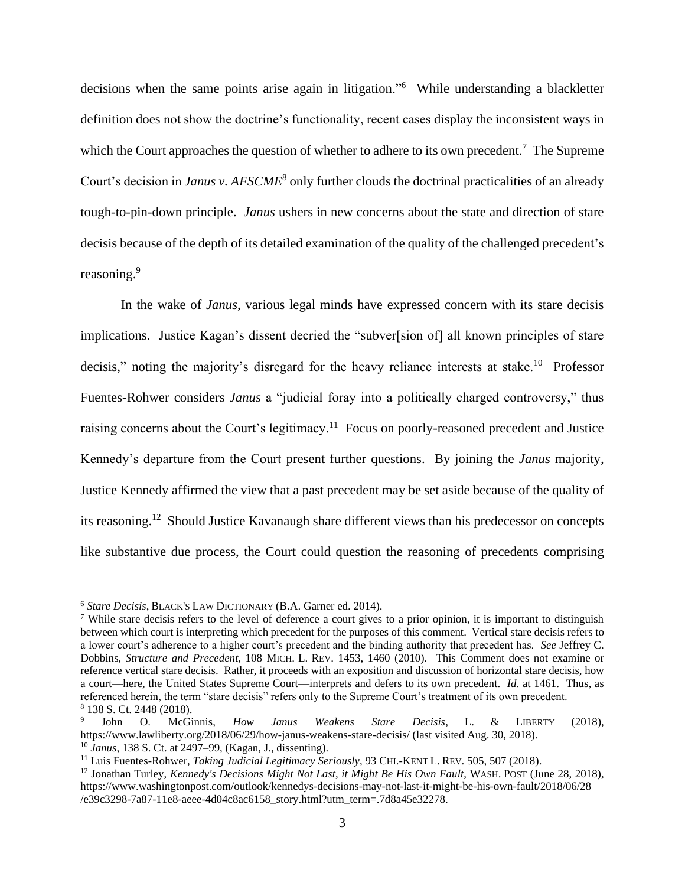decisions when the same points arise again in litigation."[6] While understanding a blackletter definition does not show the doctrine's functionality, recent cases display the inconsistent ways in which the Court approaches the question of whether to adhere to its own precedent.[7] The Supreme Court's decision in *Janus v. AFSCME*[8] only further clouds the doctrinal practicalities of an already tough-to-pin-down principle. *Janus* ushers in new concerns about the state and direction of stare decisis because of the depth of its detailed examination of the quality of the challenged precedent's reasoning.[9]

In the wake of *Janus*, various legal minds have expressed concern with its stare decisis implications. Justice Kagan's dissent decried the "subver[sion of] all known principles of stare decisis," noting the majority's disregard for the heavy reliance interests at stake.[10] Professor Fuentes-Rohwer considers *Janus* a "judicial foray into a politically charged controversy," thus raising concerns about the Court's legitimacy.[11] Focus on poorly-reasoned precedent and Justice Kennedy's departure from the Court present further questions. By joining the *Janus* majority, Justice Kennedy affirmed the view that a past precedent may be set aside because of the quality of its reasoning.[12] Should Justice Kavanaugh share different views than his predecessor on concepts like substantive due process, the Court could question the reasoning of precedents comprising

---

[6] *Stare Decisis*, BLACK'S LAW DICTIONARY (B.A. Garner ed. 2014).

[7] While stare decisis refers to the level of deference a court gives to a prior opinion, it is important to distinguish between which court is interpreting which precedent for the purposes of this comment. Vertical stare decisis refers to a lower court's adherence to a higher court's precedent and the binding authority that precedent has. *See* Jeffrey C. Dobbins, *Structure and Precedent*, 108 MICH. L. REV. 1453, 1460 (2010). This Comment does not examine or reference vertical stare decisis. Rather, it proceeds with an exposition and discussion of horizontal stare decisis, how a court—here, the United States Supreme Court—interprets and defers to its own precedent. *Id*. at 1461. Thus, as referenced herein, the term "stare decisis" refers only to the Supreme Court's treatment of its own precedent.

[8] 138 S. Ct. 2448 (2018).

[9] John O. McGinnis, *How Janus Weakens Stare Decisis*, L. & LIBERTY (2018), https://www.lawliberty.org/2018/06/29/how-janus-weakens-stare-decisis/ (last visited Aug. 30, 2018).

[10] *Janus*, 138 S. Ct. at 2497–99, (Kagan, J., dissenting).

[11] Luis Fuentes-Rohwer, *Taking Judicial Legitimacy Seriously*, 93 CHI.-KENT L. REV. 505, 507 (2018).

[12] Jonathan Turley, *Kennedy's Decisions Might Not Last, it Might Be His Own Fault*, WASH. POST (June 28, 2018), https://www.washingtonpost.com/outlook/kennedys-decisions-may-not-last-it-might-be-his-own-fault/2018/06/28/e39c3298-7a87-11e8-aeee-4d04c8ac6158_story.html?utm_term=.7d8a45e32278.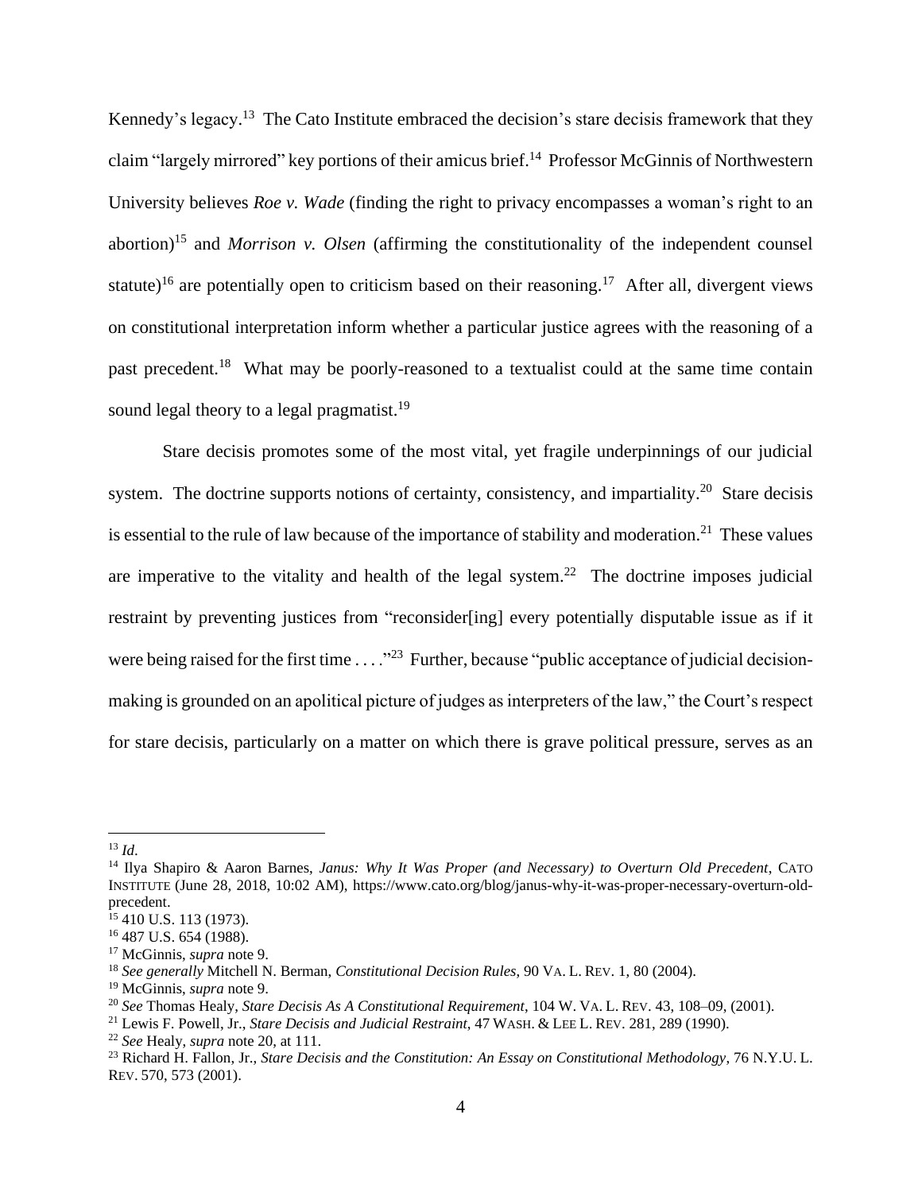Kennedy's legacy.[13] The Cato Institute embraced the decision's stare decisis framework that they claim "largely mirrored" key portions of their amicus brief.[14] Professor McGinnis of Northwestern University believes *Roe v. Wade* (finding the right to privacy encompasses a woman's right to an abortion)[15] and *Morrison v. Olsen* (affirming the constitutionality of the independent counsel statute)[16] are potentially open to criticism based on their reasoning.[17] After all, divergent views on constitutional interpretation inform whether a particular justice agrees with the reasoning of a past precedent.[18] What may be poorly-reasoned to a textualist could at the same time contain sound legal theory to a legal pragmatist.[19]

Stare decisis promotes some of the most vital, yet fragile underpinnings of our judicial system. The doctrine supports notions of certainty, consistency, and impartiality.[20] Stare decisis is essential to the rule of law because of the importance of stability and moderation.[21] These values are imperative to the vitality and health of the legal system.[22] The doctrine imposes judicial restraint by preventing justices from "reconsider[ing] every potentially disputable issue as if it were being raised for the first time . . . ."[23] Further, because "public acceptance of judicial decision-making is grounded on an apolitical picture of judges as interpreters of the law," the Court's respect for stare decisis, particularly on a matter on which there is grave political pressure, serves as an

---

[13] *Id*.

[14] Ilya Shapiro & Aaron Barnes, *Janus: Why It Was Proper (and Necessary) to Overturn Old Precedent*, CATO INSTITUTE (June 28, 2018, 10:02 AM), https://www.cato.org/blog/janus-why-it-was-proper-necessary-overturn-old-precedent.

[15] 410 U.S. 113 (1973).

[16] 487 U.S. 654 (1988).

[17] McGinnis, *supra* note 9.

[18] *See generally* Mitchell N. Berman, *Constitutional Decision Rules*, 90 VA. L. REV. 1, 80 (2004).

[19] McGinnis, *supra* note 9.

[20] *See* Thomas Healy, *Stare Decisis As A Constitutional Requirement*, 104 W. VA. L. REV. 43, 108–09, (2001).

[21] Lewis F. Powell, Jr., *Stare Decisis and Judicial Restraint*, 47 WASH. & LEE L. REV. 281, 289 (1990).

[22] *See* Healy, *supra* note 20, at 111.

[23] Richard H. Fallon, Jr., *Stare Decisis and the Constitution: An Essay on Constitutional Methodology*, 76 N.Y.U. L. REV. 570, 573 (2001).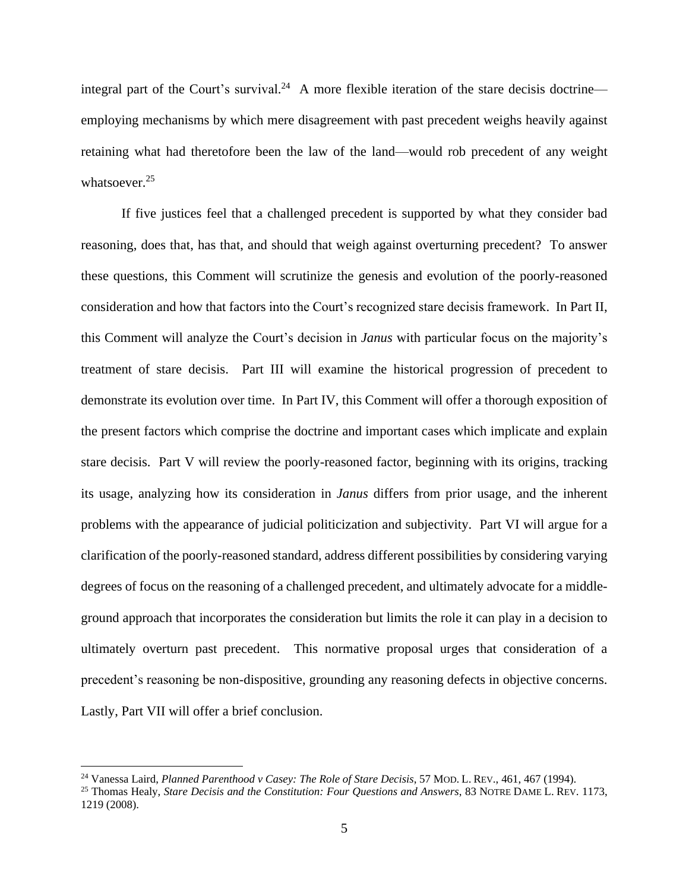integral part of the Court's survival.[24] A more flexible iteration of the stare decisis doctrine—employing mechanisms by which mere disagreement with past precedent weighs heavily against retaining what had theretofore been the law of the land—would rob precedent of any weight whatsoever.[25]

If five justices feel that a challenged precedent is supported by what they consider bad reasoning, does that, has that, and should that weigh against overturning precedent? To answer these questions, this Comment will scrutinize the genesis and evolution of the poorly-reasoned consideration and how that factors into the Court's recognized stare decisis framework. In Part II, this Comment will analyze the Court's decision in *Janus* with particular focus on the majority's treatment of stare decisis. Part III will examine the historical progression of precedent to demonstrate its evolution over time. In Part IV, this Comment will offer a thorough exposition of the present factors which comprise the doctrine and important cases which implicate and explain stare decisis. Part V will review the poorly-reasoned factor, beginning with its origins, tracking its usage, analyzing how its consideration in *Janus* differs from prior usage, and the inherent problems with the appearance of judicial politicization and subjectivity. Part VI will argue for a clarification of the poorly-reasoned standard, address different possibilities by considering varying degrees of focus on the reasoning of a challenged precedent, and ultimately advocate for a middle-ground approach that incorporates the consideration but limits the role it can play in a decision to ultimately overturn past precedent. This normative proposal urges that consideration of a precedent's reasoning be non-dispositive, grounding any reasoning defects in objective concerns. Lastly, Part VII will offer a brief conclusion.

---

[24] Vanessa Laird, *Planned Parenthood v Casey: The Role of Stare Decisis*, 57 MOD. L. REV., 461, 467 (1994).

[25] Thomas Healy, *Stare Decisis and the Constitution: Four Questions and Answers*, 83 NOTRE DAME L. REV. 1173, 1219 (2008).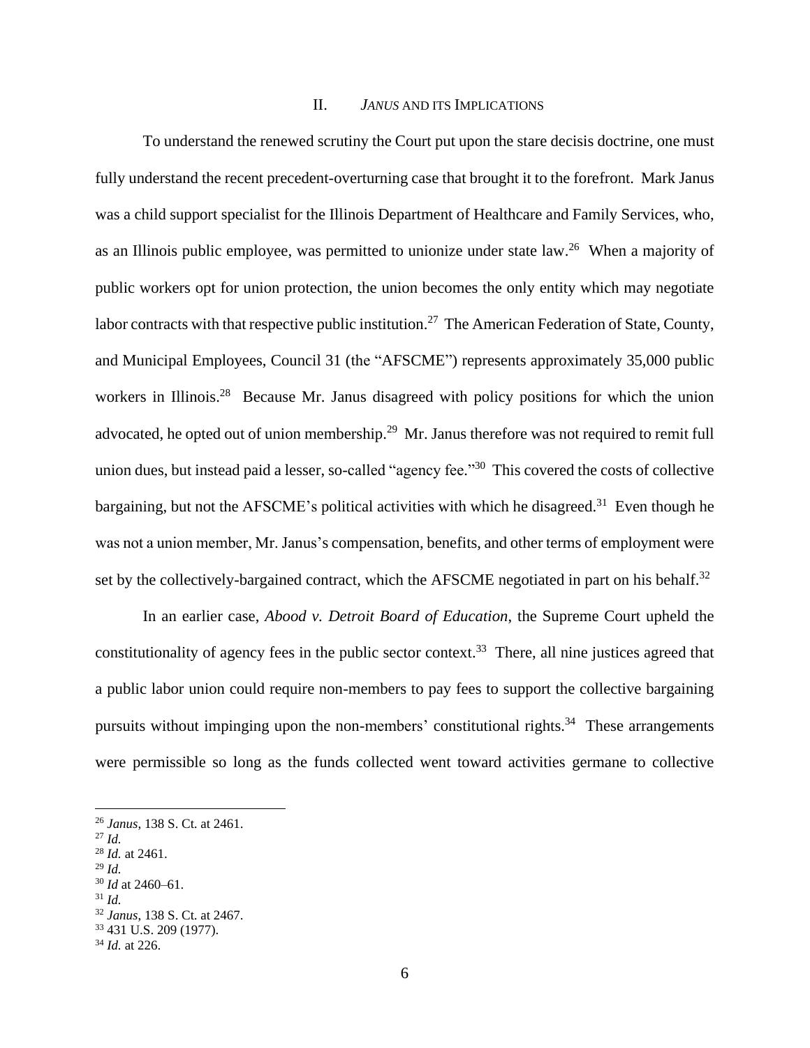## II. *JANUS* AND ITS IMPLICATIONS

To understand the renewed scrutiny the Court put upon the stare decisis doctrine, one must fully understand the recent precedent-overturning case that brought it to the forefront. Mark Janus was a child support specialist for the Illinois Department of Healthcare and Family Services, who, as an Illinois public employee, was permitted to unionize under state law.[26] When a majority of public workers opt for union protection, the union becomes the only entity which may negotiate labor contracts with that respective public institution.[27] The American Federation of State, County, and Municipal Employees, Council 31 (the "AFSCME") represents approximately 35,000 public workers in Illinois.[28] Because Mr. Janus disagreed with policy positions for which the union advocated, he opted out of union membership.[29] Mr. Janus therefore was not required to remit full union dues, but instead paid a lesser, so-called "agency fee."[30] This covered the costs of collective bargaining, but not the AFSCME's political activities with which he disagreed.[31] Even though he was not a union member, Mr. Janus's compensation, benefits, and other terms of employment were set by the collectively-bargained contract, which the AFSCME negotiated in part on his behalf.[32]

In an earlier case, *Abood v. Detroit Board of Education*, the Supreme Court upheld the constitutionality of agency fees in the public sector context.[33] There, all nine justices agreed that a public labor union could require non-members to pay fees to support the collective bargaining pursuits without impinging upon the non-members' constitutional rights.[34] These arrangements were permissible so long as the funds collected went toward activities germane to collective

---

[26] *Janus*, 138 S. Ct. at 2461.
[27] *Id.*
[28] *Id.* at 2461.
[29] *Id.*
[30] *Id* at 2460–61.
[31] *Id.*
[32] *Janus*, 138 S. Ct. at 2467.
[33] 431 U.S. 209 (1977).
[34] *Id.* at 226.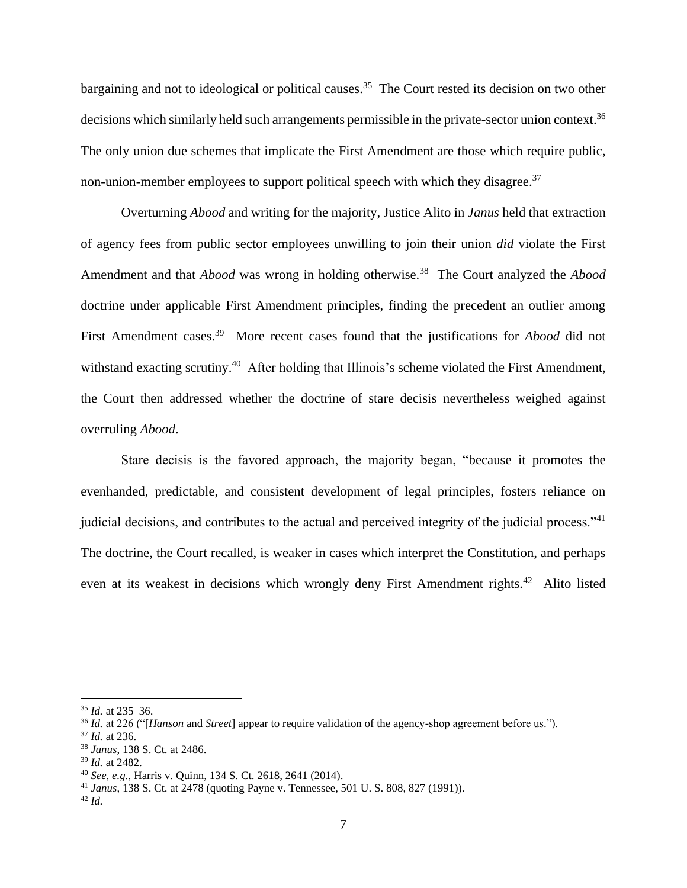bargaining and not to ideological or political causes.[35] The Court rested its decision on two other decisions which similarly held such arrangements permissible in the private-sector union context.[36] The only union due schemes that implicate the First Amendment are those which require public, non-union-member employees to support political speech with which they disagree.[37]

Overturning *Abood* and writing for the majority, Justice Alito in *Janus* held that extraction of agency fees from public sector employees unwilling to join their union *did* violate the First Amendment and that *Abood* was wrong in holding otherwise.[38] The Court analyzed the *Abood* doctrine under applicable First Amendment principles, finding the precedent an outlier among First Amendment cases.[39] More recent cases found that the justifications for *Abood* did not withstand exacting scrutiny.[40] After holding that Illinois's scheme violated the First Amendment, the Court then addressed whether the doctrine of stare decisis nevertheless weighed against overruling *Abood*.

Stare decisis is the favored approach, the majority began, "because it promotes the evenhanded, predictable, and consistent development of legal principles, fosters reliance on judicial decisions, and contributes to the actual and perceived integrity of the judicial process."[41] The doctrine, the Court recalled, is weaker in cases which interpret the Constitution, and perhaps even at its weakest in decisions which wrongly deny First Amendment rights.[42] Alito listed

---

[35] *Id.* at 235–36.

[36] *Id.* at 226 ("[*Hanson* and *Street*] appear to require validation of the agency-shop agreement before us.").

[37] *Id.* at 236.

[38] *Janus*, 138 S. Ct. at 2486.

[39] *Id.* at 2482.

[40] *See, e.g.*, Harris v. Quinn, 134 S. Ct. 2618, 2641 (2014).

[41] *Janus*, 138 S. Ct. at 2478 (quoting Payne v. Tennessee, 501 U. S. 808, 827 (1991)).

[42] *Id.*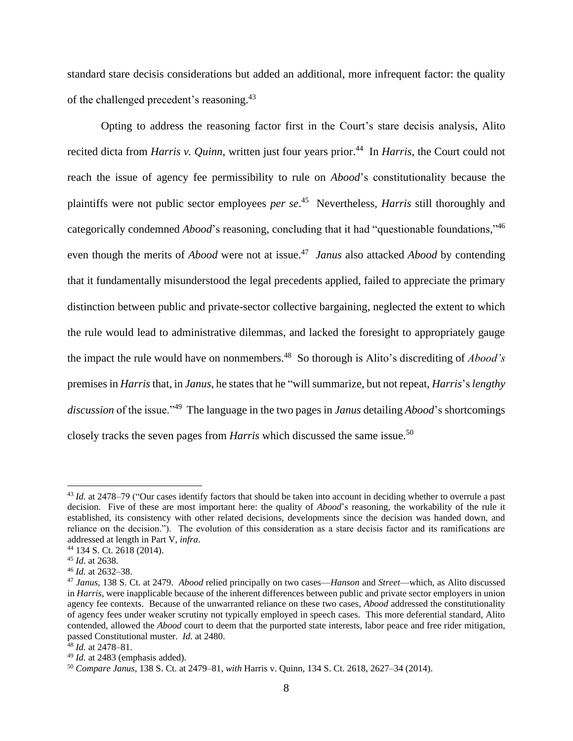standard stare decisis considerations but added an additional, more infrequent factor: the quality of the challenged precedent's reasoning.[43]

Opting to address the reasoning factor first in the Court's stare decisis analysis, Alito recited dicta from *Harris v. Quinn*, written just four years prior.[44] In *Harris*, the Court could not reach the issue of agency fee permissibility to rule on *Abood*'s constitutionality because the plaintiffs were not public sector employees *per se*.[45] Nevertheless, *Harris* still thoroughly and categorically condemned *Abood*'s reasoning, concluding that it had "questionable foundations,"[46] even though the merits of *Abood* were not at issue.[47] *Janus* also attacked *Abood* by contending that it fundamentally misunderstood the legal precedents applied, failed to appreciate the primary distinction between public and private-sector collective bargaining, neglected the extent to which the rule would lead to administrative dilemmas, and lacked the foresight to appropriately gauge the impact the rule would have on nonmembers.[48] So thorough is Alito's discrediting of *Abood's* premises in *Harris* that, in *Janus*, he states that he "will summarize, but not repeat, *Harris*'s *lengthy discussion* of the issue."[49] The language in the two pages in *Janus* detailing *Abood*'s shortcomings closely tracks the seven pages from *Harris* which discussed the same issue.[50]

---

[43] *Id.* at 2478–79 ("Our cases identify factors that should be taken into account in deciding whether to overrule a past decision. Five of these are most important here: the quality of *Abood*'s reasoning, the workability of the rule it established, its consistency with other related decisions, developments since the decision was handed down, and reliance on the decision."). The evolution of this consideration as a stare decisis factor and its ramifications are addressed at length in Part V, *infra*.

[44] 134 S. Ct. 2618 (2014).

[45] *Id*. at 2638.

[46] *Id.* at 2632–38.

[47] *Janus*, 138 S. Ct. at 2479. *Abood* relied principally on two cases—*Hanson* and *Street*—which, as Alito discussed in *Harris*, were inapplicable because of the inherent differences between public and private sector employers in union agency fee contexts. Because of the unwarranted reliance on these two cases, *Abood* addressed the constitutionality of agency fees under weaker scrutiny not typically employed in speech cases. This more deferential standard, Alito contended, allowed the *Abood* court to deem that the purported state interests, labor peace and free rider mitigation, passed Constitutional muster. *Id.* at 2480.

[48] *Id.* at 2478–81.

[49] *Id.* at 2483 (emphasis added).

[50] *Compare Janus*, 138 S. Ct. at 2479–81, *with* Harris v. Quinn, 134 S. Ct. 2618, 2627–34 (2014).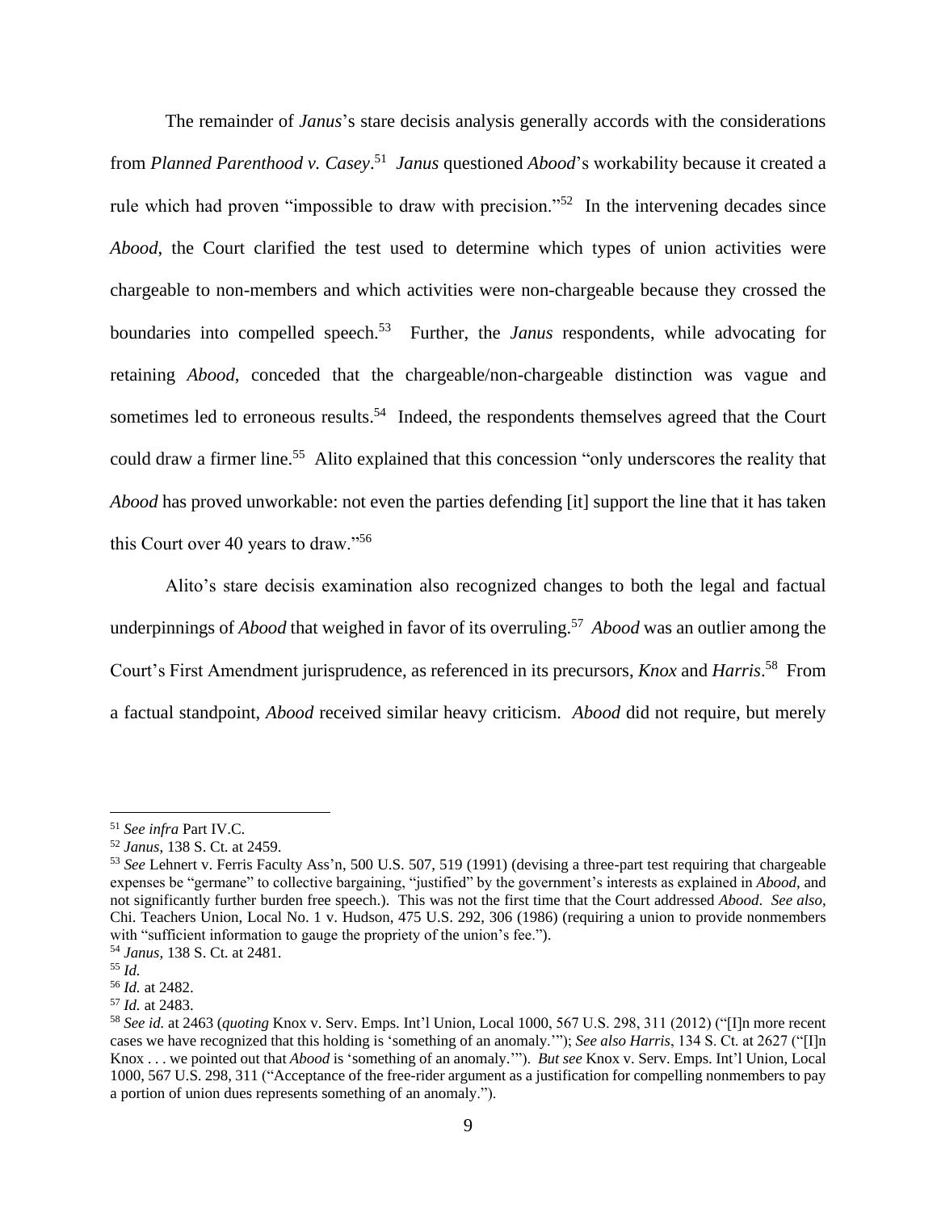The remainder of *Janus*'s stare decisis analysis generally accords with the considerations from *Planned Parenthood v. Casey*.[51] *Janus* questioned *Abood*'s workability because it created a rule which had proven "impossible to draw with precision."[52] In the intervening decades since *Abood*, the Court clarified the test used to determine which types of union activities were chargeable to non-members and which activities were non-chargeable because they crossed the boundaries into compelled speech.[53] Further, the *Janus* respondents, while advocating for retaining *Abood*, conceded that the chargeable/non-chargeable distinction was vague and sometimes led to erroneous results.[54] Indeed, the respondents themselves agreed that the Court could draw a firmer line.[55] Alito explained that this concession "only underscores the reality that *Abood* has proved unworkable: not even the parties defending [it] support the line that it has taken this Court over 40 years to draw."[56]

Alito's stare decisis examination also recognized changes to both the legal and factual underpinnings of *Abood* that weighed in favor of its overruling.[57] *Abood* was an outlier among the Court's First Amendment jurisprudence, as referenced in its precursors, *Knox* and *Harris*.[58] From a factual standpoint, *Abood* received similar heavy criticism. *Abood* did not require, but merely

---

[51] *See infra* Part IV.C.

[52] *Janus*, 138 S. Ct. at 2459.

[53] *See* Lehnert v. Ferris Faculty Ass'n, 500 U.S. 507, 519 (1991) (devising a three-part test requiring that chargeable expenses be "germane" to collective bargaining, "justified" by the government's interests as explained in *Abood*, and not significantly further burden free speech.). This was not the first time that the Court addressed *Abood*. *See also*, Chi. Teachers Union, Local No. 1 v. Hudson, 475 U.S. 292, 306 (1986) (requiring a union to provide nonmembers with "sufficient information to gauge the propriety of the union's fee.").

[54] *Janus*, 138 S. Ct. at 2481.

[55] *Id.*

[56] *Id.* at 2482.

[57] *Id.* at 2483.

[58] *See id.* at 2463 (*quoting* Knox v. Serv. Emps. Int'l Union, Local 1000, 567 U.S. 298, 311 (2012) ("[I]n more recent cases we have recognized that this holding is 'something of an anomaly.'"); *See also Harris*, 134 S. Ct. at 2627 ("[I]n Knox . . . we pointed out that *Abood* is 'something of an anomaly.'"). *But see* Knox v. Serv. Emps. Int'l Union, Local 1000, 567 U.S. 298, 311 ("Acceptance of the free-rider argument as a justification for compelling nonmembers to pay a portion of union dues represents something of an anomaly.").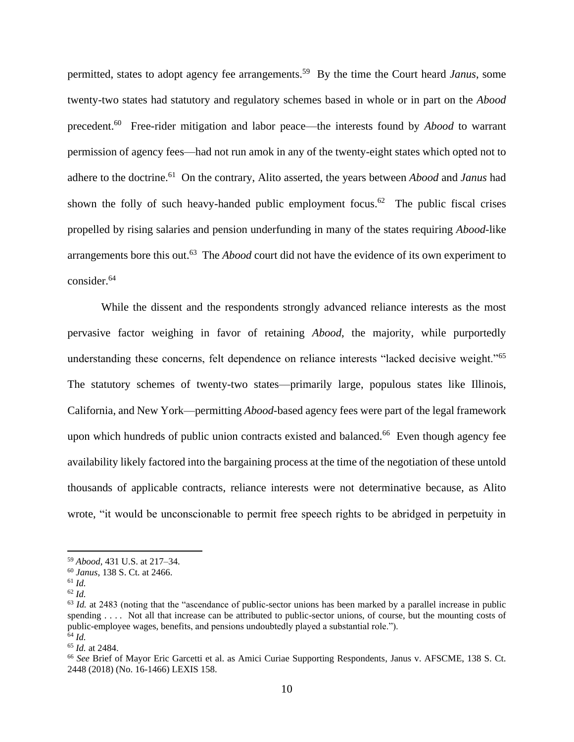permitted, states to adopt agency fee arrangements.[59] By the time the Court heard *Janus*, some twenty-two states had statutory and regulatory schemes based in whole or in part on the *Abood* precedent.[60] Free-rider mitigation and labor peace—the interests found by *Abood* to warrant permission of agency fees—had not run amok in any of the twenty-eight states which opted not to adhere to the doctrine.[61] On the contrary, Alito asserted, the years between *Abood* and *Janus* had shown the folly of such heavy-handed public employment focus.[62] The public fiscal crises propelled by rising salaries and pension underfunding in many of the states requiring *Abood*-like arrangements bore this out.[63] The *Abood* court did not have the evidence of its own experiment to consider.[64]

While the dissent and the respondents strongly advanced reliance interests as the most pervasive factor weighing in favor of retaining *Abood*, the majority, while purportedly understanding these concerns, felt dependence on reliance interests "lacked decisive weight."[65] The statutory schemes of twenty-two states—primarily large, populous states like Illinois, California, and New York—permitting *Abood*-based agency fees were part of the legal framework upon which hundreds of public union contracts existed and balanced.[66] Even though agency fee availability likely factored into the bargaining process at the time of the negotiation of these untold thousands of applicable contracts, reliance interests were not determinative because, as Alito wrote, "it would be unconscionable to permit free speech rights to be abridged in perpetuity in

---

[59] *Abood*, 431 U.S. at 217–34.

[60] *Janus*, 138 S. Ct. at 2466.

[61] *Id.*

[62] *Id.*

[63] *Id.* at 2483 (noting that the "ascendance of public-sector unions has been marked by a parallel increase in public spending . . . . Not all that increase can be attributed to public-sector unions, of course, but the mounting costs of public-employee wages, benefits, and pensions undoubtedly played a substantial role.").

[64] *Id.*

[65] *Id.* at 2484.

[66] *See* Brief of Mayor Eric Garcetti et al. as Amici Curiae Supporting Respondents, Janus v. AFSCME, 138 S. Ct. 2448 (2018) (No. 16-1466) LEXIS 158.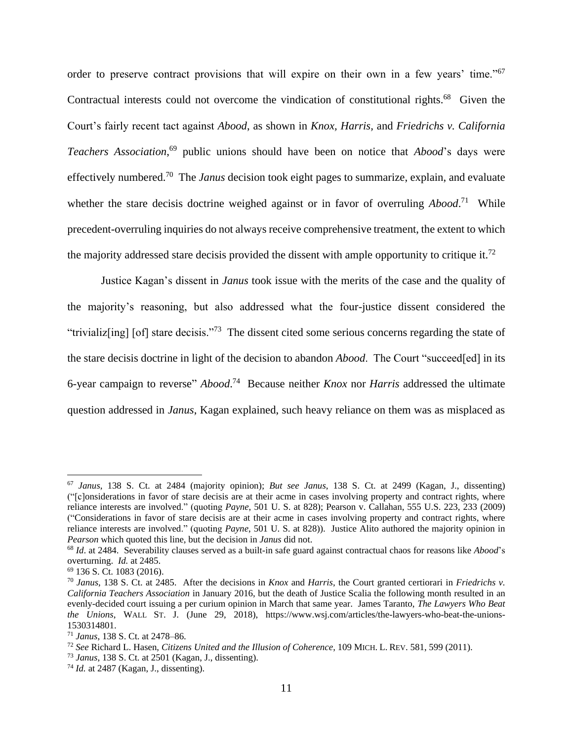order to preserve contract provisions that will expire on their own in a few years' time."[67] Contractual interests could not overcome the vindication of constitutional rights.[68] Given the Court's fairly recent tact against *Abood*, as shown in *Knox, Harris,* and *Friedrichs v. California Teachers Association*,[69] public unions should have been on notice that *Abood*'s days were effectively numbered.[70] The *Janus* decision took eight pages to summarize, explain, and evaluate whether the stare decisis doctrine weighed against or in favor of overruling *Abood*.[71] While precedent-overruling inquiries do not always receive comprehensive treatment, the extent to which the majority addressed stare decisis provided the dissent with ample opportunity to critique it.[72]

Justice Kagan's dissent in *Janus* took issue with the merits of the case and the quality of the majority's reasoning, but also addressed what the four-justice dissent considered the "trivializ[ing] [of] stare decisis."[73] The dissent cited some serious concerns regarding the state of the stare decisis doctrine in light of the decision to abandon *Abood*. The Court "succeed[ed] in its 6-year campaign to reverse" *Abood*.[74] Because neither *Knox* nor *Harris* addressed the ultimate question addressed in *Janus*, Kagan explained, such heavy reliance on them was as misplaced as

---

[67] *Janus*, 138 S. Ct. at 2484 (majority opinion); *But see Janus*, 138 S. Ct. at 2499 (Kagan, J., dissenting) ("[c]onsiderations in favor of stare decisis are at their acme in cases involving property and contract rights, where reliance interests are involved." (quoting *Payne*, 501 U. S. at 828); Pearson v. Callahan, 555 U.S. 223, 233 (2009) ("Considerations in favor of stare decisis are at their acme in cases involving property and contract rights, where reliance interests are involved." (quoting *Payne*, 501 U. S. at 828)). Justice Alito authored the majority opinion in *Pearson* which quoted this line, but the decision in *Janus* did not.

[68] *Id*. at 2484. Severability clauses served as a built-in safe guard against contractual chaos for reasons like *Abood*'s overturning. *Id.* at 2485.

[69] 136 S. Ct. 1083 (2016).

[70] *Janus*, 138 S. Ct. at 2485. After the decisions in *Knox* and *Harris*, the Court granted certiorari in *Friedrichs v. California Teachers Association* in January 2016, but the death of Justice Scalia the following month resulted in an evenly-decided court issuing a per curium opinion in March that same year. James Taranto, *The Lawyers Who Beat the Unions*, WALL ST. J. (June 29, 2018), https://www.wsj.com/articles/the-lawyers-who-beat-the-unions-1530314801.

[71] *Janus*, 138 S. Ct. at 2478–86.

[72] *See* Richard L. Hasen, *Citizens United and the Illusion of Coherence*, 109 MICH. L. REV. 581, 599 (2011).

[73] *Janus*, 138 S. Ct. at 2501 (Kagan, J., dissenting).

[74] *Id.* at 2487 (Kagan, J., dissenting).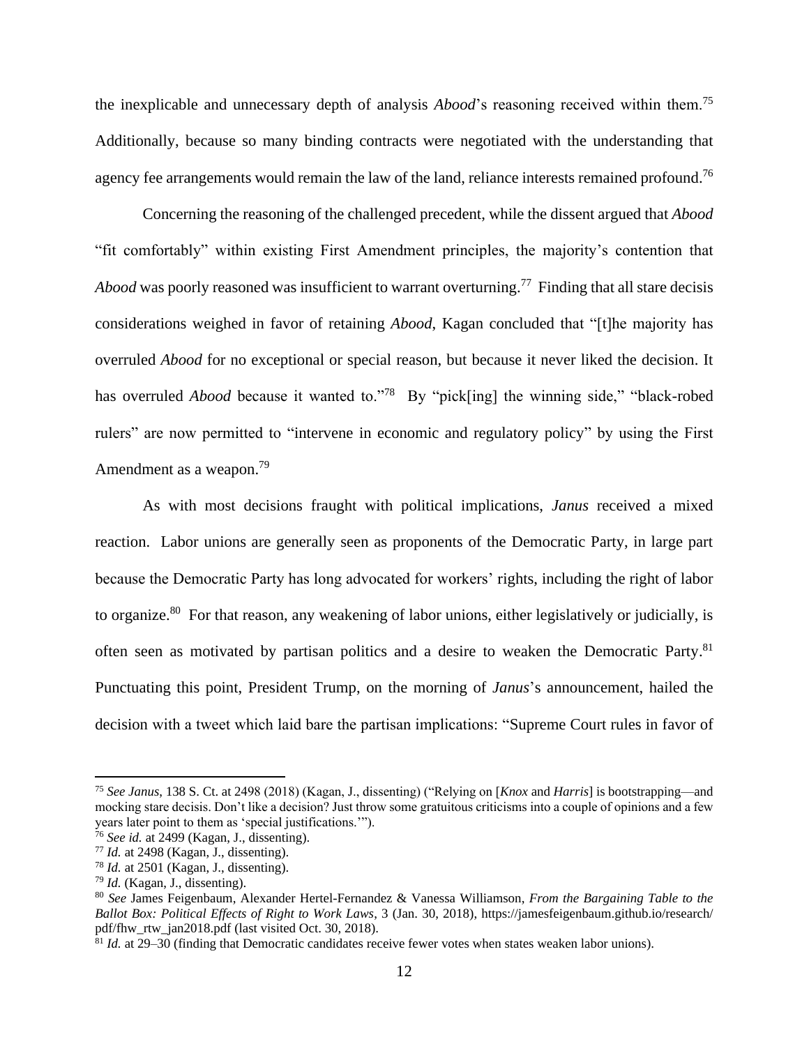the inexplicable and unnecessary depth of analysis *Abood*'s reasoning received within them.[75] Additionally, because so many binding contracts were negotiated with the understanding that agency fee arrangements would remain the law of the land, reliance interests remained profound.[76]

Concerning the reasoning of the challenged precedent, while the dissent argued that *Abood* "fit comfortably" within existing First Amendment principles, the majority's contention that *Abood* was poorly reasoned was insufficient to warrant overturning.[77] Finding that all stare decisis considerations weighed in favor of retaining *Abood*, Kagan concluded that "[t]he majority has overruled *Abood* for no exceptional or special reason, but because it never liked the decision. It has overruled *Abood* because it wanted to."[78] By "pick[ing] the winning side," "black-robed rulers" are now permitted to "intervene in economic and regulatory policy" by using the First Amendment as a weapon.[79]

As with most decisions fraught with political implications, *Janus* received a mixed reaction. Labor unions are generally seen as proponents of the Democratic Party, in large part because the Democratic Party has long advocated for workers' rights, including the right of labor to organize.[80] For that reason, any weakening of labor unions, either legislatively or judicially, is often seen as motivated by partisan politics and a desire to weaken the Democratic Party.[81] Punctuating this point, President Trump, on the morning of *Janus*'s announcement, hailed the decision with a tweet which laid bare the partisan implications: "Supreme Court rules in favor of

---

[75] *See Janus*, 138 S. Ct. at 2498 (2018) (Kagan, J., dissenting) ("Relying on [*Knox* and *Harris*] is bootstrapping—and mocking stare decisis. Don't like a decision? Just throw some gratuitous criticisms into a couple of opinions and a few years later point to them as 'special justifications.'").

[76] *See id.* at 2499 (Kagan, J., dissenting).

[77] *Id.* at 2498 (Kagan, J., dissenting).

[78] *Id.* at 2501 (Kagan, J., dissenting).

[79] *Id.* (Kagan, J., dissenting).

[80] *See* James Feigenbaum, Alexander Hertel-Fernandez & Vanessa Williamson, *From the Bargaining Table to the Ballot Box: Political Effects of Right to Work Laws*, 3 (Jan. 30, 2018), https://jamesfeigenbaum.github.io/research/pdf/fhw_rtw_jan2018.pdf (last visited Oct. 30, 2018).

[81] *Id.* at 29–30 (finding that Democratic candidates receive fewer votes when states weaken labor unions).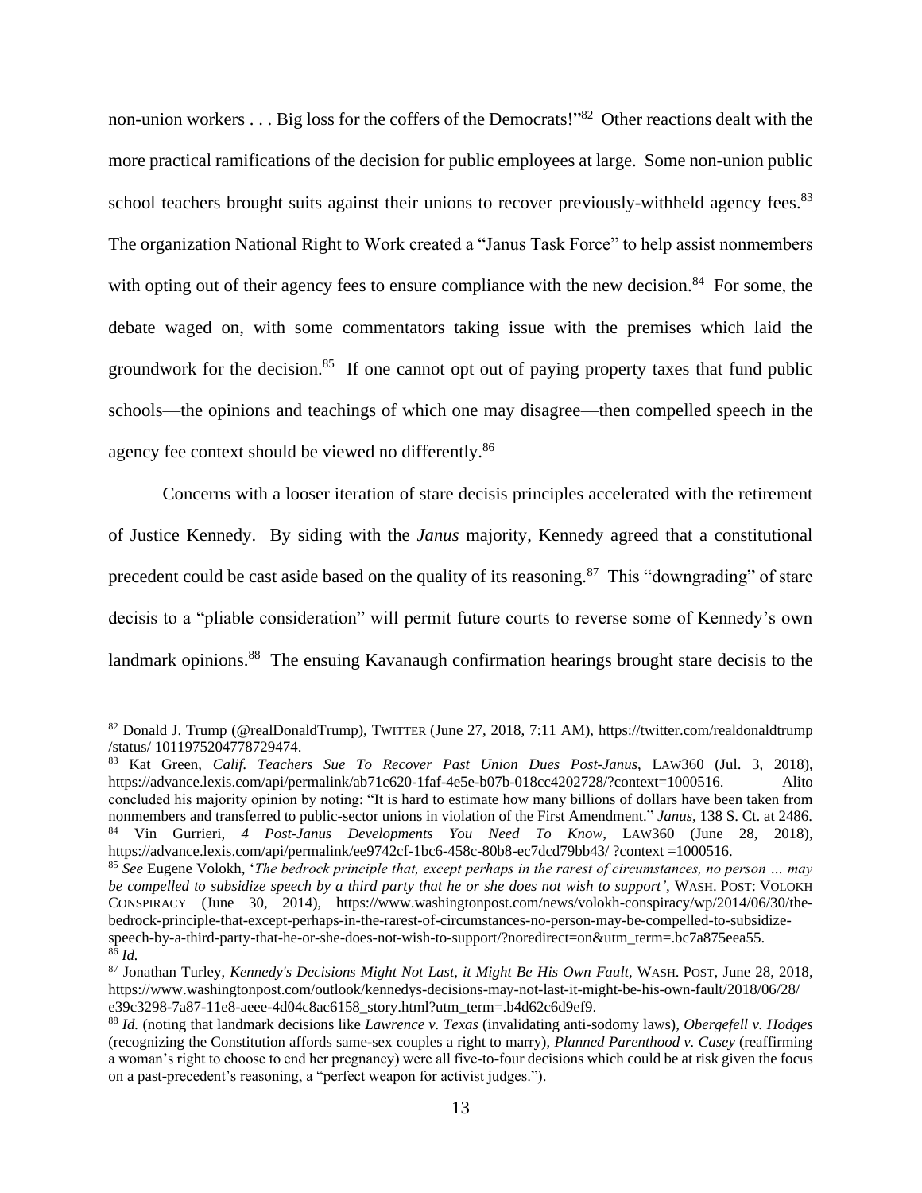non-union workers . . . Big loss for the coffers of the Democrats!"[82] Other reactions dealt with the more practical ramifications of the decision for public employees at large. Some non-union public school teachers brought suits against their unions to recover previously-withheld agency fees.[83] The organization National Right to Work created a "Janus Task Force" to help assist nonmembers with opting out of their agency fees to ensure compliance with the new decision.[84] For some, the debate waged on, with some commentators taking issue with the premises which laid the groundwork for the decision.[85] If one cannot opt out of paying property taxes that fund public schools—the opinions and teachings of which one may disagree—then compelled speech in the agency fee context should be viewed no differently.[86]

Concerns with a looser iteration of stare decisis principles accelerated with the retirement of Justice Kennedy. By siding with the *Janus* majority, Kennedy agreed that a constitutional precedent could be cast aside based on the quality of its reasoning.[87] This "downgrading" of stare decisis to a "pliable consideration" will permit future courts to reverse some of Kennedy's own landmark opinions.[88] The ensuing Kavanaugh confirmation hearings brought stare decisis to the

---

[82] Donald J. Trump (@realDonaldTrump), TWITTER (June 27, 2018, 7:11 AM), https://twitter.com/realdonaldtrump /status/ 1011975204778729474.

[83] Kat Green, *Calif. Teachers Sue To Recover Past Union Dues Post-Janus*, LAW360 (Jul. 3, 2018), https://advance.lexis.com/api/permalink/ab71c620-1faf-4e5e-b07b-018cc4202728/?context=1000516. Alito concluded his majority opinion by noting: "It is hard to estimate how many billions of dollars have been taken from nonmembers and transferred to public-sector unions in violation of the First Amendment." *Janus*, 138 S. Ct. at 2486.

[84] Vin Gurrieri, *4 Post-Janus Developments You Need To Know*, LAW360 (June 28, 2018), https://advance.lexis.com/api/permalink/ee9742cf-1bc6-458c-80b8-ec7dcd79bb43/ ?context =1000516.

[85] *See* Eugene Volokh, '*The bedrock principle that, except perhaps in the rarest of circumstances, no person … may be compelled to subsidize speech by a third party that he or she does not wish to support'*, WASH. POST: VOLOKH CONSPIRACY (June 30, 2014), https://www.washingtonpost.com/news/volokh-conspiracy/wp/2014/06/30/the-bedrock-principle-that-except-perhaps-in-the-rarest-of-circumstances-no-person-may-be-compelled-to-subsidize-speech-by-a-third-party-that-he-or-she-does-not-wish-to-support/?noredirect=on&utm_term=.bc7a875eea55.

[86] *Id.*

[87] Jonathan Turley, *Kennedy's Decisions Might Not Last, it Might Be His Own Fault*, WASH. POST, June 28, 2018, https://www.washingtonpost.com/outlook/kennedys-decisions-may-not-last-it-might-be-his-own-fault/2018/06/28/ e39c3298-7a87-11e8-aeee-4d04c8ac6158_story.html?utm_term=.b4d62c6d9ef9.

[88] *Id.* (noting that landmark decisions like *Lawrence v. Texas* (invalidating anti-sodomy laws), *Obergefell v. Hodges* (recognizing the Constitution affords same-sex couples a right to marry), *Planned Parenthood v. Casey* (reaffirming a woman's right to choose to end her pregnancy) were all five-to-four decisions which could be at risk given the focus on a past-precedent's reasoning, a "perfect weapon for activist judges.").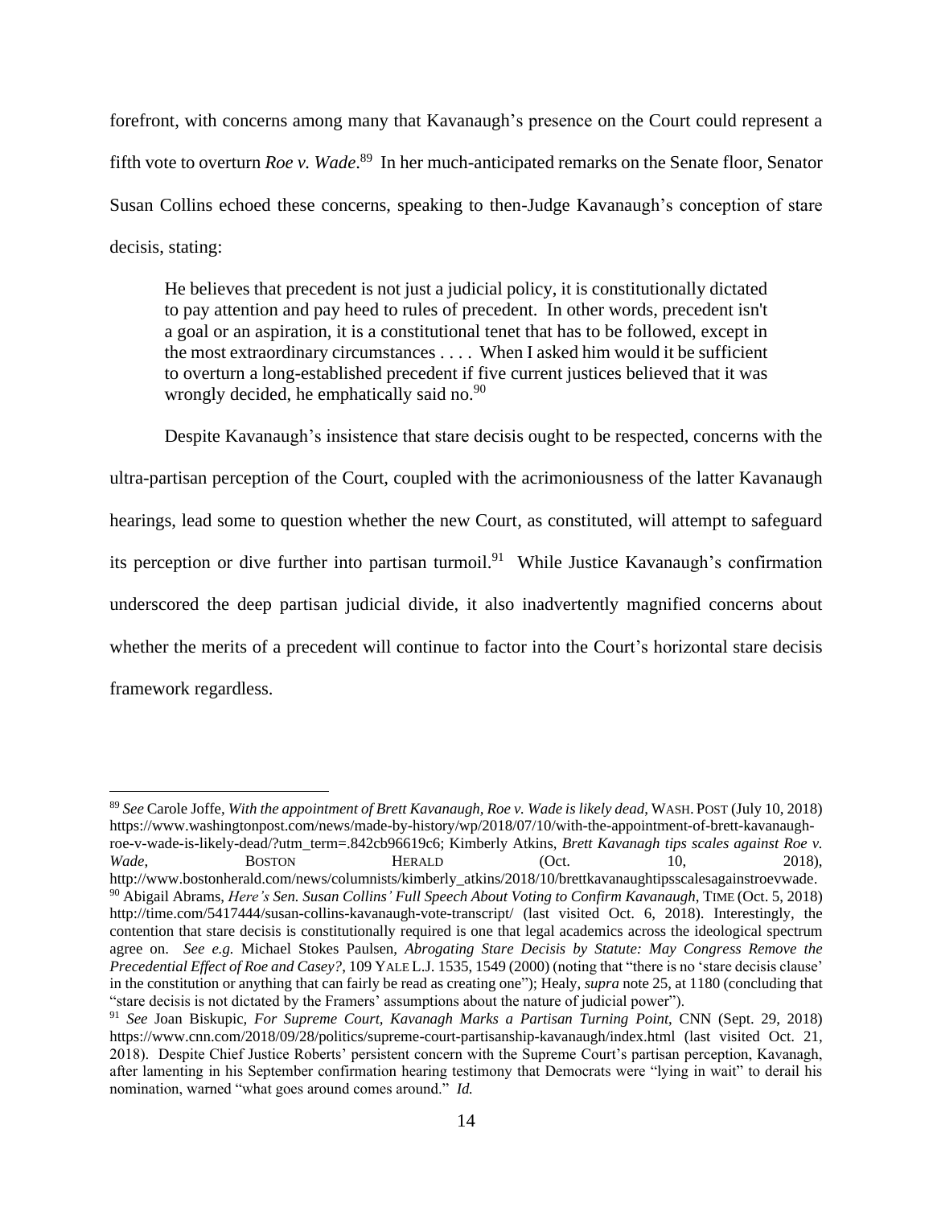forefront, with concerns among many that Kavanaugh's presence on the Court could represent a fifth vote to overturn *Roe v. Wade*.[89] In her much-anticipated remarks on the Senate floor, Senator Susan Collins echoed these concerns, speaking to then-Judge Kavanaugh's conception of stare decisis, stating:

> He believes that precedent is not just a judicial policy, it is constitutionally dictated to pay attention and pay heed to rules of precedent. In other words, precedent isn't a goal or an aspiration, it is a constitutional tenet that has to be followed, except in the most extraordinary circumstances . . . . When I asked him would it be sufficient to overturn a long-established precedent if five current justices believed that it was wrongly decided, he emphatically said no.[90]

Despite Kavanaugh's insistence that stare decisis ought to be respected, concerns with the ultra-partisan perception of the Court, coupled with the acrimoniousness of the latter Kavanaugh hearings, lead some to question whether the new Court, as constituted, will attempt to safeguard its perception or dive further into partisan turmoil.[91] While Justice Kavanaugh's confirmation underscored the deep partisan judicial divide, it also inadvertently magnified concerns about whether the merits of a precedent will continue to factor into the Court's horizontal stare decisis framework regardless.

---

[89] *See* Carole Joffe, *With the appointment of Brett Kavanaugh, Roe v. Wade is likely dead*, WASH. POST (July 10, 2018) https://www.washingtonpost.com/news/made-by-history/wp/2018/07/10/with-the-appointment-of-brett-kavanaugh-roe-v-wade-is-likely-dead/?utm_term=.842cb96619c6; Kimberly Atkins, *Brett Kavanagh tips scales against Roe v. Wade*, BOSTON HERALD (Oct. 10, 2018), http://www.bostonherald.com/news/columnists/kimberly_atkins/2018/10/brettkavanaughtipsscalesagainstroevwade.

[90] Abigail Abrams, *Here's Sen. Susan Collins' Full Speech About Voting to Confirm Kavanaugh*, TIME (Oct. 5, 2018) http://time.com/5417444/susan-collins-kavanaugh-vote-transcript/ (last visited Oct. 6, 2018). Interestingly, the contention that stare decisis is constitutionally required is one that legal academics across the ideological spectrum agree on. *See e.g.* Michael Stokes Paulsen, *Abrogating Stare Decisis by Statute: May Congress Remove the Precedential Effect of Roe and Casey?*, 109 YALE L.J. 1535, 1549 (2000) (noting that "there is no 'stare decisis clause' in the constitution or anything that can fairly be read as creating one"); Healy, *supra* note 25, at 1180 (concluding that "stare decisis is not dictated by the Framers' assumptions about the nature of judicial power").

[91] *See* Joan Biskupic, *For Supreme Court, Kavanagh Marks a Partisan Turning Point*, CNN (Sept. 29, 2018) https://www.cnn.com/2018/09/28/politics/supreme-court-partisanship-kavanaugh/index.html (last visited Oct. 21, 2018). Despite Chief Justice Roberts' persistent concern with the Supreme Court's partisan perception, Kavanagh, after lamenting in his September confirmation hearing testimony that Democrats were "lying in wait" to derail his nomination, warned "what goes around comes around." *Id.*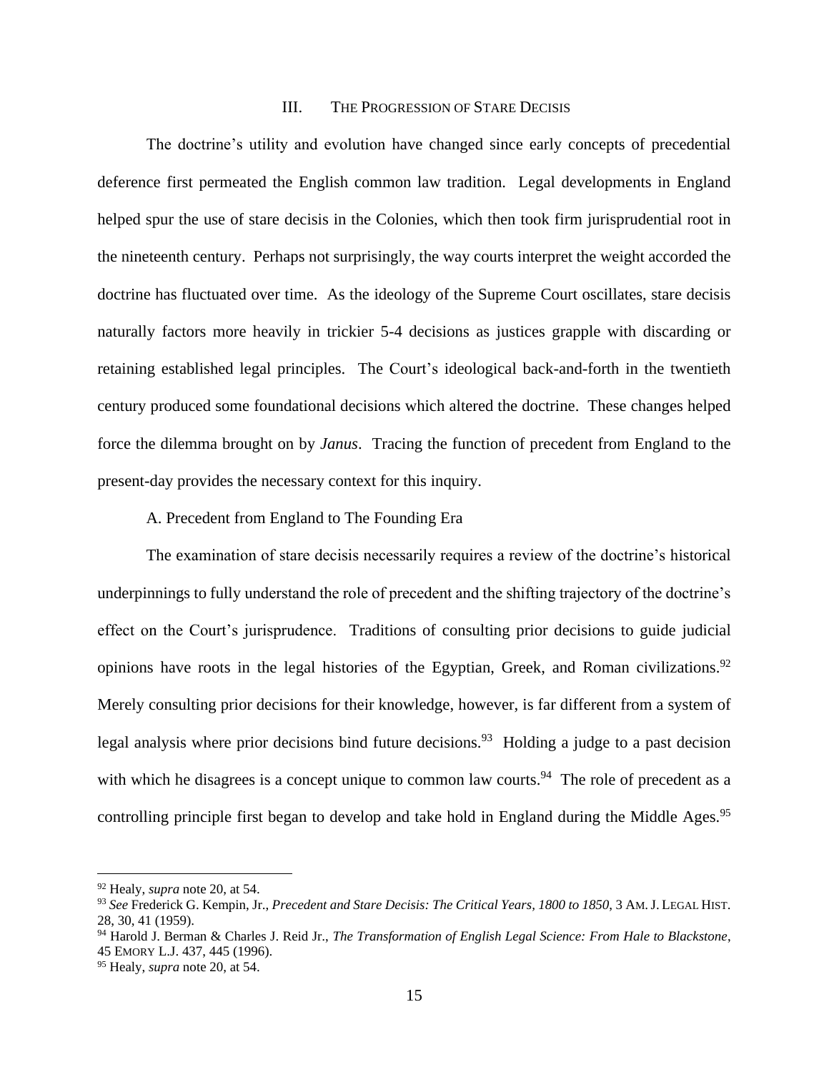## III. THE PROGRESSION OF STARE DECISIS

The doctrine's utility and evolution have changed since early concepts of precedential deference first permeated the English common law tradition. Legal developments in England helped spur the use of stare decisis in the Colonies, which then took firm jurisprudential root in the nineteenth century. Perhaps not surprisingly, the way courts interpret the weight accorded the doctrine has fluctuated over time. As the ideology of the Supreme Court oscillates, stare decisis naturally factors more heavily in trickier 5-4 decisions as justices grapple with discarding or retaining established legal principles. The Court's ideological back-and-forth in the twentieth century produced some foundational decisions which altered the doctrine. These changes helped force the dilemma brought on by *Janus*. Tracing the function of precedent from England to the present-day provides the necessary context for this inquiry.

### A. Precedent from England to The Founding Era

The examination of stare decisis necessarily requires a review of the doctrine's historical underpinnings to fully understand the role of precedent and the shifting trajectory of the doctrine's effect on the Court's jurisprudence. Traditions of consulting prior decisions to guide judicial opinions have roots in the legal histories of the Egyptian, Greek, and Roman civilizations.[92] Merely consulting prior decisions for their knowledge, however, is far different from a system of legal analysis where prior decisions bind future decisions.[93] Holding a judge to a past decision with which he disagrees is a concept unique to common law courts.[94] The role of precedent as a controlling principle first began to develop and take hold in England during the Middle Ages.[95]

---

[92] Healy, *supra* note 20, at 54.

[93] *See* Frederick G. Kempin, Jr., *Precedent and Stare Decisis: The Critical Years, 1800 to 1850*, 3 AM. J. LEGAL HIST. 28, 30, 41 (1959).

[94] Harold J. Berman & Charles J. Reid Jr., *The Transformation of English Legal Science: From Hale to Blackstone*, 45 EMORY L.J. 437, 445 (1996).

[95] Healy, *supra* note 20, at 54.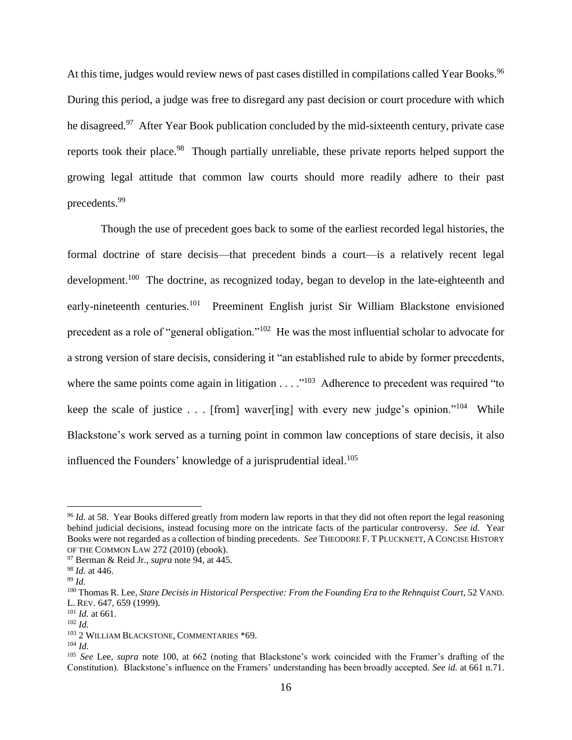At this time, judges would review news of past cases distilled in compilations called Year Books.[96] During this period, a judge was free to disregard any past decision or court procedure with which he disagreed.[97] After Year Book publication concluded by the mid-sixteenth century, private case reports took their place.[98] Though partially unreliable, these private reports helped support the growing legal attitude that common law courts should more readily adhere to their past precedents.[99]

Though the use of precedent goes back to some of the earliest recorded legal histories, the formal doctrine of stare decisis—that precedent binds a court—is a relatively recent legal development.[100] The doctrine, as recognized today, began to develop in the late-eighteenth and early-nineteenth centuries.[101] Preeminent English jurist Sir William Blackstone envisioned precedent as a role of "general obligation."[102] He was the most influential scholar to advocate for a strong version of stare decisis, considering it "an established rule to abide by former precedents, where the same points come again in litigation . . . ."[103] Adherence to precedent was required "to keep the scale of justice . . . [from] waver[ing] with every new judge's opinion."[104] While Blackstone's work served as a turning point in common law conceptions of stare decisis, it also influenced the Founders' knowledge of a jurisprudential ideal.[105]

---

[96] *Id.* at 58. Year Books differed greatly from modern law reports in that they did not often report the legal reasoning behind judicial decisions, instead focusing more on the intricate facts of the particular controversy. *See id.* Year Books were not regarded as a collection of binding precedents. *See* THEODORE F. T PLUCKNETT, A CONCISE HISTORY OF THE COMMON LAW 272 (2010) (ebook).

[97] Berman & Reid Jr., *supra* note 94, at 445.

[98] *Id.* at 446.

[99] *Id.*

[100] Thomas R. Lee, *Stare Decisis in Historical Perspective: From the Founding Era to the Rehnquist Court*, 52 VAND. L. REV. 647, 659 (1999).

[101] *Id.* at 661.

[102] *Id.*

[103] 2 WILLIAM BLACKSTONE, COMMENTARIES *69.

[104] *Id.*

[105] *See* Lee, *supra* note 100, at 662 (noting that Blackstone's work coincided with the Framer's drafting of the Constitution). Blackstone's influence on the Framers' understanding has been broadly accepted. *See id.* at 661 n.71.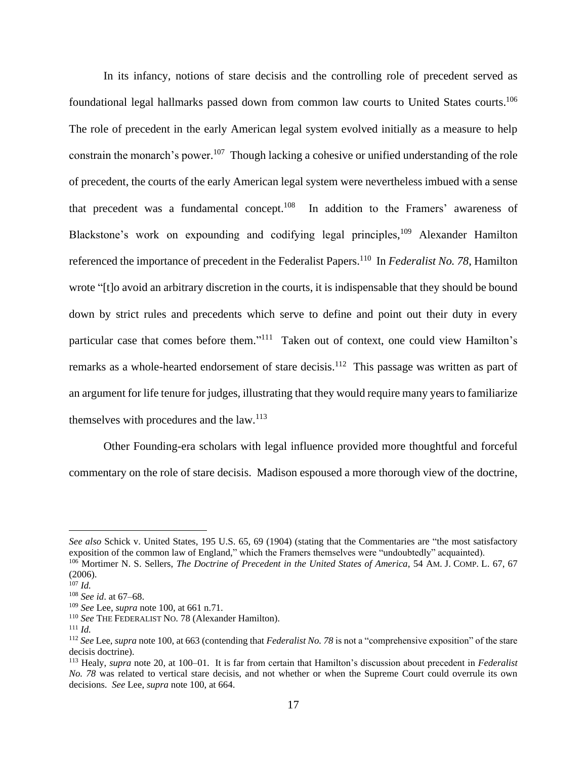In its infancy, notions of stare decisis and the controlling role of precedent served as foundational legal hallmarks passed down from common law courts to United States courts.[106] The role of precedent in the early American legal system evolved initially as a measure to help constrain the monarch's power.[107] Though lacking a cohesive or unified understanding of the role of precedent, the courts of the early American legal system were nevertheless imbued with a sense that precedent was a fundamental concept.[108] In addition to the Framers' awareness of Blackstone's work on expounding and codifying legal principles,[109] Alexander Hamilton referenced the importance of precedent in the Federalist Papers.[110] In *Federalist No. 78*, Hamilton wrote "[t]o avoid an arbitrary discretion in the courts, it is indispensable that they should be bound down by strict rules and precedents which serve to define and point out their duty in every particular case that comes before them."[111] Taken out of context, one could view Hamilton's remarks as a whole-hearted endorsement of stare decisis.[112] This passage was written as part of an argument for life tenure for judges, illustrating that they would require many years to familiarize themselves with procedures and the law.[113]

Other Founding-era scholars with legal influence provided more thoughtful and forceful commentary on the role of stare decisis. Madison espoused a more thorough view of the doctrine,

---

*See also* Schick v. United States, 195 U.S. 65, 69 (1904) (stating that the Commentaries are "the most satisfactory exposition of the common law of England," which the Framers themselves were "undoubtedly" acquainted).

[106] Mortimer N. S. Sellers, *The Doctrine of Precedent in the United States of America*, 54 AM. J. COMP. L. 67, 67 (2006).

[107] *Id.*

[108] *See id*. at 67–68.

[109] *See* Lee, *supra* note 100, at 661 n.71.

[110] *See* THE FEDERALIST NO. 78 (Alexander Hamilton).

[111] *Id.*

[112] *See* Lee, *supra* note 100, at 663 (contending that *Federalist No. 78* is not a "comprehensive exposition" of the stare decisis doctrine).

[113] Healy, *supra* note 20, at 100–01. It is far from certain that Hamilton's discussion about precedent in *Federalist No. 78* was related to vertical stare decisis, and not whether or when the Supreme Court could overrule its own decisions. *See* Lee, *supra* note 100, at 664.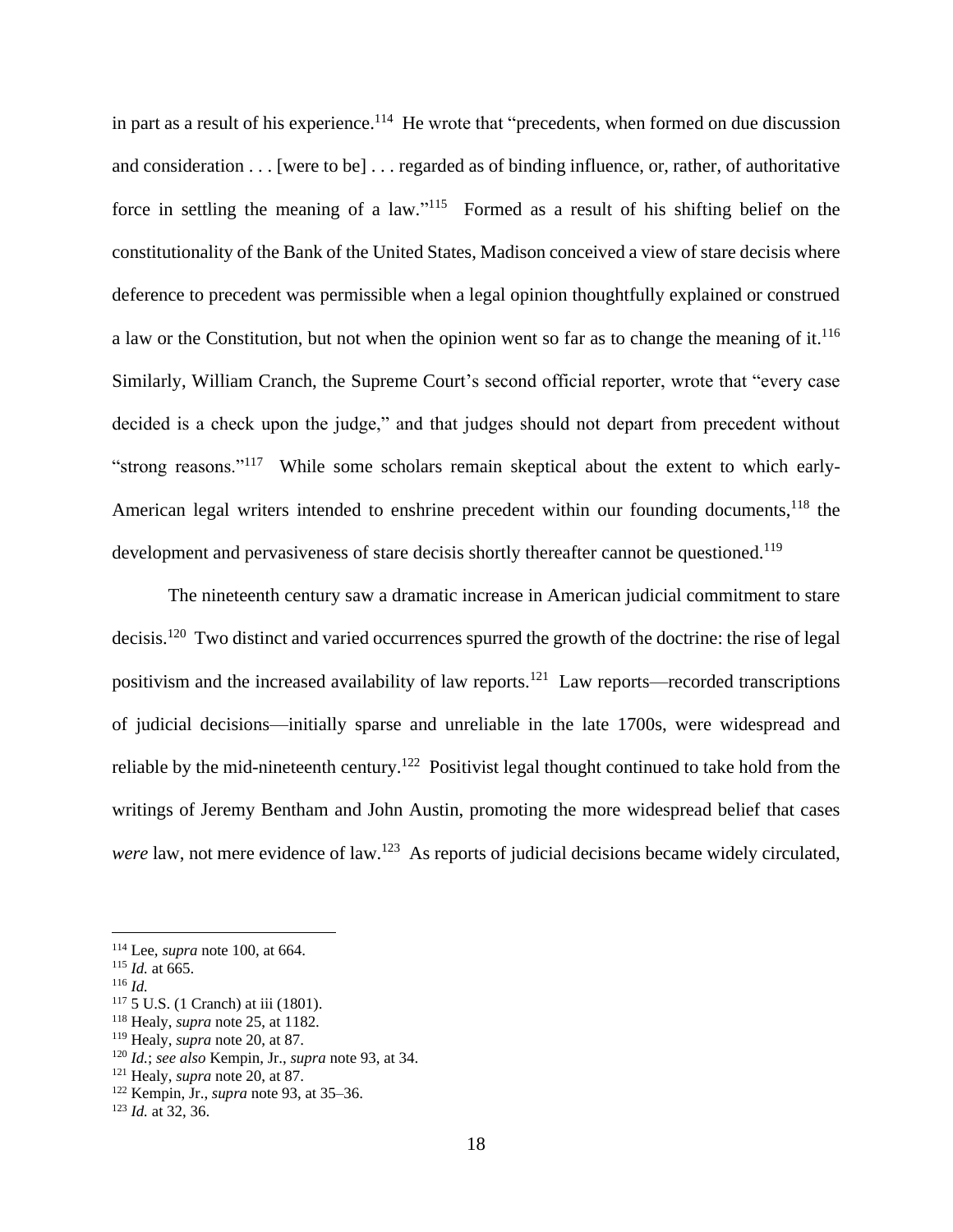in part as a result of his experience.[114] He wrote that "precedents, when formed on due discussion and consideration . . . [were to be] . . . regarded as of binding influence, or, rather, of authoritative force in settling the meaning of a law."[115] Formed as a result of his shifting belief on the constitutionality of the Bank of the United States, Madison conceived a view of stare decisis where deference to precedent was permissible when a legal opinion thoughtfully explained or construed a law or the Constitution, but not when the opinion went so far as to change the meaning of it.[116] Similarly, William Cranch, the Supreme Court's second official reporter, wrote that "every case decided is a check upon the judge," and that judges should not depart from precedent without "strong reasons."[117] While some scholars remain skeptical about the extent to which early-American legal writers intended to enshrine precedent within our founding documents,[118] the development and pervasiveness of stare decisis shortly thereafter cannot be questioned.[119]

The nineteenth century saw a dramatic increase in American judicial commitment to stare decisis.[120] Two distinct and varied occurrences spurred the growth of the doctrine: the rise of legal positivism and the increased availability of law reports.[121] Law reports—recorded transcriptions of judicial decisions—initially sparse and unreliable in the late 1700s, were widespread and reliable by the mid-nineteenth century.[122] Positivist legal thought continued to take hold from the writings of Jeremy Bentham and John Austin, promoting the more widespread belief that cases *were* law, not mere evidence of law.[123] As reports of judicial decisions became widely circulated,

---

[114] Lee, *supra* note 100, at 664.
[115] *Id.* at 665.
[116] *Id.*
[117] 5 U.S. (1 Cranch) at iii (1801).
[118] Healy, *supra* note 25, at 1182.
[119] Healy, *supra* note 20, at 87.
[120] *Id.*; *see also* Kempin, Jr., *supra* note 93, at 34.
[121] Healy, *supra* note 20, at 87.
[122] Kempin, Jr., *supra* note 93, at 35–36.
[123] *Id.* at 32, 36.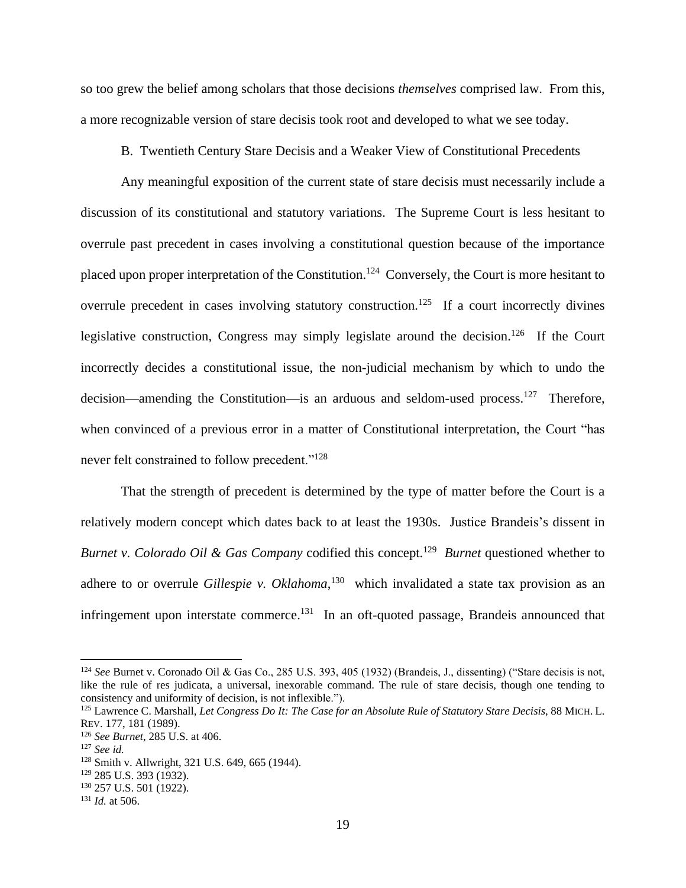so too grew the belief among scholars that those decisions *themselves* comprised law. From this, a more recognizable version of stare decisis took root and developed to what we see today.

### B. Twentieth Century Stare Decisis and a Weaker View of Constitutional Precedents

Any meaningful exposition of the current state of stare decisis must necessarily include a discussion of its constitutional and statutory variations. The Supreme Court is less hesitant to overrule past precedent in cases involving a constitutional question because of the importance placed upon proper interpretation of the Constitution.[124] Conversely, the Court is more hesitant to overrule precedent in cases involving statutory construction.[125] If a court incorrectly divines legislative construction, Congress may simply legislate around the decision.[126] If the Court incorrectly decides a constitutional issue, the non-judicial mechanism by which to undo the decision—amending the Constitution—is an arduous and seldom-used process.[127] Therefore, when convinced of a previous error in a matter of Constitutional interpretation, the Court "has never felt constrained to follow precedent."[128]

That the strength of precedent is determined by the type of matter before the Court is a relatively modern concept which dates back to at least the 1930s. Justice Brandeis's dissent in *Burnet v. Colorado Oil & Gas Company* codified this concept.[129] *Burnet* questioned whether to adhere to or overrule *Gillespie v. Oklahoma*,[130] which invalidated a state tax provision as an infringement upon interstate commerce.[131] In an oft-quoted passage, Brandeis announced that

---

[124] *See* Burnet v. Coronado Oil & Gas Co., 285 U.S. 393, 405 (1932) (Brandeis, J., dissenting) ("Stare decisis is not, like the rule of res judicata, a universal, inexorable command. The rule of stare decisis, though one tending to consistency and uniformity of decision, is not inflexible.").

[125] Lawrence C. Marshall, *Let Congress Do It: The Case for an Absolute Rule of Statutory Stare Decisis*, 88 MICH. L. REV. 177, 181 (1989).

[126] *See Burnet*, 285 U.S. at 406.

[127] *See id.*

[128] Smith v. Allwright, 321 U.S. 649, 665 (1944).

[129] 285 U.S. 393 (1932).

[130] 257 U.S. 501 (1922).

[131] *Id.* at 506.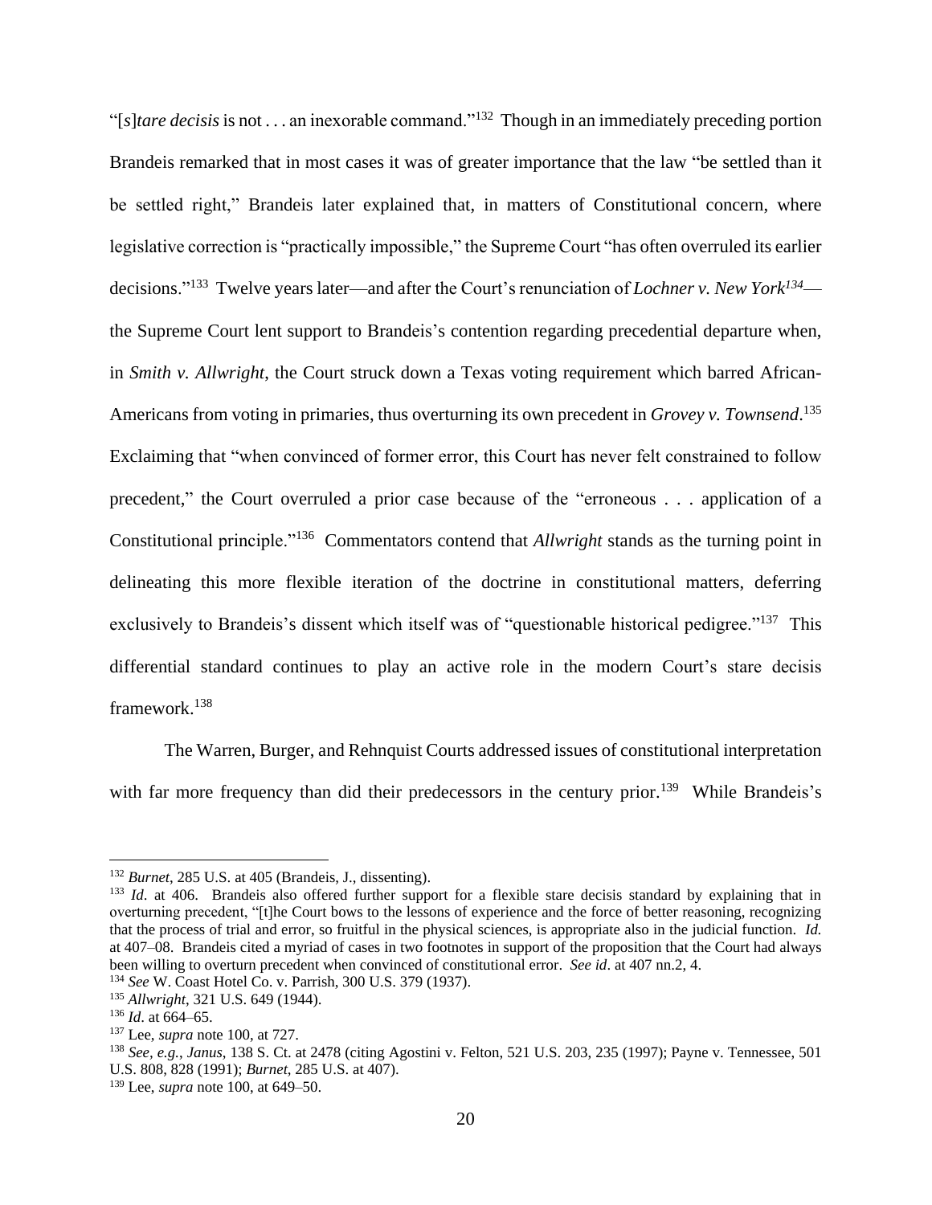"[*s*]*tare decisis* is not . . . an inexorable command."[132] Though in an immediately preceding portion Brandeis remarked that in most cases it was of greater importance that the law "be settled than it be settled right," Brandeis later explained that, in matters of Constitutional concern, where legislative correction is "practically impossible," the Supreme Court "has often overruled its earlier decisions."[133] Twelve years later—and after the Court's renunciation of *Lochner v. New York*[134]—the Supreme Court lent support to Brandeis's contention regarding precedential departure when, in *Smith v. Allwright*, the Court struck down a Texas voting requirement which barred African-Americans from voting in primaries, thus overturning its own precedent in *Grovey v. Townsend*.[135] Exclaiming that "when convinced of former error, this Court has never felt constrained to follow precedent," the Court overruled a prior case because of the "erroneous . . . application of a Constitutional principle."[136] Commentators contend that *Allwright* stands as the turning point in delineating this more flexible iteration of the doctrine in constitutional matters, deferring exclusively to Brandeis's dissent which itself was of "questionable historical pedigree."[137] This differential standard continues to play an active role in the modern Court's stare decisis framework.[138]

The Warren, Burger, and Rehnquist Courts addressed issues of constitutional interpretation with far more frequency than did their predecessors in the century prior.[139] While Brandeis's

---

[132] *Burnet*, 285 U.S. at 405 (Brandeis, J., dissenting).

[133] *Id*. at 406. Brandeis also offered further support for a flexible stare decisis standard by explaining that in overturning precedent, "[t]he Court bows to the lessons of experience and the force of better reasoning, recognizing that the process of trial and error, so fruitful in the physical sciences, is appropriate also in the judicial function. *Id.* at 407–08. Brandeis cited a myriad of cases in two footnotes in support of the proposition that the Court had always been willing to overturn precedent when convinced of constitutional error. *See id*. at 407 nn.2, 4.

[134] *See* W. Coast Hotel Co. v. Parrish, 300 U.S. 379 (1937).

[135] *Allwright*, 321 U.S. 649 (1944).

[136] *Id*. at 664–65.

[137] Lee, *supra* note 100, at 727.

[138] *See, e.g.*, *Janus*, 138 S. Ct. at 2478 (citing Agostini v. Felton, 521 U.S. 203, 235 (1997); Payne v. Tennessee, 501 U.S. 808, 828 (1991); *Burnet*, 285 U.S. at 407).

[139] Lee, *supra* note 100, at 649–50.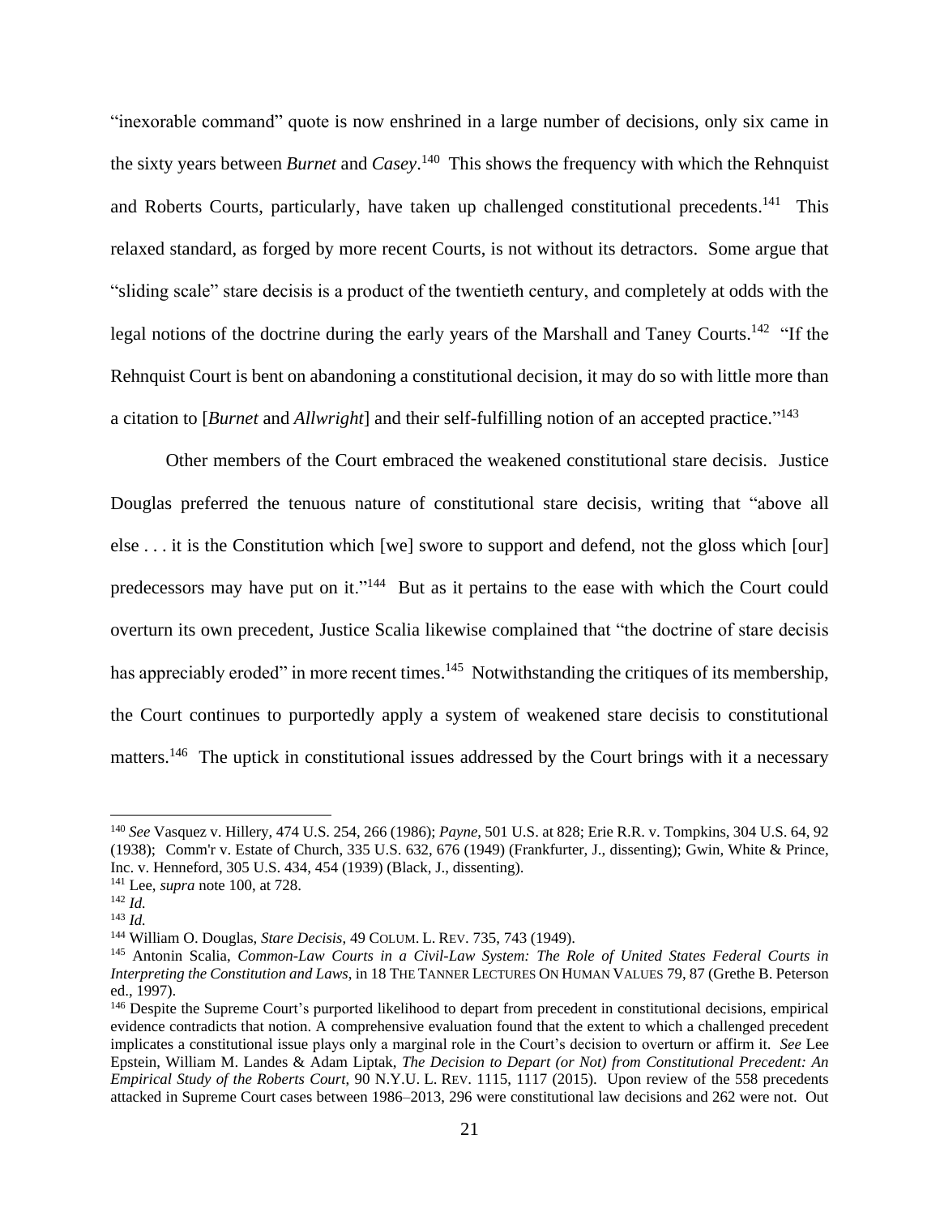"inexorable command" quote is now enshrined in a large number of decisions, only six came in the sixty years between *Burnet* and *Casey*.[140] This shows the frequency with which the Rehnquist and Roberts Courts, particularly, have taken up challenged constitutional precedents.[141] This relaxed standard, as forged by more recent Courts, is not without its detractors. Some argue that "sliding scale" stare decisis is a product of the twentieth century, and completely at odds with the legal notions of the doctrine during the early years of the Marshall and Taney Courts.[142] "If the Rehnquist Court is bent on abandoning a constitutional decision, it may do so with little more than a citation to [*Burnet* and *Allwright*] and their self-fulfilling notion of an accepted practice."[143]

Other members of the Court embraced the weakened constitutional stare decisis. Justice Douglas preferred the tenuous nature of constitutional stare decisis, writing that "above all else . . . it is the Constitution which [we] swore to support and defend, not the gloss which [our] predecessors may have put on it."[144] But as it pertains to the ease with which the Court could overturn its own precedent, Justice Scalia likewise complained that "the doctrine of stare decisis has appreciably eroded" in more recent times.[145] Notwithstanding the critiques of its membership, the Court continues to purportedly apply a system of weakened stare decisis to constitutional matters.[146] The uptick in constitutional issues addressed by the Court brings with it a necessary

---

[140] *See* Vasquez v. Hillery, 474 U.S. 254, 266 (1986); *Payne*, 501 U.S. at 828; Erie R.R. v. Tompkins, 304 U.S. 64, 92 (1938); Comm'r v. Estate of Church, 335 U.S. 632, 676 (1949) (Frankfurter, J., dissenting); Gwin, White & Prince, Inc. v. Henneford, 305 U.S. 434, 454 (1939) (Black, J., dissenting).

[141] Lee, *supra* note 100, at 728.

[142] *Id.*

[143] *Id.*

[144] William O. Douglas, *Stare Decisis*, 49 COLUM. L. REV. 735, 743 (1949).

[145] Antonin Scalia, *Common-Law Courts in a Civil-Law System: The Role of United States Federal Courts in Interpreting the Constitution and Laws*, in 18 THE TANNER LECTURES ON HUMAN VALUES 79, 87 (Grethe B. Peterson ed., 1997).

[146] Despite the Supreme Court's purported likelihood to depart from precedent in constitutional decisions, empirical evidence contradicts that notion. A comprehensive evaluation found that the extent to which a challenged precedent implicates a constitutional issue plays only a marginal role in the Court's decision to overturn or affirm it. *See* Lee Epstein, William M. Landes & Adam Liptak, *The Decision to Depart (or Not) from Constitutional Precedent: An Empirical Study of the Roberts Court*, 90 N.Y.U. L. REV. 1115, 1117 (2015). Upon review of the 558 precedents attacked in Supreme Court cases between 1986–2013, 296 were constitutional law decisions and 262 were not. Out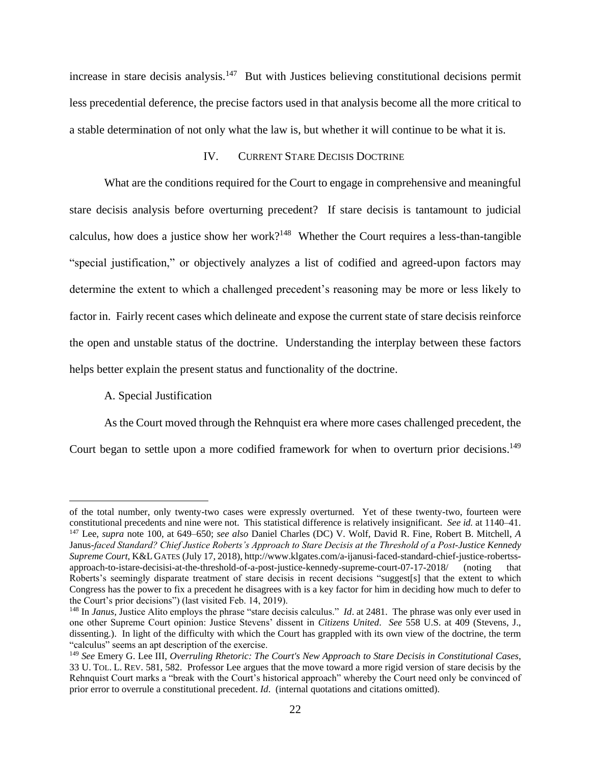increase in stare decisis analysis.[147] But with Justices believing constitutional decisions permit less precedential deference, the precise factors used in that analysis become all the more critical to a stable determination of not only what the law is, but whether it will continue to be what it is.

## IV. Current Stare Decisis Doctrine

What are the conditions required for the Court to engage in comprehensive and meaningful stare decisis analysis before overturning precedent? If stare decisis is tantamount to judicial calculus, how does a justice show her work?[148] Whether the Court requires a less-than-tangible "special justification," or objectively analyzes a list of codified and agreed-upon factors may determine the extent to which a challenged precedent's reasoning may be more or less likely to factor in. Fairly recent cases which delineate and expose the current state of stare decisis reinforce the open and unstable status of the doctrine. Understanding the interplay between these factors helps better explain the present status and functionality of the doctrine.

### A. Special Justification

As the Court moved through the Rehnquist era where more cases challenged precedent, the Court began to settle upon a more codified framework for when to overturn prior decisions.[149]

---

of the total number, only twenty-two cases were expressly overturned. Yet of these twenty-two, fourteen were constitutional precedents and nine were not. This statistical difference is relatively insignificant. *See id.* at 1140–41.

[147] Lee, *supra* note 100, at 649–650; *see also* Daniel Charles (DC) V. Wolf, David R. Fine, Robert B. Mitchell, *A* Janus*-faced Standard? Chief Justice Roberts's Approach to Stare Decisis at the Threshold of a Post-Justice Kennedy Supreme Court*, K&L Gates (July 17, 2018), http://www.klgates.com/a-ijanusi-faced-standard-chief-justice-robertss-approach-to-istare-decisisi-at-the-threshold-of-a-post-justice-kennedy-supreme-court-07-17-2018/ (noting that Roberts's seemingly disparate treatment of stare decisis in recent decisions "suggest[s] that the extent to which Congress has the power to fix a precedent he disagrees with is a key factor for him in deciding how much to defer to the Court's prior decisions") (last visited Feb. 14, 2019).

[148] In *Janus*, Justice Alito employs the phrase "stare decisis calculus." *Id*. at 2481. The phrase was only ever used in one other Supreme Court opinion: Justice Stevens' dissent in *Citizens United*. *See* 558 U.S. at 409 (Stevens, J., dissenting.). In light of the difficulty with which the Court has grappled with its own view of the doctrine, the term "calculus" seems an apt description of the exercise.

[149] *See* Emery G. Lee III, *Overruling Rhetoric: The Court's New Approach to Stare Decisis in Constitutional Cases*, 33 U. Tol. L. Rev. 581, 582. Professor Lee argues that the move toward a more rigid version of stare decisis by the Rehnquist Court marks a "break with the Court's historical approach" whereby the Court need only be convinced of prior error to overrule a constitutional precedent. *Id*. (internal quotations and citations omitted).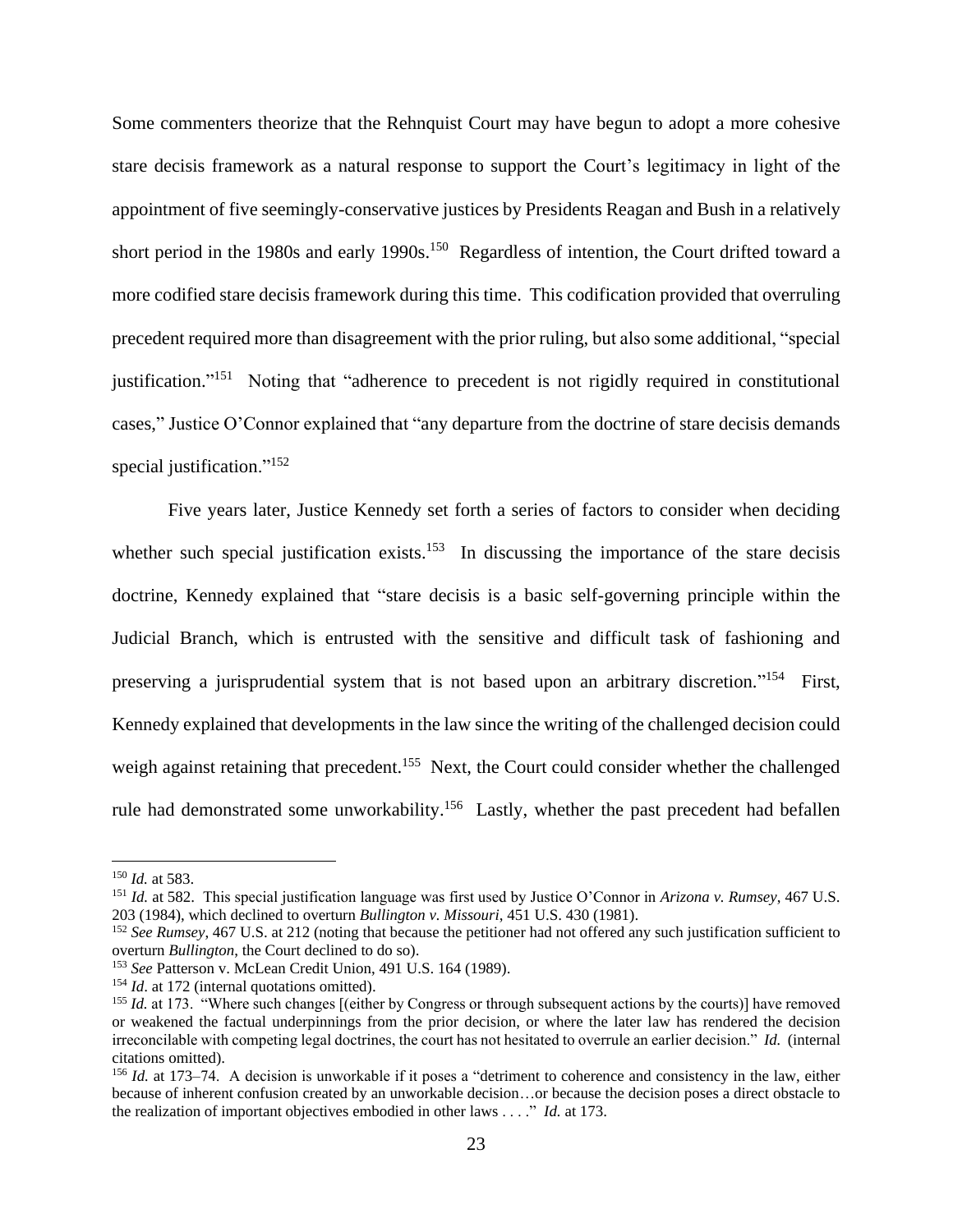Some commenters theorize that the Rehnquist Court may have begun to adopt a more cohesive stare decisis framework as a natural response to support the Court's legitimacy in light of the appointment of five seemingly-conservative justices by Presidents Reagan and Bush in a relatively short period in the 1980s and early 1990s.[150] Regardless of intention, the Court drifted toward a more codified stare decisis framework during this time. This codification provided that overruling precedent required more than disagreement with the prior ruling, but also some additional, "special justification."[151] Noting that "adherence to precedent is not rigidly required in constitutional cases," Justice O'Connor explained that "any departure from the doctrine of stare decisis demands special justification."[152]

Five years later, Justice Kennedy set forth a series of factors to consider when deciding whether such special justification exists.[153] In discussing the importance of the stare decisis doctrine, Kennedy explained that "stare decisis is a basic self-governing principle within the Judicial Branch, which is entrusted with the sensitive and difficult task of fashioning and preserving a jurisprudential system that is not based upon an arbitrary discretion."[154] First, Kennedy explained that developments in the law since the writing of the challenged decision could weigh against retaining that precedent.[155] Next, the Court could consider whether the challenged rule had demonstrated some unworkability.[156] Lastly, whether the past precedent had befallen

---

[150] *Id.* at 583.

[151] *Id.* at 582. This special justification language was first used by Justice O'Connor in *Arizona v. Rumsey*, 467 U.S. 203 (1984), which declined to overturn *Bullington v. Missouri*, 451 U.S. 430 (1981).

[152] *See Rumsey*, 467 U.S. at 212 (noting that because the petitioner had not offered any such justification sufficient to overturn *Bullington*, the Court declined to do so).

[153] *See* Patterson v. McLean Credit Union, 491 U.S. 164 (1989).

[154] *Id*. at 172 (internal quotations omitted).

[155] *Id.* at 173. "Where such changes [(either by Congress or through subsequent actions by the courts)] have removed or weakened the factual underpinnings from the prior decision, or where the later law has rendered the decision irreconcilable with competing legal doctrines, the court has not hesitated to overrule an earlier decision." *Id.* (internal citations omitted).

[156] *Id.* at 173–74. A decision is unworkable if it poses a "detriment to coherence and consistency in the law, either because of inherent confusion created by an unworkable decision…or because the decision poses a direct obstacle to the realization of important objectives embodied in other laws . . . ." *Id.* at 173.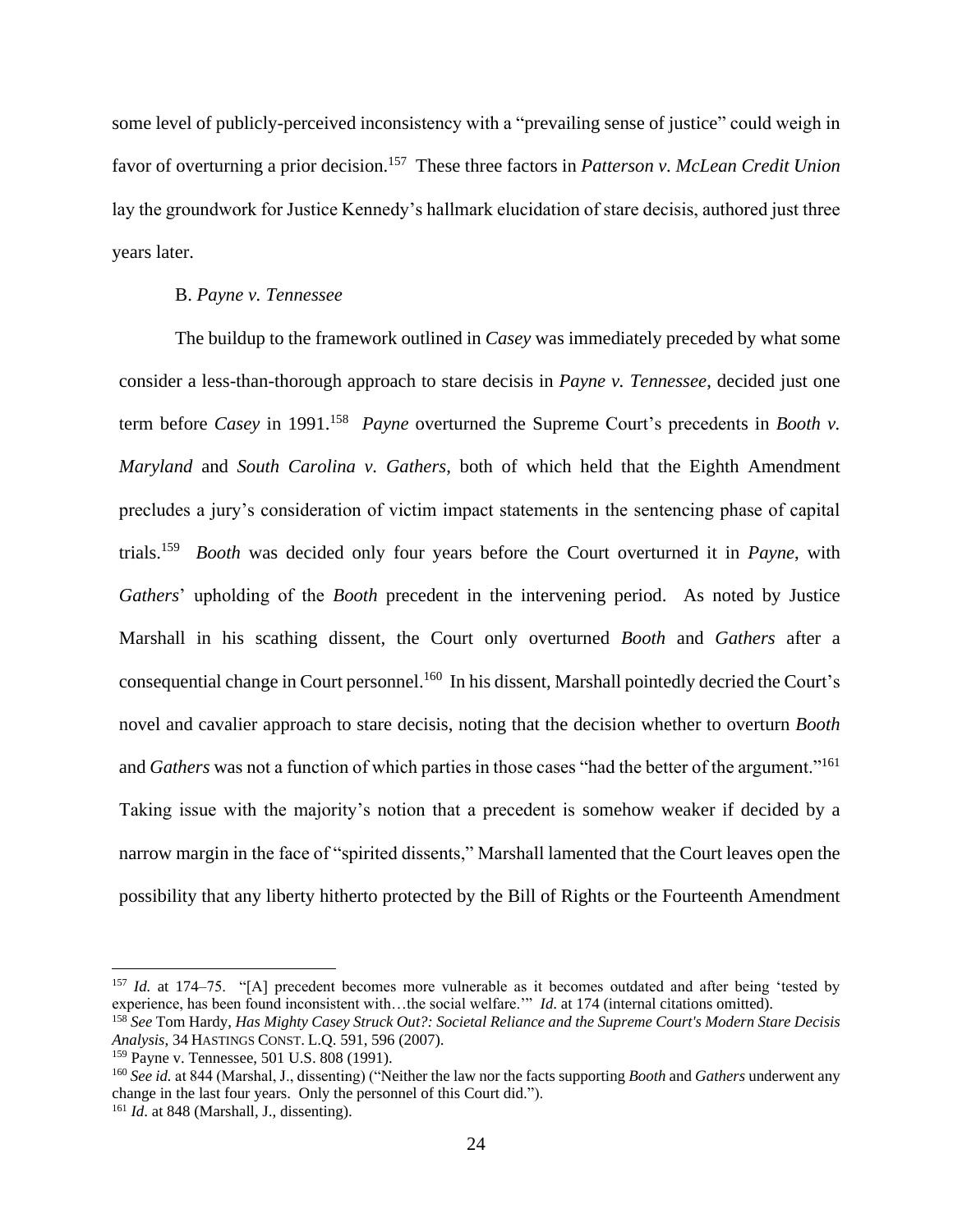some level of publicly-perceived inconsistency with a "prevailing sense of justice" could weigh in favor of overturning a prior decision.[157] These three factors in *Patterson v. McLean Credit Union* lay the groundwork for Justice Kennedy's hallmark elucidation of stare decisis, authored just three years later.

### B. *Payne v. Tennessee*

The buildup to the framework outlined in *Casey* was immediately preceded by what some consider a less-than-thorough approach to stare decisis in *Payne v. Tennessee*, decided just one term before *Casey* in 1991.[158] *Payne* overturned the Supreme Court's precedents in *Booth v. Maryland* and *South Carolina v. Gathers*, both of which held that the Eighth Amendment precludes a jury's consideration of victim impact statements in the sentencing phase of capital trials.[159] *Booth* was decided only four years before the Court overturned it in *Payne*, with *Gathers*' upholding of the *Booth* precedent in the intervening period. As noted by Justice Marshall in his scathing dissent, the Court only overturned *Booth* and *Gathers* after a consequential change in Court personnel.[160] In his dissent, Marshall pointedly decried the Court's novel and cavalier approach to stare decisis, noting that the decision whether to overturn *Booth* and *Gathers* was not a function of which parties in those cases "had the better of the argument."[161] Taking issue with the majority's notion that a precedent is somehow weaker if decided by a narrow margin in the face of "spirited dissents," Marshall lamented that the Court leaves open the possibility that any liberty hitherto protected by the Bill of Rights or the Fourteenth Amendment

---

[157] *Id.* at 174–75. "[A] precedent becomes more vulnerable as it becomes outdated and after being 'tested by experience, has been found inconsistent with…the social welfare.'" *Id.* at 174 (internal citations omitted).

[158] *See* Tom Hardy, *Has Mighty Casey Struck Out?: Societal Reliance and the Supreme Court's Modern Stare Decisis Analysis*, 34 HASTINGS CONST. L.Q. 591, 596 (2007).

[159] Payne v. Tennessee, 501 U.S. 808 (1991).

[160] *See id.* at 844 (Marshal, J., dissenting) ("Neither the law nor the facts supporting *Booth* and *Gathers* underwent any change in the last four years. Only the personnel of this Court did.").

[161] *Id*. at 848 (Marshall, J., dissenting).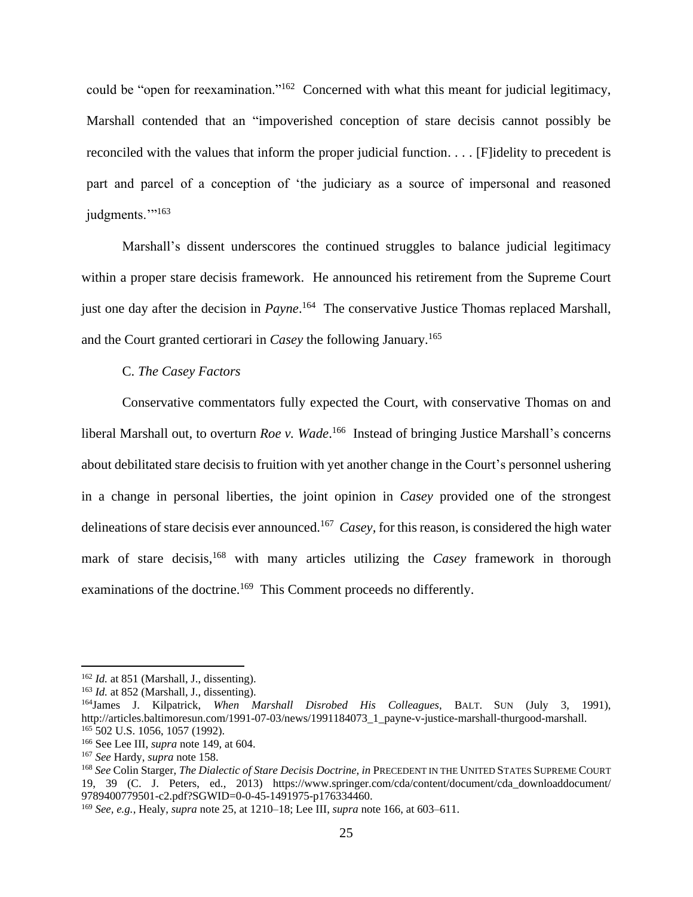could be "open for reexamination."[162] Concerned with what this meant for judicial legitimacy, Marshall contended that an "impoverished conception of stare decisis cannot possibly be reconciled with the values that inform the proper judicial function. . . . [F]idelity to precedent is part and parcel of a conception of 'the judiciary as a source of impersonal and reasoned judgments.'"[163]

Marshall's dissent underscores the continued struggles to balance judicial legitimacy within a proper stare decisis framework. He announced his retirement from the Supreme Court just one day after the decision in *Payne*.[164] The conservative Justice Thomas replaced Marshall, and the Court granted certiorari in *Casey* the following January.[165]

### C. *The Casey Factors*

Conservative commentators fully expected the Court, with conservative Thomas on and liberal Marshall out, to overturn *Roe v. Wade*.[166] Instead of bringing Justice Marshall's concerns about debilitated stare decisis to fruition with yet another change in the Court's personnel ushering in a change in personal liberties, the joint opinion in *Casey* provided one of the strongest delineations of stare decisis ever announced.[167] *Casey*, for this reason, is considered the high water mark of stare decisis,[168] with many articles utilizing the *Casey* framework in thorough examinations of the doctrine.[169] This Comment proceeds no differently.

---

[162] *Id.* at 851 (Marshall, J., dissenting).

[163] *Id.* at 852 (Marshall, J., dissenting).

[164] James J. Kilpatrick, *When Marshall Disrobed His Colleagues*, BALT. SUN (July 3, 1991), http://articles.baltimoresun.com/1991-07-03/news/1991184073_1_payne-v-justice-marshall-thurgood-marshall.

[165] 502 U.S. 1056, 1057 (1992).

[166] See Lee III, *supra* note 149, at 604.

[167] *See* Hardy, *supra* note 158.

[168] *See* Colin Starger, *The Dialectic of Stare Decisis Doctrine*, *in* PRECEDENT IN THE UNITED STATES SUPREME COURT 19, 39 (C. J. Peters, ed., 2013) https://www.springer.com/cda/content/document/cda_downloaddocument/9789400779501-c2.pdf?SGWID=0-0-45-1491975-p176334460.

[169] *See, e.g.*, Healy, *supra* note 25, at 1210–18; Lee III, *supra* note 166, at 603–611.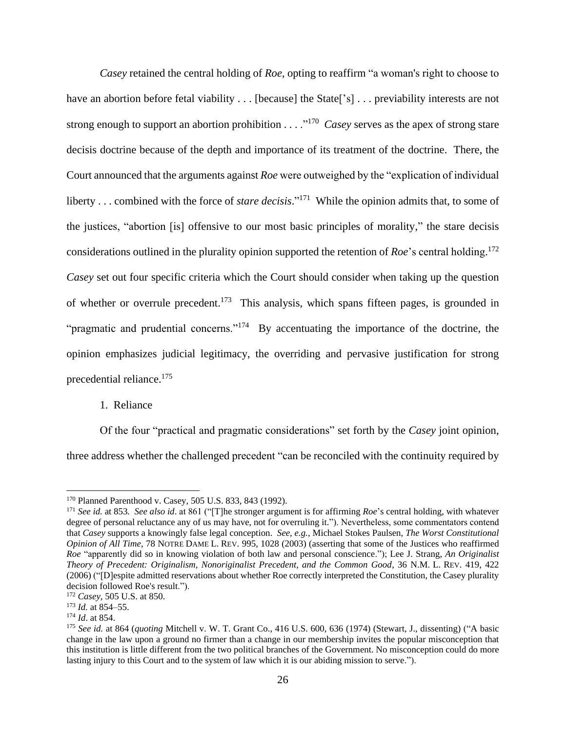*Casey* retained the central holding of *Roe*, opting to reaffirm "a woman's right to choose to have an abortion before fetal viability . . . [because] the State['s] . . . previability interests are not strong enough to support an abortion prohibition . . . ."[170] *Casey* serves as the apex of strong stare decisis doctrine because of the depth and importance of its treatment of the doctrine. There, the Court announced that the arguments against *Roe* were outweighed by the "explication of individual liberty . . . combined with the force of *stare decisis*."[171] While the opinion admits that, to some of the justices, "abortion [is] offensive to our most basic principles of morality," the stare decisis considerations outlined in the plurality opinion supported the retention of *Roe*'s central holding.[172] *Casey* set out four specific criteria which the Court should consider when taking up the question of whether or overrule precedent.[173] This analysis, which spans fifteen pages, is grounded in "pragmatic and prudential concerns."[174] By accentuating the importance of the doctrine, the opinion emphasizes judicial legitimacy, the overriding and pervasive justification for strong precedential reliance.[175]

1. Reliance

Of the four "practical and pragmatic considerations" set forth by the *Casey* joint opinion, three address whether the challenged precedent "can be reconciled with the continuity required by

---

[170] Planned Parenthood v. Casey, 505 U.S. 833, 843 (1992).

[171] *See id.* at 853. *See also id*. at 861 ("[T]he stronger argument is for affirming *Roe*'s central holding, with whatever degree of personal reluctance any of us may have, not for overruling it."). Nevertheless, some commentators contend that *Casey* supports a knowingly false legal conception. *See, e.g.*, Michael Stokes Paulsen, *The Worst Constitutional Opinion of All Time*, 78 NOTRE DAME L. REV. 995, 1028 (2003) (asserting that some of the Justices who reaffirmed *Roe* "apparently did so in knowing violation of both law and personal conscience."); Lee J. Strang, *An Originalist Theory of Precedent: Originalism, Nonoriginalist Precedent, and the Common Good*, 36 N.M. L. REV. 419, 422 (2006) ("[D]espite admitted reservations about whether Roe correctly interpreted the Constitution, the Casey plurality decision followed Roe's result.").

[172] *Casey*, 505 U.S. at 850.

[173] *Id.* at 854–55.

[174] *Id*. at 854.

[175] *See id.* at 864 (*quoting* Mitchell v. W. T. Grant Co., 416 U.S. 600, 636 (1974) (Stewart, J., dissenting) ("A basic change in the law upon a ground no firmer than a change in our membership invites the popular misconception that this institution is little different from the two political branches of the Government. No misconception could do more lasting injury to this Court and to the system of law which it is our abiding mission to serve.").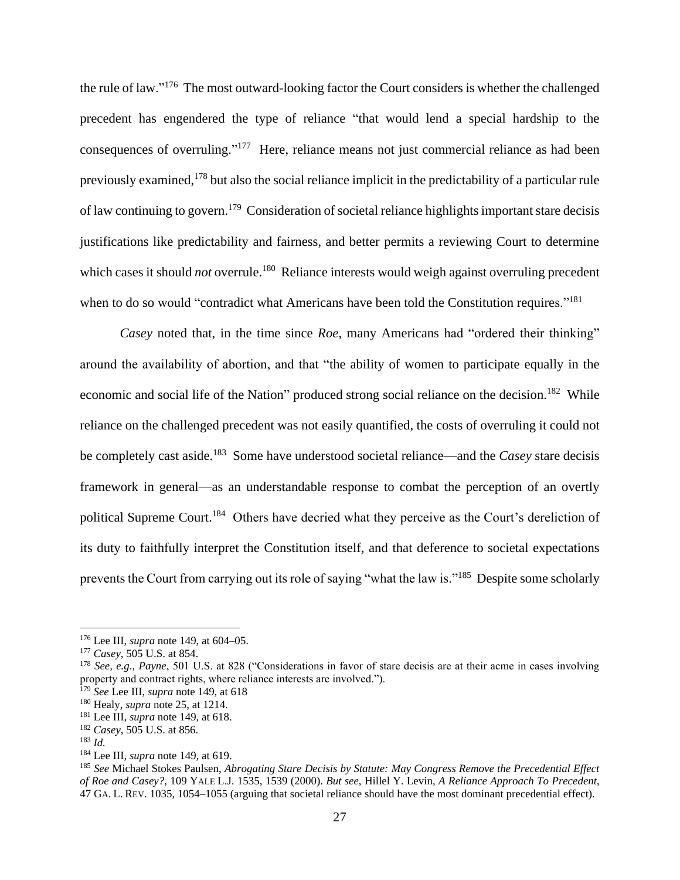the rule of law."[176] The most outward-looking factor the Court considers is whether the challenged precedent has engendered the type of reliance "that would lend a special hardship to the consequences of overruling."[177] Here, reliance means not just commercial reliance as had been previously examined,[178] but also the social reliance implicit in the predictability of a particular rule of law continuing to govern.[179] Consideration of societal reliance highlights important stare decisis justifications like predictability and fairness, and better permits a reviewing Court to determine which cases it should *not* overrule.[180] Reliance interests would weigh against overruling precedent when to do so would "contradict what Americans have been told the Constitution requires."[181]

*Casey* noted that, in the time since *Roe*, many Americans had "ordered their thinking" around the availability of abortion, and that "the ability of women to participate equally in the economic and social life of the Nation" produced strong social reliance on the decision.[182] While reliance on the challenged precedent was not easily quantified, the costs of overruling it could not be completely cast aside.[183] Some have understood societal reliance—and the *Casey* stare decisis framework in general—as an understandable response to combat the perception of an overtly political Supreme Court.[184] Others have decried what they perceive as the Court's dereliction of its duty to faithfully interpret the Constitution itself, and that deference to societal expectations prevents the Court from carrying out its role of saying "what the law is."[185] Despite some scholarly

---

[176] Lee III, *supra* note 149, at 604–05.

[177] *Casey*, 505 U.S. at 854.

[178] *See, e.g.*, *Payne*, 501 U.S. at 828 ("Considerations in favor of stare decisis are at their acme in cases involving property and contract rights, where reliance interests are involved.").

[179] *See* Lee III, *supra* note 149, at 618

[180] Healy, *supra* note 25, at 1214.

[181] Lee III, *supra* note 149, at 618.

[182] *Casey*, 505 U.S. at 856.

[183] *Id.*

[184] Lee III, *supra* note 149, at 619.

[185] *See* Michael Stokes Paulsen, *Abrogating Stare Decisis by Statute: May Congress Remove the Precedential Effect of Roe and Casey?*, 109 YALE L.J. 1535, 1539 (2000). *But see*, Hillel Y. Levin, *A Reliance Approach To Precedent*, 47 GA. L. REV. 1035, 1054–1055 (arguing that societal reliance should have the most dominant precedential effect).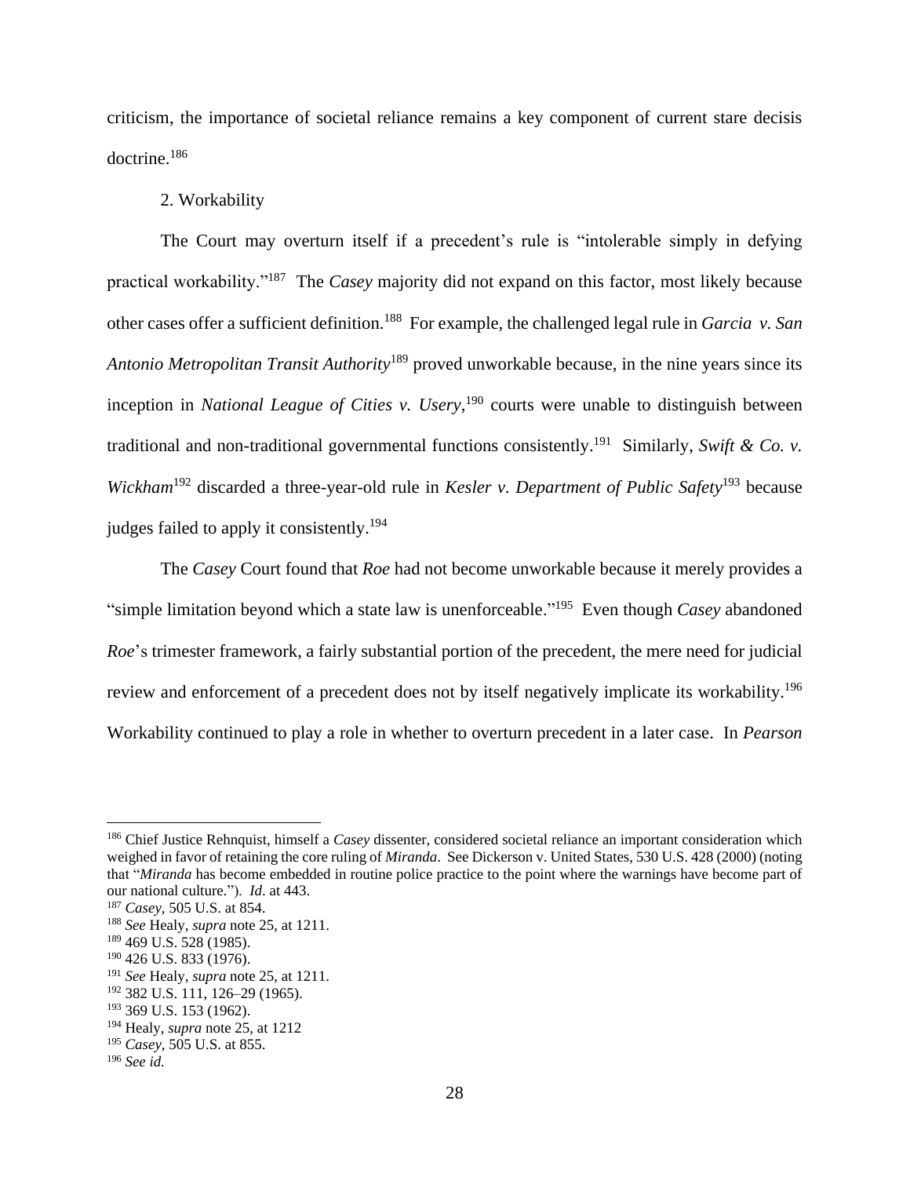criticism, the importance of societal reliance remains a key component of current stare decisis doctrine.[186]

2. Workability

The Court may overturn itself if a precedent's rule is "intolerable simply in defying practical workability."[187] The *Casey* majority did not expand on this factor, most likely because other cases offer a sufficient definition.[188] For example, the challenged legal rule in *Garcia v. San Antonio Metropolitan Transit Authority*[189] proved unworkable because, in the nine years since its inception in *National League of Cities v. Usery*,[190] courts were unable to distinguish between traditional and non-traditional governmental functions consistently.[191] Similarly, *Swift & Co. v. Wickham*[192] discarded a three-year-old rule in *Kesler v. Department of Public Safety*[193] because judges failed to apply it consistently.[194]

The *Casey* Court found that *Roe* had not become unworkable because it merely provides a "simple limitation beyond which a state law is unenforceable."[195] Even though *Casey* abandoned *Roe*'s trimester framework, a fairly substantial portion of the precedent, the mere need for judicial review and enforcement of a precedent does not by itself negatively implicate its workability.[196] Workability continued to play a role in whether to overturn precedent in a later case. In *Pearson*

---

[186] Chief Justice Rehnquist, himself a *Casey* dissenter, considered societal reliance an important consideration which weighed in favor of retaining the core ruling of *Miranda*. See Dickerson v. United States, 530 U.S. 428 (2000) (noting that "*Miranda* has become embedded in routine police practice to the point where the warnings have become part of our national culture."). *Id.* at 443.

[187] *Casey*, 505 U.S. at 854.

[188] *See* Healy, *supra* note 25, at 1211.

[189] 469 U.S. 528 (1985).

[190] 426 U.S. 833 (1976).

[191] *See* Healy, *supra* note 25, at 1211.

[192] 382 U.S. 111, 126–29 (1965).

[193] 369 U.S. 153 (1962).

[194] Healy, *supra* note 25, at 1212

[195] *Casey*, 505 U.S. at 855.

[196] *See id.*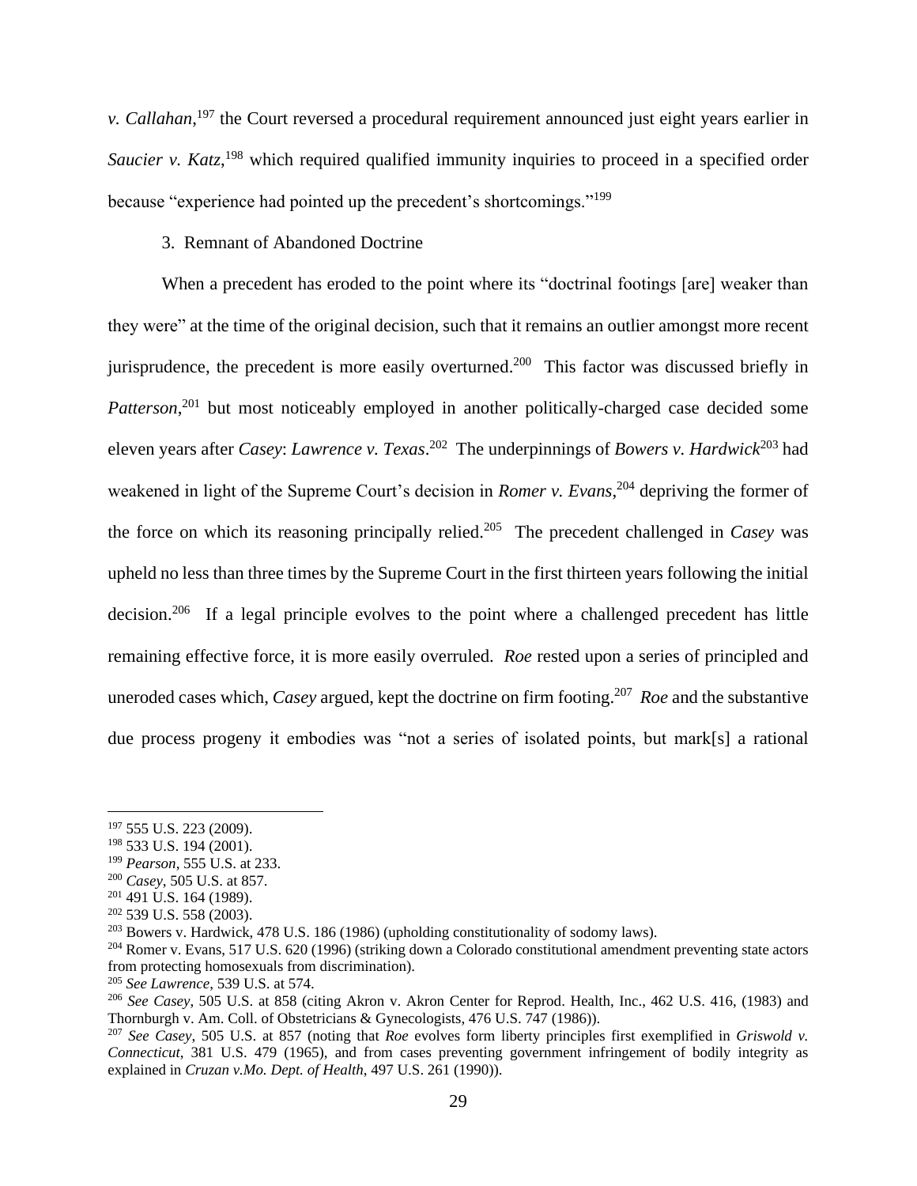*v. Callahan*,[197] the Court reversed a procedural requirement announced just eight years earlier in *Saucier v. Katz*,[198] which required qualified immunity inquiries to proceed in a specified order because "experience had pointed up the precedent's shortcomings."[199]

3. Remnant of Abandoned Doctrine

When a precedent has eroded to the point where its "doctrinal footings [are] weaker than they were" at the time of the original decision, such that it remains an outlier amongst more recent jurisprudence, the precedent is more easily overturned.[200] This factor was discussed briefly in *Patterson*,[201] but most noticeably employed in another politically-charged case decided some eleven years after *Casey*: *Lawrence v. Texas*.[202] The underpinnings of *Bowers v. Hardwick*[203] had weakened in light of the Supreme Court's decision in *Romer v. Evans*,[204] depriving the former of the force on which its reasoning principally relied.[205] The precedent challenged in *Casey* was upheld no less than three times by the Supreme Court in the first thirteen years following the initial decision.[206] If a legal principle evolves to the point where a challenged precedent has little remaining effective force, it is more easily overruled. *Roe* rested upon a series of principled and uneroded cases which, *Casey* argued, kept the doctrine on firm footing.[207] *Roe* and the substantive due process progeny it embodies was "not a series of isolated points, but mark[s] a rational

---

[197] 555 U.S. 223 (2009).

[198] 533 U.S. 194 (2001).

[199] *Pearson*, 555 U.S. at 233.

[200] *Casey*, 505 U.S. at 857.

[201] 491 U.S. 164 (1989).

[202] 539 U.S. 558 (2003).

[203] Bowers v. Hardwick, 478 U.S. 186 (1986) (upholding constitutionality of sodomy laws).

[204] Romer v. Evans, 517 U.S. 620 (1996) (striking down a Colorado constitutional amendment preventing state actors from protecting homosexuals from discrimination).

[205] *See Lawrence*, 539 U.S. at 574.

[206] *See Casey*, 505 U.S. at 858 (citing Akron v. Akron Center for Reprod. Health, Inc., 462 U.S. 416, (1983) and Thornburgh v. Am. Coll. of Obstetricians & Gynecologists, 476 U.S. 747 (1986)).

[207] *See Casey*, 505 U.S. at 857 (noting that *Roe* evolves form liberty principles first exemplified in *Griswold v. Connecticut*, 381 U.S. 479 (1965), and from cases preventing government infringement of bodily integrity as explained in *Cruzan v.Mo. Dept. of Health*, 497 U.S. 261 (1990)).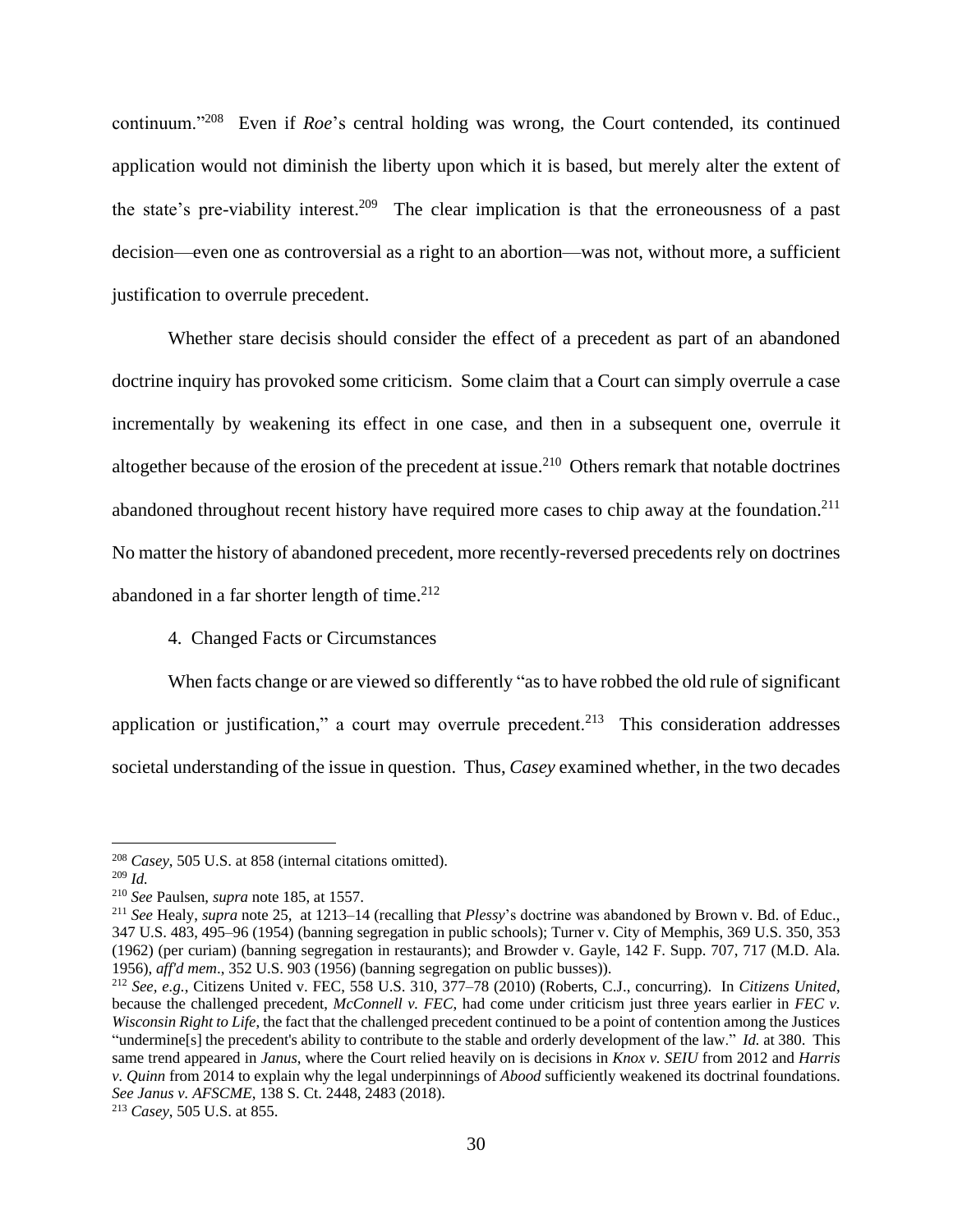continuum."[208] Even if *Roe*'s central holding was wrong, the Court contended, its continued application would not diminish the liberty upon which it is based, but merely alter the extent of the state's pre-viability interest.[209] The clear implication is that the erroneousness of a past decision—even one as controversial as a right to an abortion—was not, without more, a sufficient justification to overrule precedent.

Whether stare decisis should consider the effect of a precedent as part of an abandoned doctrine inquiry has provoked some criticism. Some claim that a Court can simply overrule a case incrementally by weakening its effect in one case, and then in a subsequent one, overrule it altogether because of the erosion of the precedent at issue.[210] Others remark that notable doctrines abandoned throughout recent history have required more cases to chip away at the foundation.[211] No matter the history of abandoned precedent, more recently-reversed precedents rely on doctrines abandoned in a far shorter length of time.[212]

4. Changed Facts or Circumstances

When facts change or are viewed so differently "as to have robbed the old rule of significant application or justification," a court may overrule precedent.[213] This consideration addresses societal understanding of the issue in question. Thus, *Casey* examined whether, in the two decades

---

[208] *Casey*, 505 U.S. at 858 (internal citations omitted).

[209] *Id.*

[210] *See* Paulsen, *supra* note 185, at 1557.

[211] *See* Healy, *supra* note 25, at 1213–14 (recalling that *Plessy*'s doctrine was abandoned by Brown v. Bd. of Educ., 347 U.S. 483, 495–96 (1954) (banning segregation in public schools); Turner v. City of Memphis, 369 U.S. 350, 353 (1962) (per curiam) (banning segregation in restaurants); and Browder v. Gayle, 142 F. Supp. 707, 717 (M.D. Ala. 1956), *aff'd mem*., 352 U.S. 903 (1956) (banning segregation on public busses)).

[212] *See, e.g.*, Citizens United v. FEC, 558 U.S. 310, 377–78 (2010) (Roberts, C.J., concurring). In *Citizens United*, because the challenged precedent, *McConnell v. FEC*, had come under criticism just three years earlier in *FEC v. Wisconsin Right to Life*, the fact that the challenged precedent continued to be a point of contention among the Justices "undermine[s] the precedent's ability to contribute to the stable and orderly development of the law." *Id.* at 380. This same trend appeared in *Janus*, where the Court relied heavily on is decisions in *Knox v. SEIU* from 2012 and *Harris v. Quinn* from 2014 to explain why the legal underpinnings of *Abood* sufficiently weakened its doctrinal foundations. *See Janus v. AFSCME*, 138 S. Ct. 2448, 2483 (2018).

[213] *Casey*, 505 U.S. at 855.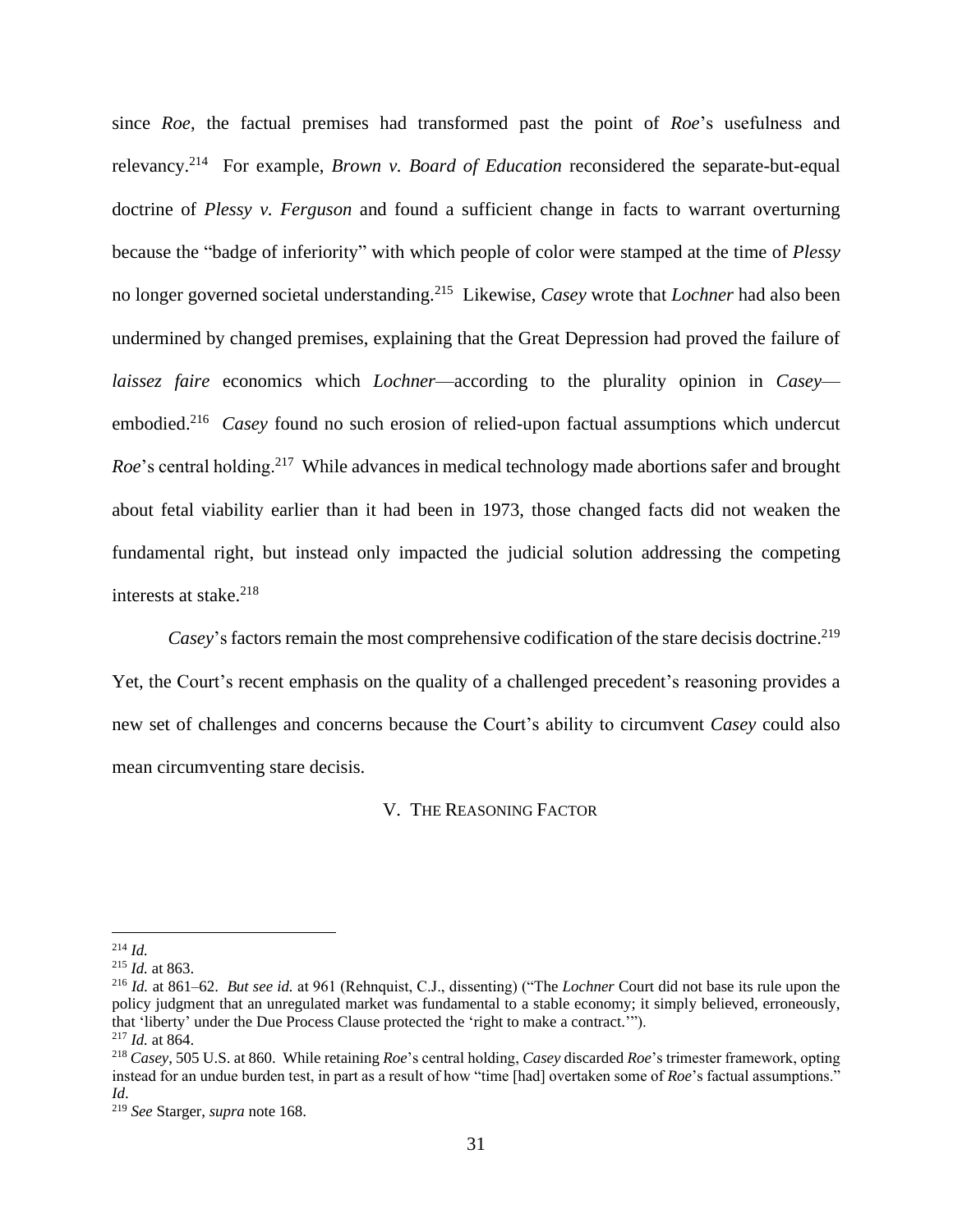since *Roe*, the factual premises had transformed past the point of *Roe*'s usefulness and relevancy.[214] For example, *Brown v. Board of Education* reconsidered the separate-but-equal doctrine of *Plessy v. Ferguson* and found a sufficient change in facts to warrant overturning because the "badge of inferiority" with which people of color were stamped at the time of *Plessy* no longer governed societal understanding.[215] Likewise, *Casey* wrote that *Lochner* had also been undermined by changed premises, explaining that the Great Depression had proved the failure of *laissez faire* economics which *Lochner*—according to the plurality opinion in *Casey*—embodied.[216] *Casey* found no such erosion of relied-upon factual assumptions which undercut *Roe*'s central holding.[217] While advances in medical technology made abortions safer and brought about fetal viability earlier than it had been in 1973, those changed facts did not weaken the fundamental right, but instead only impacted the judicial solution addressing the competing interests at stake.[218]

*Casey*'s factors remain the most comprehensive codification of the stare decisis doctrine.[219] Yet, the Court's recent emphasis on the quality of a challenged precedent's reasoning provides a new set of challenges and concerns because the Court's ability to circumvent *Casey* could also mean circumventing stare decisis.

## V. The Reasoning Factor

---

[214] *Id.*

[215] *Id.* at 863.

[216] *Id.* at 861–62. *But see id.* at 961 (Rehnquist, C.J., dissenting) ("The *Lochner* Court did not base its rule upon the policy judgment that an unregulated market was fundamental to a stable economy; it simply believed, erroneously, that 'liberty' under the Due Process Clause protected the 'right to make a contract.'").

[217] *Id.* at 864.

[218] *Casey*, 505 U.S. at 860. While retaining *Roe*'s central holding, *Casey* discarded *Roe*'s trimester framework, opting instead for an undue burden test, in part as a result of how "time [had] overtaken some of *Roe*'s factual assumptions." *Id*.

[219] *See* Starger, *supra* note 168.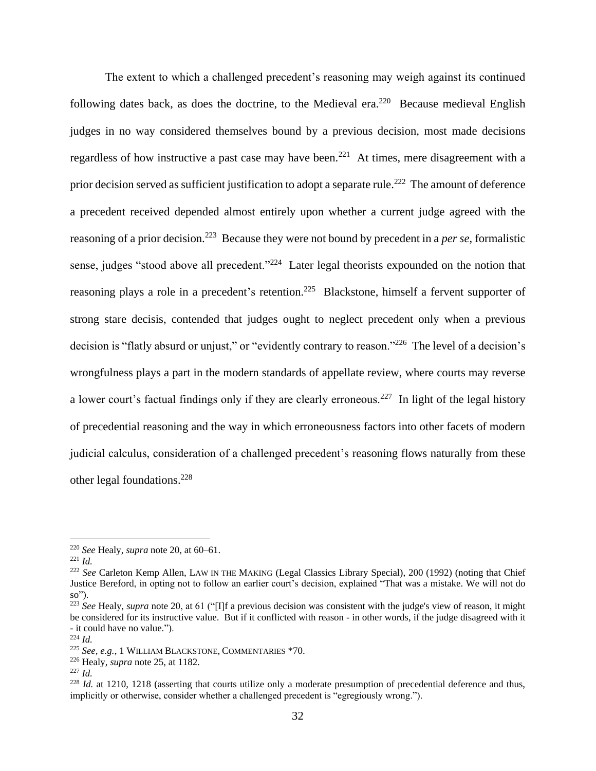The extent to which a challenged precedent's reasoning may weigh against its continued following dates back, as does the doctrine, to the Medieval era.[220] Because medieval English judges in no way considered themselves bound by a previous decision, most made decisions regardless of how instructive a past case may have been.[221] At times, mere disagreement with a prior decision served as sufficient justification to adopt a separate rule.[222] The amount of deference a precedent received depended almost entirely upon whether a current judge agreed with the reasoning of a prior decision.[223] Because they were not bound by precedent in a *per se*, formalistic sense, judges "stood above all precedent."[224] Later legal theorists expounded on the notion that reasoning plays a role in a precedent's retention.[225] Blackstone, himself a fervent supporter of strong stare decisis, contended that judges ought to neglect precedent only when a previous decision is "flatly absurd or unjust," or "evidently contrary to reason."[226] The level of a decision's wrongfulness plays a part in the modern standards of appellate review, where courts may reverse a lower court's factual findings only if they are clearly erroneous.[227] In light of the legal history of precedential reasoning and the way in which erroneousness factors into other facets of modern judicial calculus, consideration of a challenged precedent's reasoning flows naturally from these other legal foundations.[228]

---

[220] *See* Healy, *supra* note 20, at 60–61.

[221] *Id.*

[222] *See* Carleton Kemp Allen, LAW IN THE MAKING (Legal Classics Library Special), 200 (1992) (noting that Chief Justice Bereford, in opting not to follow an earlier court's decision, explained "That was a mistake. We will not do so").

[223] *See* Healy, *supra* note 20, at 61 ("[I]f a previous decision was consistent with the judge's view of reason, it might be considered for its instructive value. But if it conflicted with reason - in other words, if the judge disagreed with it - it could have no value.").

[224] *Id.*

[225] *See, e.g.*, 1 WILLIAM BLACKSTONE, COMMENTARIES *70.

[226] Healy, *supra* note 25, at 1182.

[227] *Id.*

[228] *Id.* at 1210, 1218 (asserting that courts utilize only a moderate presumption of precedential deference and thus, implicitly or otherwise, consider whether a challenged precedent is "egregiously wrong.").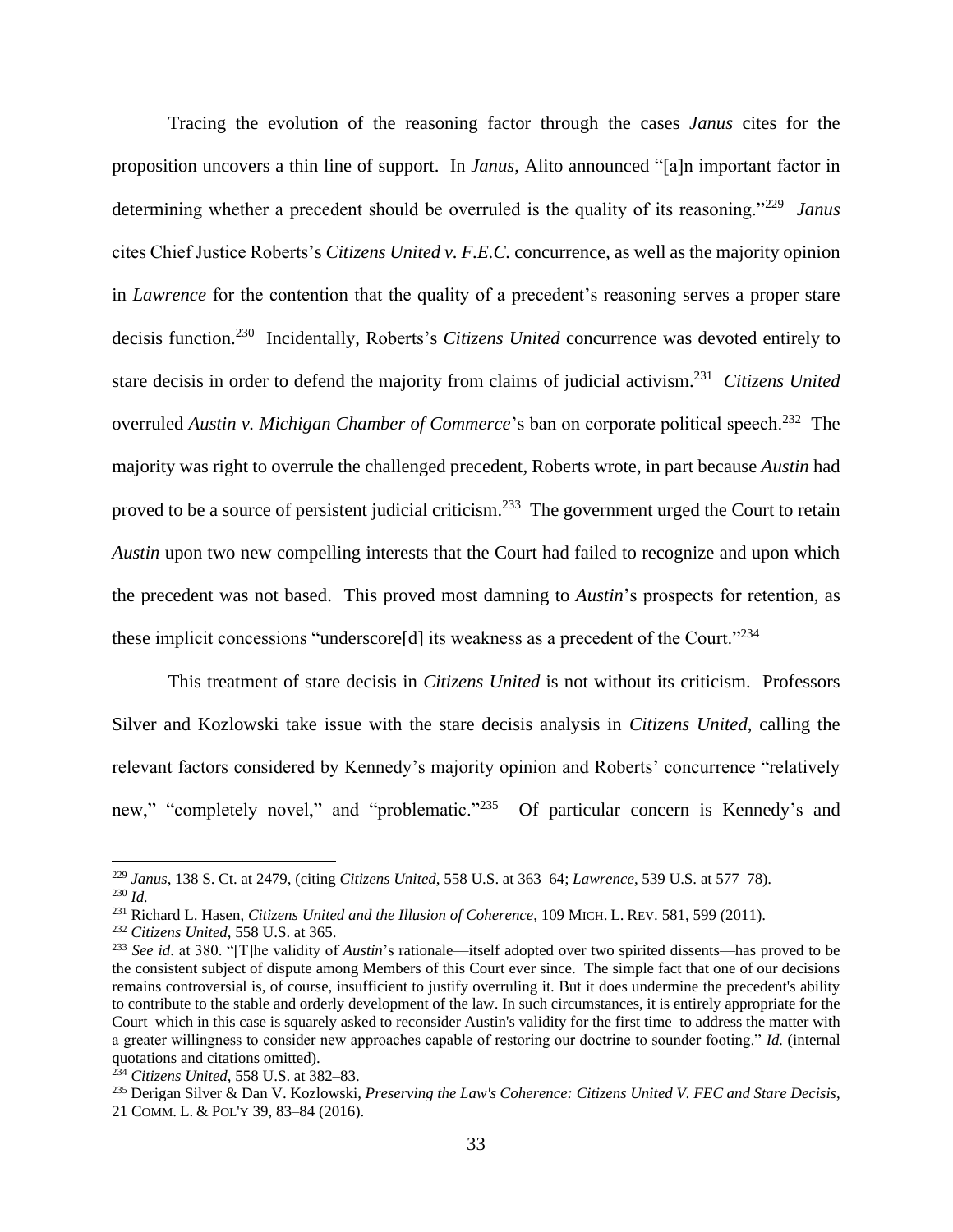Tracing the evolution of the reasoning factor through the cases *Janus* cites for the proposition uncovers a thin line of support. In *Janus*, Alito announced "[a]n important factor in determining whether a precedent should be overruled is the quality of its reasoning."[229] *Janus* cites Chief Justice Roberts's *Citizens United v. F.E.C.* concurrence, as well as the majority opinion in *Lawrence* for the contention that the quality of a precedent's reasoning serves a proper stare decisis function.[230] Incidentally, Roberts's *Citizens United* concurrence was devoted entirely to stare decisis in order to defend the majority from claims of judicial activism.[231] *Citizens United* overruled *Austin v. Michigan Chamber of Commerce*'s ban on corporate political speech.[232] The majority was right to overrule the challenged precedent, Roberts wrote, in part because *Austin* had proved to be a source of persistent judicial criticism.[233] The government urged the Court to retain *Austin* upon two new compelling interests that the Court had failed to recognize and upon which the precedent was not based. This proved most damning to *Austin*'s prospects for retention, as these implicit concessions "underscore[d] its weakness as a precedent of the Court."[234]

This treatment of stare decisis in *Citizens United* is not without its criticism. Professors Silver and Kozlowski take issue with the stare decisis analysis in *Citizens United*, calling the relevant factors considered by Kennedy's majority opinion and Roberts' concurrence "relatively new," "completely novel," and "problematic."[235] Of particular concern is Kennedy's and

---

[229] *Janus*, 138 S. Ct. at 2479, (citing *Citizens United*, 558 U.S. at 363–64; *Lawrence*, 539 U.S. at 577–78).

[230] *Id.*

[231] Richard L. Hasen, *Citizens United and the Illusion of Coherence*, 109 MICH. L. REV. 581, 599 (2011).

[232] *Citizens United*, 558 U.S. at 365.

[233] *See id.* at 380. "[T]he validity of *Austin*'s rationale—itself adopted over two spirited dissents—has proved to be the consistent subject of dispute among Members of this Court ever since. The simple fact that one of our decisions remains controversial is, of course, insufficient to justify overruling it. But it does undermine the precedent's ability to contribute to the stable and orderly development of the law. In such circumstances, it is entirely appropriate for the Court–which in this case is squarely asked to reconsider Austin's validity for the first time–to address the matter with a greater willingness to consider new approaches capable of restoring our doctrine to sounder footing." *Id.* (internal quotations and citations omitted).

[234] *Citizens United*, 558 U.S. at 382–83.

[235] Derigan Silver & Dan V. Kozlowski, *Preserving the Law's Coherence: Citizens United V. FEC and Stare Decisis*, 21 COMM. L. & POL'Y 39, 83–84 (2016).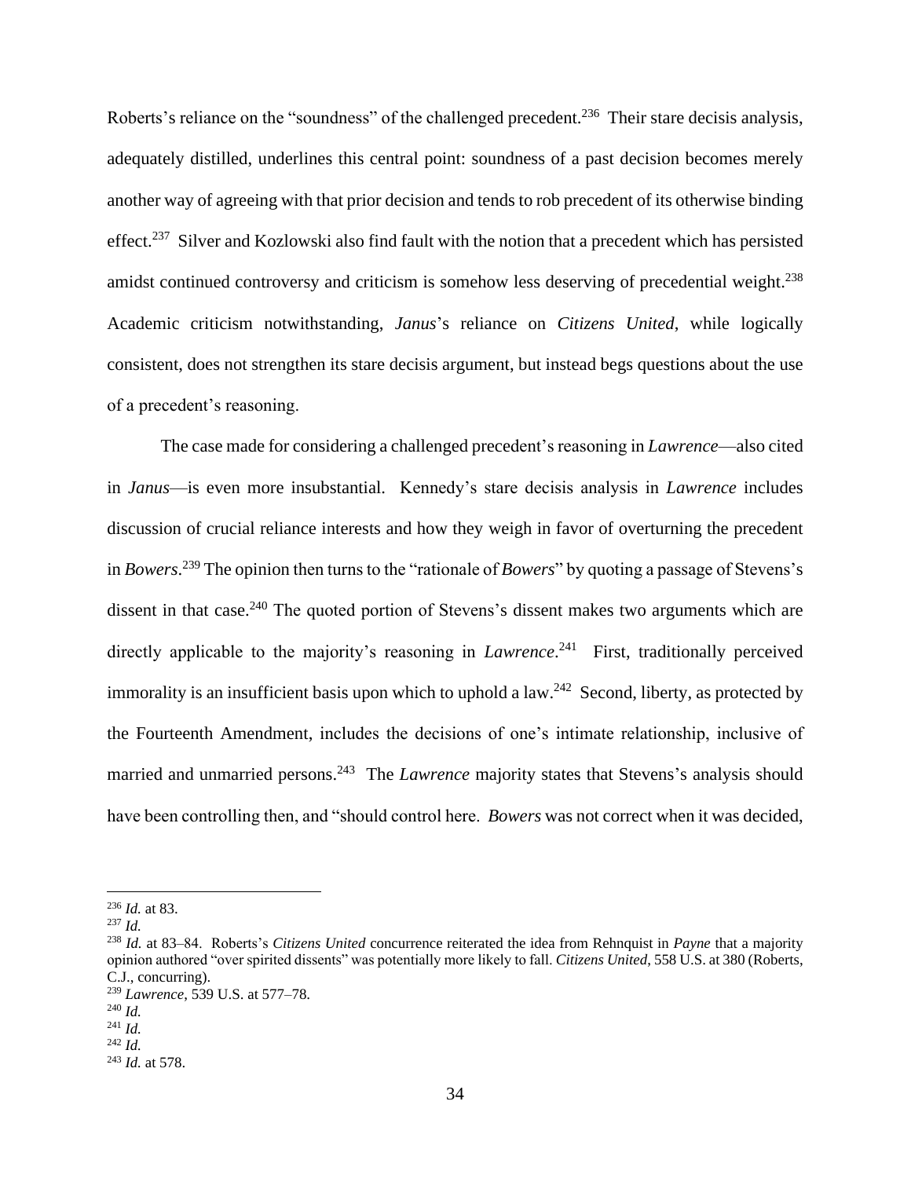Roberts's reliance on the "soundness" of the challenged precedent.[236] Their stare decisis analysis, adequately distilled, underlines this central point: soundness of a past decision becomes merely another way of agreeing with that prior decision and tends to rob precedent of its otherwise binding effect.[237] Silver and Kozlowski also find fault with the notion that a precedent which has persisted amidst continued controversy and criticism is somehow less deserving of precedential weight.[238] Academic criticism notwithstanding, *Janus*'s reliance on *Citizens United*, while logically consistent, does not strengthen its stare decisis argument, but instead begs questions about the use of a precedent's reasoning.

The case made for considering a challenged precedent's reasoning in *Lawrence*—also cited in *Janus*—is even more insubstantial. Kennedy's stare decisis analysis in *Lawrence* includes discussion of crucial reliance interests and how they weigh in favor of overturning the precedent in *Bowers*.[239] The opinion then turns to the "rationale of *Bowers*" by quoting a passage of Stevens's dissent in that case.[240] The quoted portion of Stevens's dissent makes two arguments which are directly applicable to the majority's reasoning in *Lawrence*.[241] First, traditionally perceived immorality is an insufficient basis upon which to uphold a law.[242] Second, liberty, as protected by the Fourteenth Amendment, includes the decisions of one's intimate relationship, inclusive of married and unmarried persons.[243] The *Lawrence* majority states that Stevens's analysis should have been controlling then, and "should control here. *Bowers* was not correct when it was decided,

---

[236] *Id.* at 83.

[237] *Id.*

[238] *Id.* at 83–84. Roberts's *Citizens United* concurrence reiterated the idea from Rehnquist in *Payne* that a majority opinion authored "over spirited dissents" was potentially more likely to fall. *Citizens United*, 558 U.S. at 380 (Roberts, C.J., concurring).

[239] *Lawrence*, 539 U.S. at 577–78.

[240] *Id.*

[241] *Id.*

[242] *Id.*

[243] *Id.* at 578.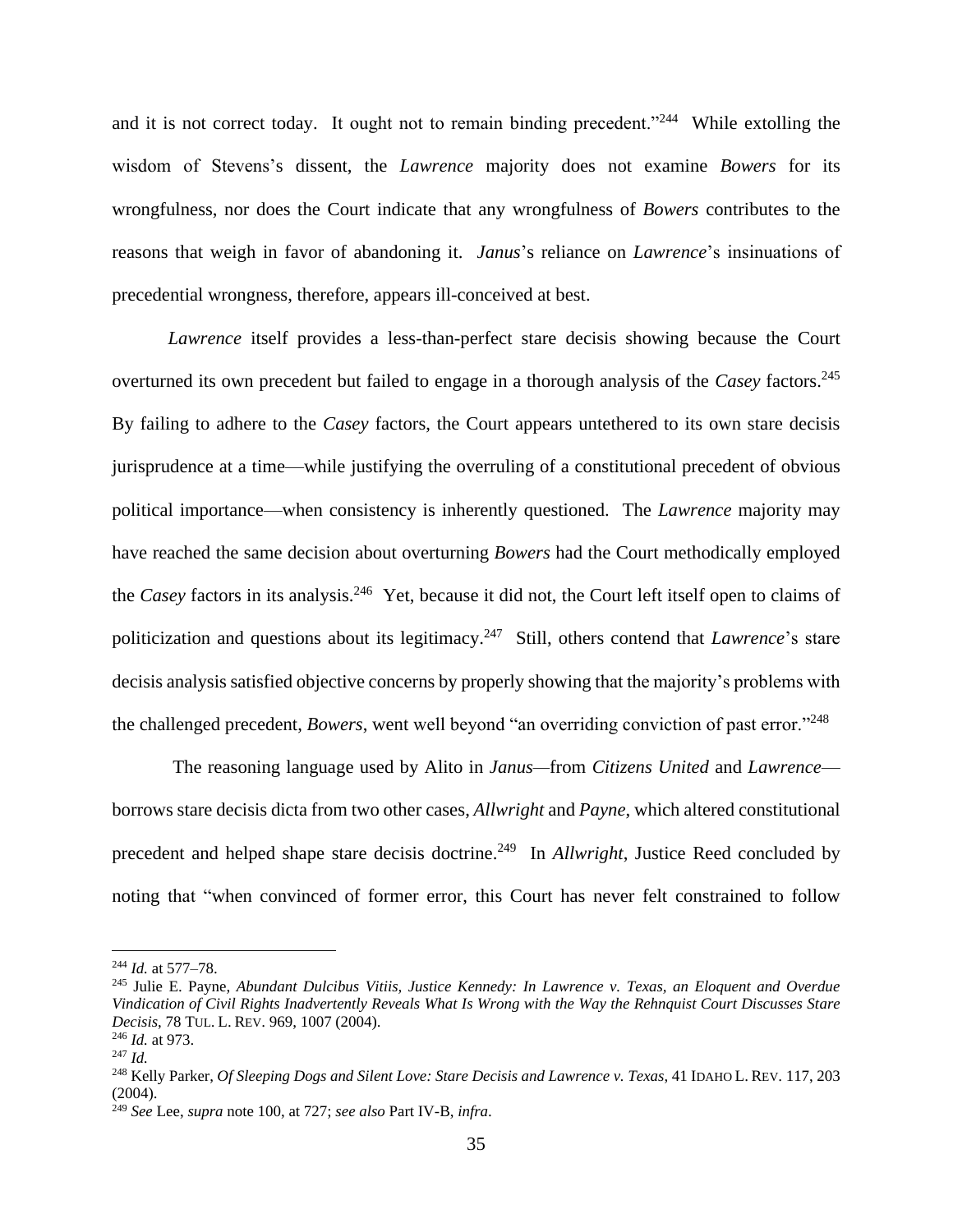and it is not correct today. It ought not to remain binding precedent."[244] While extolling the wisdom of Stevens's dissent, the *Lawrence* majority does not examine *Bowers* for its wrongfulness, nor does the Court indicate that any wrongfulness of *Bowers* contributes to the reasons that weigh in favor of abandoning it. *Janus*'s reliance on *Lawrence*'s insinuations of precedential wrongness, therefore, appears ill-conceived at best.

*Lawrence* itself provides a less-than-perfect stare decisis showing because the Court overturned its own precedent but failed to engage in a thorough analysis of the *Casey* factors.[245] By failing to adhere to the *Casey* factors, the Court appears untethered to its own stare decisis jurisprudence at a time—while justifying the overruling of a constitutional precedent of obvious political importance—when consistency is inherently questioned. The *Lawrence* majority may have reached the same decision about overturning *Bowers* had the Court methodically employed the *Casey* factors in its analysis.[246] Yet, because it did not, the Court left itself open to claims of politicization and questions about its legitimacy.[247] Still, others contend that *Lawrence*'s stare decisis analysis satisfied objective concerns by properly showing that the majority's problems with the challenged precedent, *Bowers*, went well beyond "an overriding conviction of past error."[248]

The reasoning language used by Alito in *Janus*—from *Citizens United* and *Lawrence*—borrows stare decisis dicta from two other cases, *Allwright* and *Payne*, which altered constitutional precedent and helped shape stare decisis doctrine.[249] In *Allwright*, Justice Reed concluded by noting that "when convinced of former error, this Court has never felt constrained to follow

---

[244] *Id.* at 577–78.

[245] Julie E. Payne, *Abundant Dulcibus Vitiis, Justice Kennedy: In Lawrence v. Texas, an Eloquent and Overdue Vindication of Civil Rights Inadvertently Reveals What Is Wrong with the Way the Rehnquist Court Discusses Stare Decisis*, 78 TUL. L. REV. 969, 1007 (2004).

[246] *Id.* at 973.

[247] *Id.*

[248] Kelly Parker, *Of Sleeping Dogs and Silent Love: Stare Decisis and Lawrence v. Texas*, 41 IDAHO L. REV. 117, 203 (2004).

[249] *See* Lee, *supra* note 100, at 727; *see also* Part IV-B, *infra*.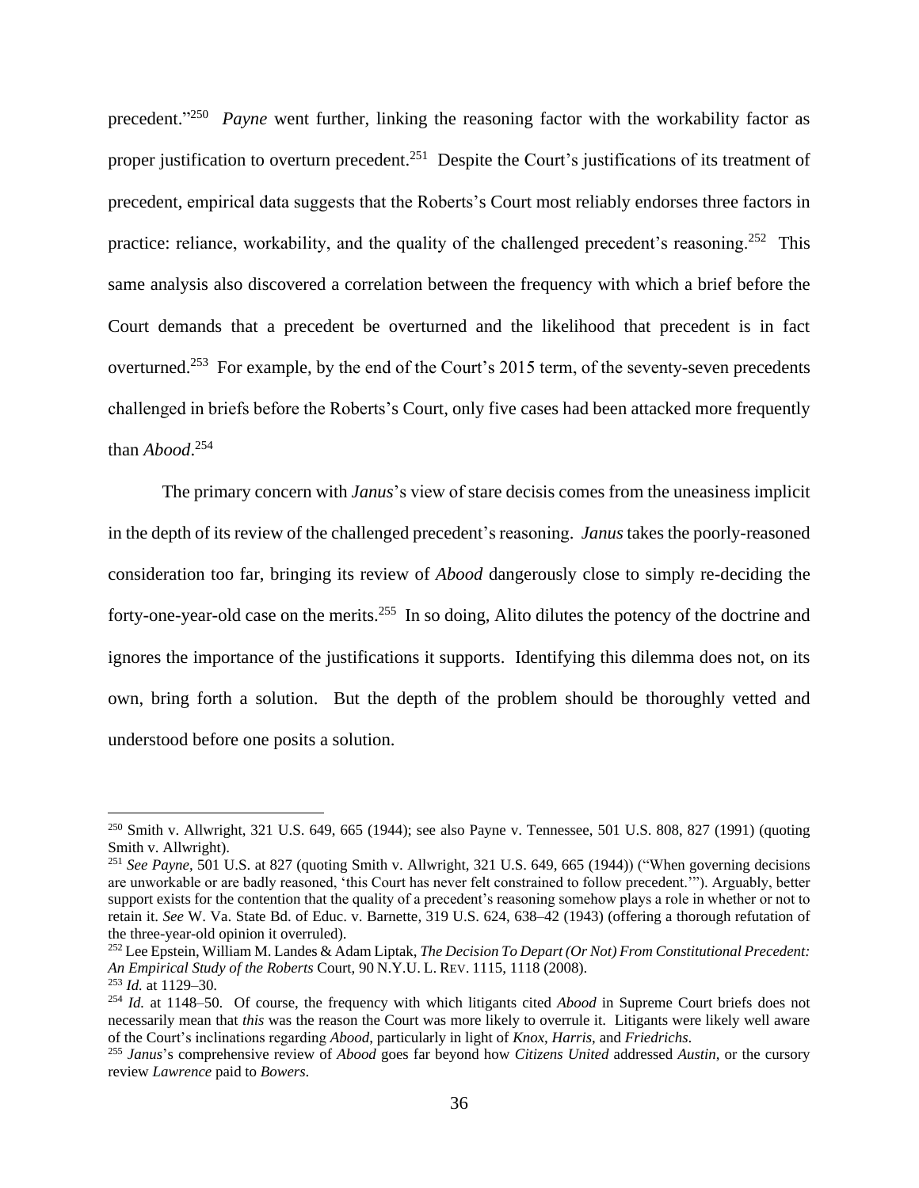precedent."[250] *Payne* went further, linking the reasoning factor with the workability factor as proper justification to overturn precedent.[251] Despite the Court's justifications of its treatment of precedent, empirical data suggests that the Roberts's Court most reliably endorses three factors in practice: reliance, workability, and the quality of the challenged precedent's reasoning.[252] This same analysis also discovered a correlation between the frequency with which a brief before the Court demands that a precedent be overturned and the likelihood that precedent is in fact overturned.[253] For example, by the end of the Court's 2015 term, of the seventy-seven precedents challenged in briefs before the Roberts's Court, only five cases had been attacked more frequently than *Abood*.[254]

The primary concern with *Janus*'s view of stare decisis comes from the uneasiness implicit in the depth of its review of the challenged precedent's reasoning. *Janus* takes the poorly-reasoned consideration too far, bringing its review of *Abood* dangerously close to simply re-deciding the forty-one-year-old case on the merits.[255] In so doing, Alito dilutes the potency of the doctrine and ignores the importance of the justifications it supports. Identifying this dilemma does not, on its own, bring forth a solution. But the depth of the problem should be thoroughly vetted and understood before one posits a solution.

---

[250] Smith v. Allwright, 321 U.S. 649, 665 (1944); see also Payne v. Tennessee, 501 U.S. 808, 827 (1991) (quoting Smith v. Allwright).

[251] *See Payne*, 501 U.S. at 827 (quoting Smith v. Allwright, 321 U.S. 649, 665 (1944)) ("When governing decisions are unworkable or are badly reasoned, 'this Court has never felt constrained to follow precedent.'"). Arguably, better support exists for the contention that the quality of a precedent's reasoning somehow plays a role in whether or not to retain it. *See* W. Va. State Bd. of Educ. v. Barnette, 319 U.S. 624, 638–42 (1943) (offering a thorough refutation of the three-year-old opinion it overruled).

[252] Lee Epstein, William M. Landes & Adam Liptak, *The Decision To Depart (Or Not) From Constitutional Precedent: An Empirical Study of the Roberts* Court, 90 N.Y.U. L. REV. 1115, 1118 (2008).

[253] *Id.* at 1129–30.

[254] *Id.* at 1148–50. Of course, the frequency with which litigants cited *Abood* in Supreme Court briefs does not necessarily mean that *this* was the reason the Court was more likely to overrule it. Litigants were likely well aware of the Court's inclinations regarding *Abood*, particularly in light of *Knox*, *Harris*, and *Friedrichs*.

[255] *Janus*'s comprehensive review of *Abood* goes far beyond how *Citizens United* addressed *Austin*, or the cursory review *Lawrence* paid to *Bowers*.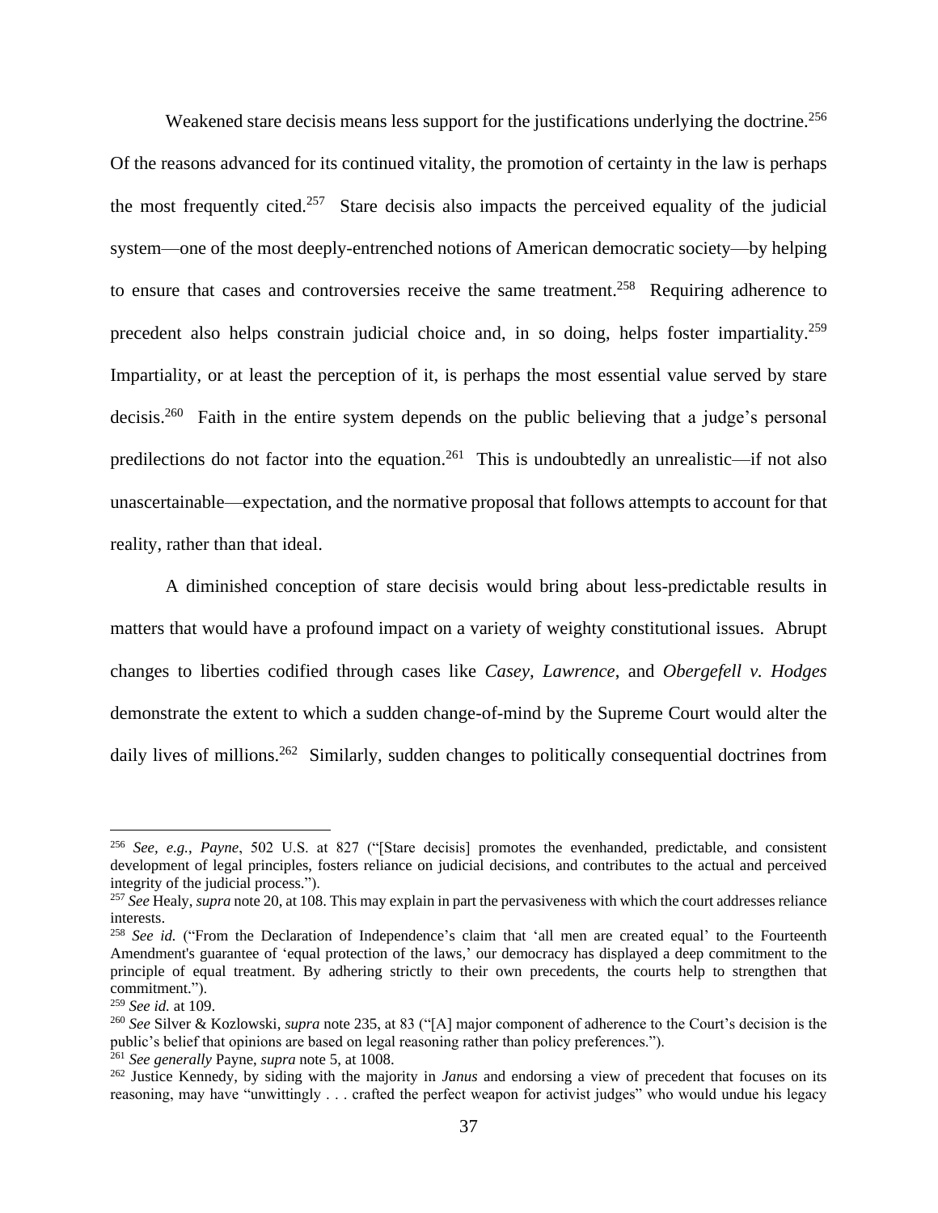Weakened stare decisis means less support for the justifications underlying the doctrine.[256] Of the reasons advanced for its continued vitality, the promotion of certainty in the law is perhaps the most frequently cited.[257] Stare decisis also impacts the perceived equality of the judicial system—one of the most deeply-entrenched notions of American democratic society—by helping to ensure that cases and controversies receive the same treatment.[258] Requiring adherence to precedent also helps constrain judicial choice and, in so doing, helps foster impartiality.[259] Impartiality, or at least the perception of it, is perhaps the most essential value served by stare decisis.[260] Faith in the entire system depends on the public believing that a judge's personal predilections do not factor into the equation.[261] This is undoubtedly an unrealistic—if not also unascertainable—expectation, and the normative proposal that follows attempts to account for that reality, rather than that ideal.

A diminished conception of stare decisis would bring about less-predictable results in matters that would have a profound impact on a variety of weighty constitutional issues. Abrupt changes to liberties codified through cases like *Casey*, *Lawrence*, and *Obergefell v. Hodges* demonstrate the extent to which a sudden change-of-mind by the Supreme Court would alter the daily lives of millions.[262] Similarly, sudden changes to politically consequential doctrines from

---

[256] *See, e.g.*, *Payne*, 502 U.S. at 827 ("[Stare decisis] promotes the evenhanded, predictable, and consistent development of legal principles, fosters reliance on judicial decisions, and contributes to the actual and perceived integrity of the judicial process.").

[257] *See* Healy, *supra* note 20, at 108. This may explain in part the pervasiveness with which the court addresses reliance interests.

[258] *See id.* ("From the Declaration of Independence's claim that 'all men are created equal' to the Fourteenth Amendment's guarantee of 'equal protection of the laws,' our democracy has displayed a deep commitment to the principle of equal treatment. By adhering strictly to their own precedents, the courts help to strengthen that commitment.").

[259] *See id.* at 109.

[260] *See* Silver & Kozlowski, *supra* note 235, at 83 ("[A] major component of adherence to the Court's decision is the public's belief that opinions are based on legal reasoning rather than policy preferences.").

[261] *See generally* Payne, *supra* note 5, at 1008.

[262] Justice Kennedy, by siding with the majority in *Janus* and endorsing a view of precedent that focuses on its reasoning, may have "unwittingly . . . crafted the perfect weapon for activist judges" who would undue his legacy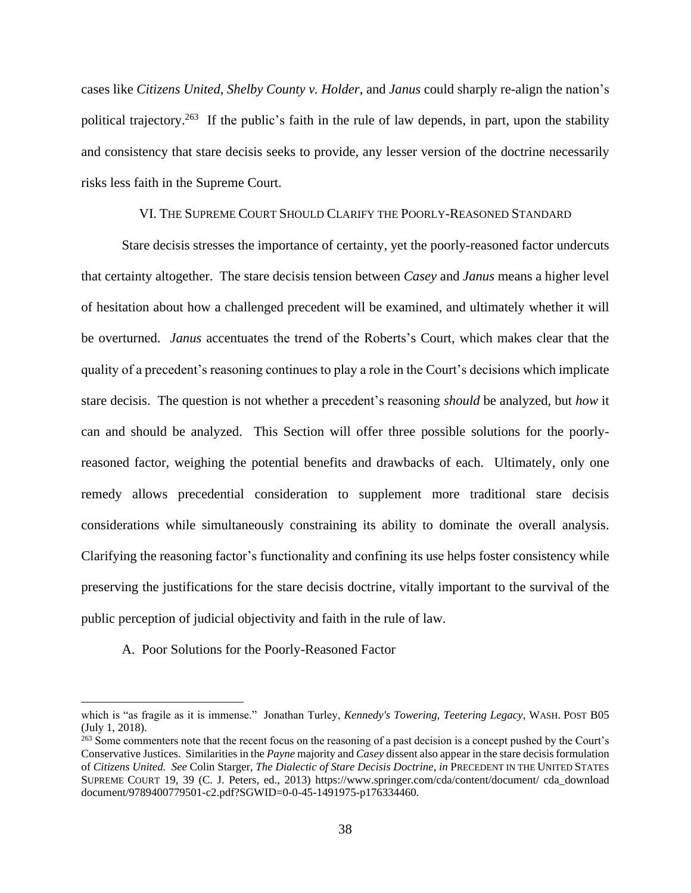cases like *Citizens United*, *Shelby County v. Holder*, and *Janus* could sharply re-align the nation's political trajectory.[263] If the public's faith in the rule of law depends, in part, upon the stability and consistency that stare decisis seeks to provide, any lesser version of the doctrine necessarily risks less faith in the Supreme Court.

## VI. THE SUPREME COURT SHOULD CLARIFY THE POORLY-REASONED STANDARD

Stare decisis stresses the importance of certainty, yet the poorly-reasoned factor undercuts that certainty altogether. The stare decisis tension between *Casey* and *Janus* means a higher level of hesitation about how a challenged precedent will be examined, and ultimately whether it will be overturned. *Janus* accentuates the trend of the Roberts's Court, which makes clear that the quality of a precedent's reasoning continues to play a role in the Court's decisions which implicate stare decisis. The question is not whether a precedent's reasoning *should* be analyzed, but *how* it can and should be analyzed. This Section will offer three possible solutions for the poorly-reasoned factor, weighing the potential benefits and drawbacks of each. Ultimately, only one remedy allows precedential consideration to supplement more traditional stare decisis considerations while simultaneously constraining its ability to dominate the overall analysis. Clarifying the reasoning factor's functionality and confining its use helps foster consistency while preserving the justifications for the stare decisis doctrine, vitally important to the survival of the public perception of judicial objectivity and faith in the rule of law.

### A. Poor Solutions for the Poorly-Reasoned Factor

---

which is "as fragile as it is immense." Jonathan Turley, *Kennedy's Towering, Teetering Legacy*, WASH. POST B05 (July 1, 2018).

[263] Some commenters note that the recent focus on the reasoning of a past decision is a concept pushed by the Court's Conservative Justices. Similarities in the *Payne* majority and *Casey* dissent also appear in the stare decisis formulation of *Citizens United. See* Colin Starger, *The Dialectic of Stare Decisis Doctrine*, *in* PRECEDENT IN THE UNITED STATES SUPREME COURT 19, 39 (C. J. Peters, ed., 2013) https://www.springer.com/cda/content/document/ cda_download document/9789400779501-c2.pdf?SGWID=0-0-45-1491975-p176334460.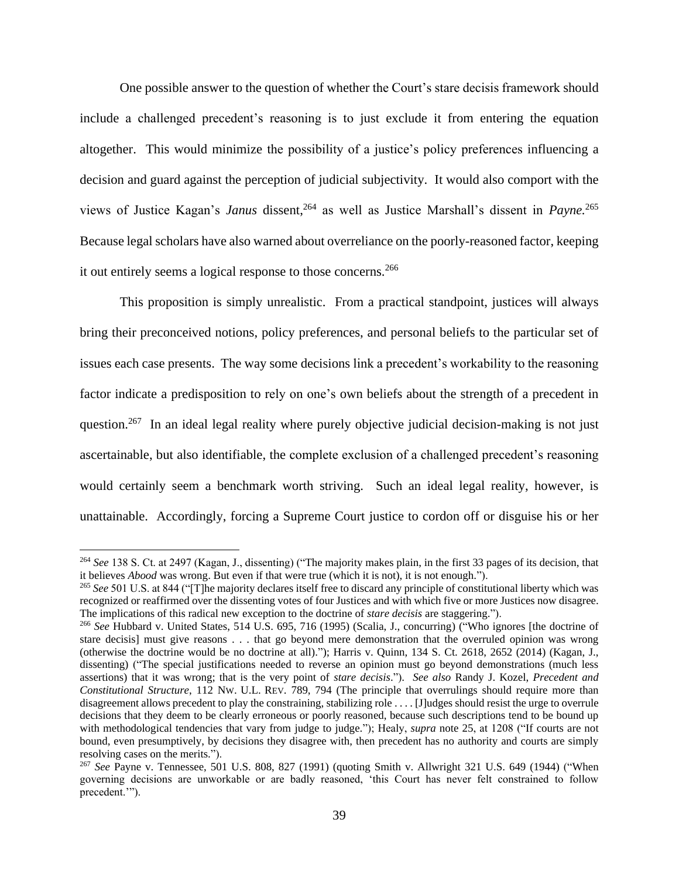One possible answer to the question of whether the Court's stare decisis framework should include a challenged precedent's reasoning is to just exclude it from entering the equation altogether. This would minimize the possibility of a justice's policy preferences influencing a decision and guard against the perception of judicial subjectivity. It would also comport with the views of Justice Kagan's *Janus* dissent,[264] as well as Justice Marshall's dissent in *Payne*.[265] Because legal scholars have also warned about overreliance on the poorly-reasoned factor, keeping it out entirely seems a logical response to those concerns.[266]

This proposition is simply unrealistic. From a practical standpoint, justices will always bring their preconceived notions, policy preferences, and personal beliefs to the particular set of issues each case presents. The way some decisions link a precedent's workability to the reasoning factor indicate a predisposition to rely on one's own beliefs about the strength of a precedent in question.[267] In an ideal legal reality where purely objective judicial decision-making is not just ascertainable, but also identifiable, the complete exclusion of a challenged precedent's reasoning would certainly seem a benchmark worth striving. Such an ideal legal reality, however, is unattainable. Accordingly, forcing a Supreme Court justice to cordon off or disguise his or her

---

[264] *See* 138 S. Ct. at 2497 (Kagan, J., dissenting) ("The majority makes plain, in the first 33 pages of its decision, that it believes *Abood* was wrong. But even if that were true (which it is not), it is not enough.").

[265] *See* 501 U.S. at 844 ("[T]he majority declares itself free to discard any principle of constitutional liberty which was recognized or reaffirmed over the dissenting votes of four Justices and with which five or more Justices now disagree. The implications of this radical new exception to the doctrine of *stare decisis* are staggering.").

[266] *See* Hubbard v. United States, 514 U.S. 695, 716 (1995) (Scalia, J., concurring) ("Who ignores [the doctrine of stare decisis] must give reasons . . . that go beyond mere demonstration that the overruled opinion was wrong (otherwise the doctrine would be no doctrine at all)."); Harris v. Quinn, 134 S. Ct. 2618, 2652 (2014) (Kagan, J., dissenting) ("The special justifications needed to reverse an opinion must go beyond demonstrations (much less assertions) that it was wrong; that is the very point of *stare decisis*."). *See also* Randy J. Kozel, *Precedent and Constitutional Structure*, 112 NW. U.L. REV. 789, 794 (The principle that overrulings should require more than disagreement allows precedent to play the constraining, stabilizing role . . . . [J]udges should resist the urge to overrule decisions that they deem to be clearly erroneous or poorly reasoned, because such descriptions tend to be bound up with methodological tendencies that vary from judge to judge."); Healy, *supra* note 25, at 1208 ("If courts are not bound, even presumptively, by decisions they disagree with, then precedent has no authority and courts are simply resolving cases on the merits.").

[267] *See* Payne v. Tennessee, 501 U.S. 808, 827 (1991) (quoting Smith v. Allwright 321 U.S. 649 (1944) ("When governing decisions are unworkable or are badly reasoned, 'this Court has never felt constrained to follow precedent.'").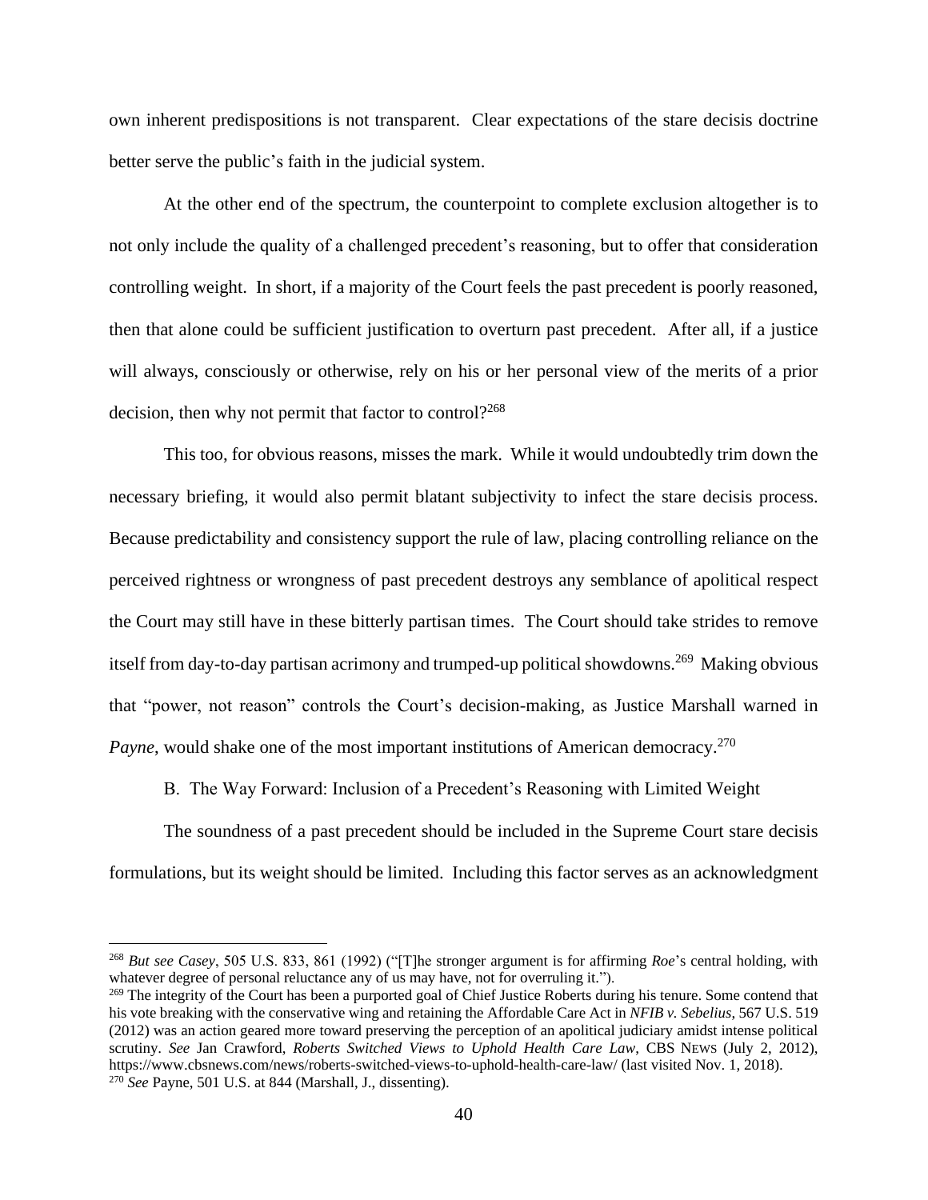own inherent predispositions is not transparent. Clear expectations of the stare decisis doctrine better serve the public's faith in the judicial system.

At the other end of the spectrum, the counterpoint to complete exclusion altogether is to not only include the quality of a challenged precedent's reasoning, but to offer that consideration controlling weight. In short, if a majority of the Court feels the past precedent is poorly reasoned, then that alone could be sufficient justification to overturn past precedent. After all, if a justice will always, consciously or otherwise, rely on his or her personal view of the merits of a prior decision, then why not permit that factor to control?[268]

This too, for obvious reasons, misses the mark. While it would undoubtedly trim down the necessary briefing, it would also permit blatant subjectivity to infect the stare decisis process. Because predictability and consistency support the rule of law, placing controlling reliance on the perceived rightness or wrongness of past precedent destroys any semblance of apolitical respect the Court may still have in these bitterly partisan times. The Court should take strides to remove itself from day-to-day partisan acrimony and trumped-up political showdowns.[269] Making obvious that "power, not reason" controls the Court's decision-making, as Justice Marshall warned in *Payne*, would shake one of the most important institutions of American democracy.[270]

B. The Way Forward: Inclusion of a Precedent's Reasoning with Limited Weight

The soundness of a past precedent should be included in the Supreme Court stare decisis formulations, but its weight should be limited. Including this factor serves as an acknowledgment

---

[268] *But see Casey*, 505 U.S. 833, 861 (1992) ("[T]he stronger argument is for affirming *Roe*'s central holding, with whatever degree of personal reluctance any of us may have, not for overruling it.").

[269] The integrity of the Court has been a purported goal of Chief Justice Roberts during his tenure. Some contend that his vote breaking with the conservative wing and retaining the Affordable Care Act in *NFIB v. Sebelius*, 567 U.S. 519 (2012) was an action geared more toward preserving the perception of an apolitical judiciary amidst intense political scrutiny. *See* Jan Crawford, *Roberts Switched Views to Uphold Health Care Law*, CBS NEWS (July 2, 2012), https://www.cbsnews.com/news/roberts-switched-views-to-uphold-health-care-law/ (last visited Nov. 1, 2018).

[270] *See* Payne, 501 U.S. at 844 (Marshall, J., dissenting).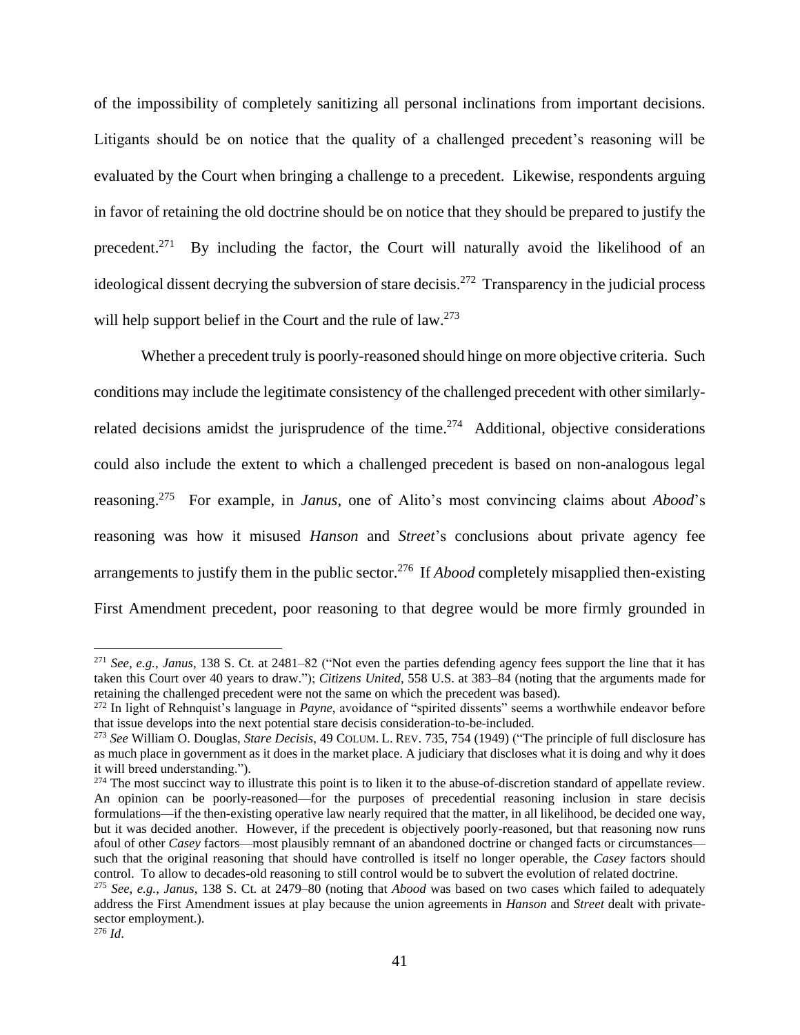of the impossibility of completely sanitizing all personal inclinations from important decisions. Litigants should be on notice that the quality of a challenged precedent's reasoning will be evaluated by the Court when bringing a challenge to a precedent. Likewise, respondents arguing in favor of retaining the old doctrine should be on notice that they should be prepared to justify the precedent.[271] By including the factor, the Court will naturally avoid the likelihood of an ideological dissent decrying the subversion of stare decisis.[272] Transparency in the judicial process will help support belief in the Court and the rule of law.[273]

Whether a precedent truly is poorly-reasoned should hinge on more objective criteria. Such conditions may include the legitimate consistency of the challenged precedent with other similarly-related decisions amidst the jurisprudence of the time.[274] Additional, objective considerations could also include the extent to which a challenged precedent is based on non-analogous legal reasoning.[275] For example, in *Janus*, one of Alito's most convincing claims about *Abood*'s reasoning was how it misused *Hanson* and *Street*'s conclusions about private agency fee arrangements to justify them in the public sector.[276] If *Abood* completely misapplied then-existing First Amendment precedent, poor reasoning to that degree would be more firmly grounded in

---

[271] *See, e.g.*, *Janus*, 138 S. Ct. at 2481–82 ("Not even the parties defending agency fees support the line that it has taken this Court over 40 years to draw."); *Citizens United*, 558 U.S. at 383–84 (noting that the arguments made for retaining the challenged precedent were not the same on which the precedent was based).

[272] In light of Rehnquist's language in *Payne*, avoidance of "spirited dissents" seems a worthwhile endeavor before that issue develops into the next potential stare decisis consideration-to-be-included.

[273] *See* William O. Douglas, *Stare Decisis*, 49 COLUM. L. REV. 735, 754 (1949) ("The principle of full disclosure has as much place in government as it does in the market place. A judiciary that discloses what it is doing and why it does it will breed understanding.").

[274] The most succinct way to illustrate this point is to liken it to the abuse-of-discretion standard of appellate review. An opinion can be poorly-reasoned—for the purposes of precedential reasoning inclusion in stare decisis formulations—if the then-existing operative law nearly required that the matter, in all likelihood, be decided one way, but it was decided another. However, if the precedent is objectively poorly-reasoned, but that reasoning now runs afoul of other *Casey* factors—most plausibly remnant of an abandoned doctrine or changed facts or circumstances—such that the original reasoning that should have controlled is itself no longer operable, the *Casey* factors should control. To allow to decades-old reasoning to still control would be to subvert the evolution of related doctrine.

[275] *See, e.g.*, *Janus*, 138 S. Ct. at 2479–80 (noting that *Abood* was based on two cases which failed to adequately address the First Amendment issues at play because the union agreements in *Hanson* and *Street* dealt with private-sector employment.).

[276] *Id*.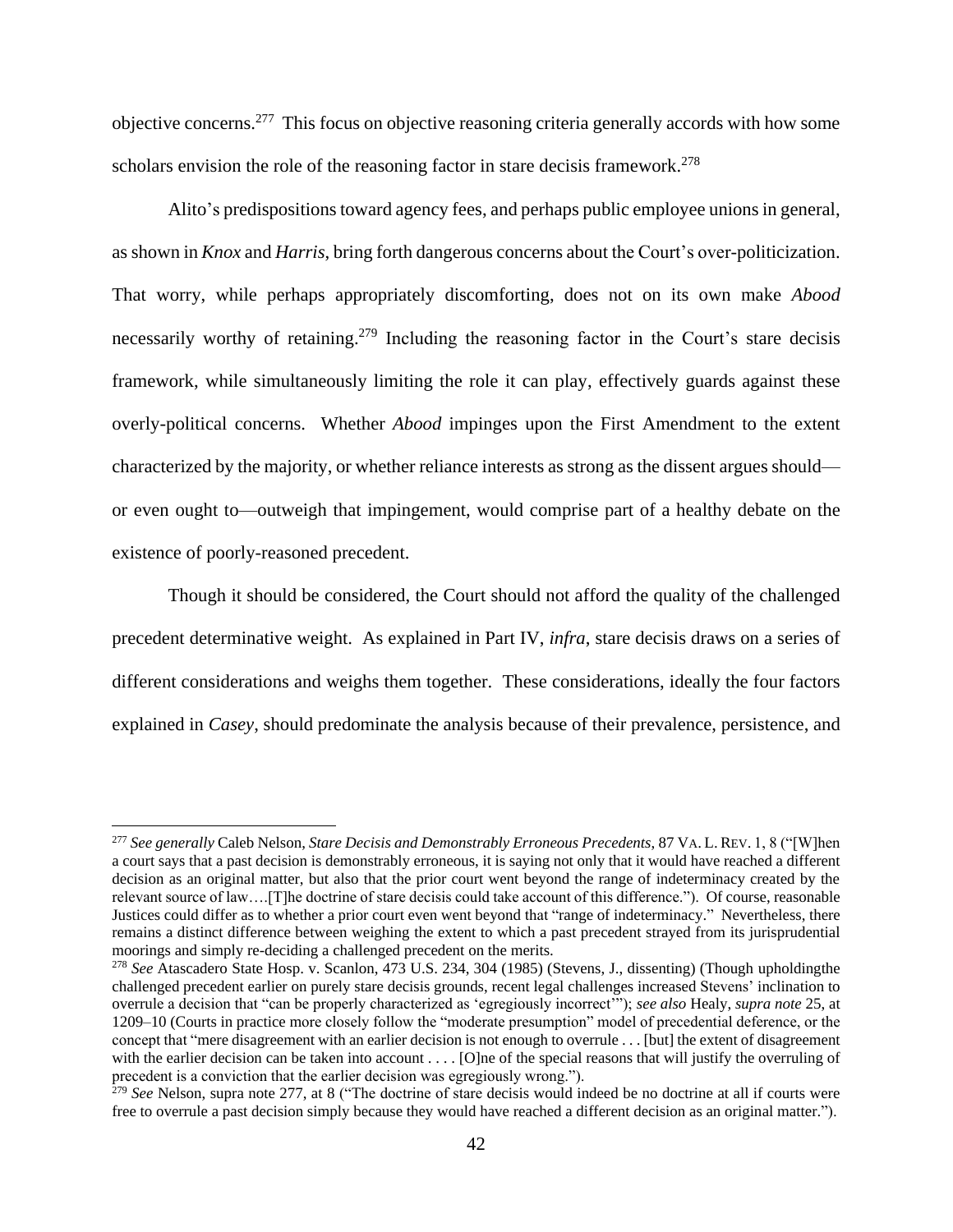objective concerns.[277] This focus on objective reasoning criteria generally accords with how some scholars envision the role of the reasoning factor in stare decisis framework.[278]

Alito's predispositions toward agency fees, and perhaps public employee unions in general, as shown in *Knox* and *Harris*, bring forth dangerous concerns about the Court's over-politicization. That worry, while perhaps appropriately discomforting, does not on its own make *Abood* necessarily worthy of retaining.[279] Including the reasoning factor in the Court's stare decisis framework, while simultaneously limiting the role it can play, effectively guards against these overly-political concerns. Whether *Abood* impinges upon the First Amendment to the extent characterized by the majority, or whether reliance interests as strong as the dissent argues should—or even ought to—outweigh that impingement, would comprise part of a healthy debate on the existence of poorly-reasoned precedent.

Though it should be considered, the Court should not afford the quality of the challenged precedent determinative weight. As explained in Part IV, *infra*, stare decisis draws on a series of different considerations and weighs them together. These considerations, ideally the four factors explained in *Casey*, should predominate the analysis because of their prevalence, persistence, and

---

[277] *See generally* Caleb Nelson, *Stare Decisis and Demonstrably Erroneous Precedents*, 87 VA. L. REV. 1, 8 ("[W]hen a court says that a past decision is demonstrably erroneous, it is saying not only that it would have reached a different decision as an original matter, but also that the prior court went beyond the range of indeterminacy created by the relevant source of law….[T]he doctrine of stare decisis could take account of this difference."). Of course, reasonable Justices could differ as to whether a prior court even went beyond that "range of indeterminacy." Nevertheless, there remains a distinct difference between weighing the extent to which a past precedent strayed from its jurisprudential moorings and simply re-deciding a challenged precedent on the merits.

[278] *See* Atascadero State Hosp. v. Scanlon, 473 U.S. 234, 304 (1985) (Stevens, J., dissenting) (Though upholdingthe challenged precedent earlier on purely stare decisis grounds, recent legal challenges increased Stevens' inclination to overrule a decision that "can be properly characterized as 'egregiously incorrect'"); *see also* Healy, *supra note* 25, at 1209–10 (Courts in practice more closely follow the "moderate presumption" model of precedential deference, or the concept that "mere disagreement with an earlier decision is not enough to overrule . . . [but] the extent of disagreement with the earlier decision can be taken into account . . . . [O]ne of the special reasons that will justify the overruling of precedent is a conviction that the earlier decision was egregiously wrong.").

[279] *See* Nelson, supra note 277, at 8 ("The doctrine of stare decisis would indeed be no doctrine at all if courts were free to overrule a past decision simply because they would have reached a different decision as an original matter.").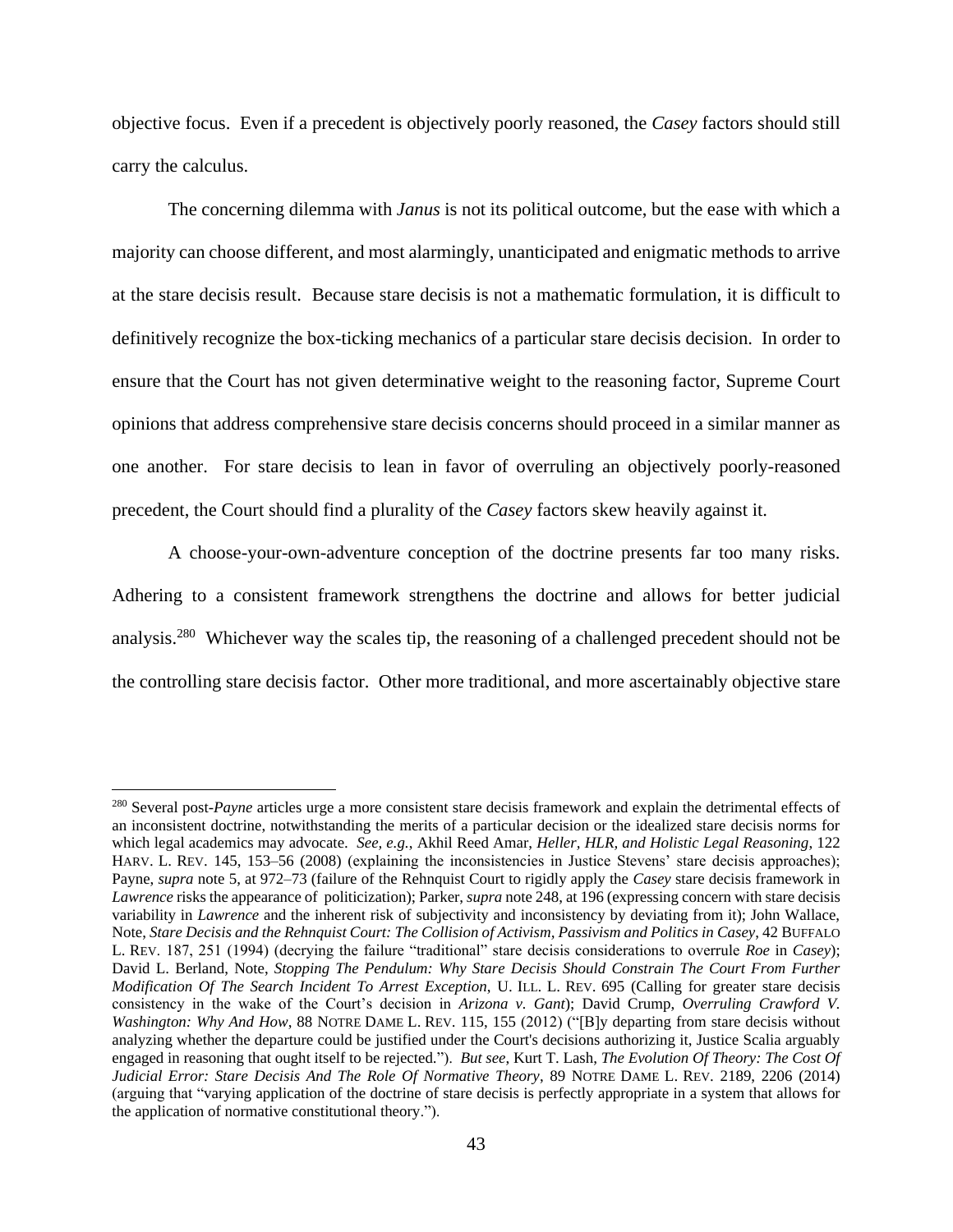objective focus. Even if a precedent is objectively poorly reasoned, the *Casey* factors should still carry the calculus.

The concerning dilemma with *Janus* is not its political outcome, but the ease with which a majority can choose different, and most alarmingly, unanticipated and enigmatic methods to arrive at the stare decisis result. Because stare decisis is not a mathematic formulation, it is difficult to definitively recognize the box-ticking mechanics of a particular stare decisis decision. In order to ensure that the Court has not given determinative weight to the reasoning factor, Supreme Court opinions that address comprehensive stare decisis concerns should proceed in a similar manner as one another. For stare decisis to lean in favor of overruling an objectively poorly-reasoned precedent, the Court should find a plurality of the *Casey* factors skew heavily against it.

A choose-your-own-adventure conception of the doctrine presents far too many risks. Adhering to a consistent framework strengthens the doctrine and allows for better judicial analysis.[280] Whichever way the scales tip, the reasoning of a challenged precedent should not be the controlling stare decisis factor. Other more traditional, and more ascertainably objective stare

---

[280] Several post-*Payne* articles urge a more consistent stare decisis framework and explain the detrimental effects of an inconsistent doctrine, notwithstanding the merits of a particular decision or the idealized stare decisis norms for which legal academics may advocate. *See, e.g.*, Akhil Reed Amar, *Heller, HLR, and Holistic Legal Reasoning*, 122 HARV. L. REV. 145, 153–56 (2008) (explaining the inconsistencies in Justice Stevens' stare decisis approaches); Payne, *supra* note 5, at 972–73 (failure of the Rehnquist Court to rigidly apply the *Casey* stare decisis framework in *Lawrence* risks the appearance of politicization); Parker, *supra* note 248, at 196 (expressing concern with stare decisis variability in *Lawrence* and the inherent risk of subjectivity and inconsistency by deviating from it); John Wallace, Note, *Stare Decisis and the Rehnquist Court: The Collision of Activism, Passivism and Politics in Casey*, 42 BUFFALO L. REV. 187, 251 (1994) (decrying the failure "traditional" stare decisis considerations to overrule *Roe* in *Casey*); David L. Berland, Note, *Stopping The Pendulum: Why Stare Decisis Should Constrain The Court From Further Modification Of The Search Incident To Arrest Exception*, U. ILL. L. REV. 695 (Calling for greater stare decisis consistency in the wake of the Court's decision in *Arizona v. Gant*); David Crump, *Overruling Crawford V. Washington: Why And How*, 88 NOTRE DAME L. REV. 115, 155 (2012) ("[B]y departing from stare decisis without analyzing whether the departure could be justified under the Court's decisions authorizing it, Justice Scalia arguably engaged in reasoning that ought itself to be rejected."). *But see*, Kurt T. Lash, *The Evolution Of Theory: The Cost Of Judicial Error: Stare Decisis And The Role Of Normative Theory*, 89 NOTRE DAME L. REV. 2189, 2206 (2014) (arguing that "varying application of the doctrine of stare decisis is perfectly appropriate in a system that allows for the application of normative constitutional theory.").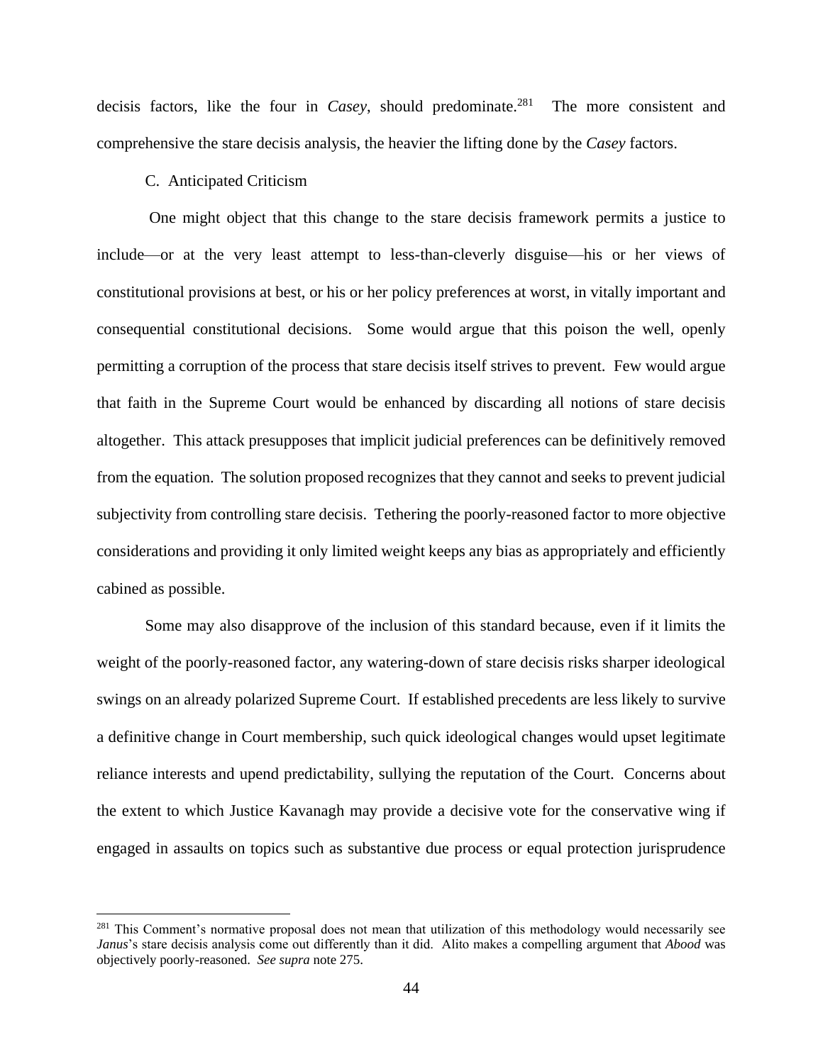decisis factors, like the four in *Casey*, should predominate.[281] The more consistent and comprehensive the stare decisis analysis, the heavier the lifting done by the *Casey* factors.

C. Anticipated Criticism

One might object that this change to the stare decisis framework permits a justice to include—or at the very least attempt to less-than-cleverly disguise—his or her views of constitutional provisions at best, or his or her policy preferences at worst, in vitally important and consequential constitutional decisions. Some would argue that this poison the well, openly permitting a corruption of the process that stare decisis itself strives to prevent. Few would argue that faith in the Supreme Court would be enhanced by discarding all notions of stare decisis altogether. This attack presupposes that implicit judicial preferences can be definitively removed from the equation. The solution proposed recognizes that they cannot and seeks to prevent judicial subjectivity from controlling stare decisis. Tethering the poorly-reasoned factor to more objective considerations and providing it only limited weight keeps any bias as appropriately and efficiently cabined as possible.

Some may also disapprove of the inclusion of this standard because, even if it limits the weight of the poorly-reasoned factor, any watering-down of stare decisis risks sharper ideological swings on an already polarized Supreme Court. If established precedents are less likely to survive a definitive change in Court membership, such quick ideological changes would upset legitimate reliance interests and upend predictability, sullying the reputation of the Court. Concerns about the extent to which Justice Kavanagh may provide a decisive vote for the conservative wing if engaged in assaults on topics such as substantive due process or equal protection jurisprudence

---

[281] This Comment's normative proposal does not mean that utilization of this methodology would necessarily see *Janus*'s stare decisis analysis come out differently than it did. Alito makes a compelling argument that *Abood* was objectively poorly-reasoned. *See supra* note 275.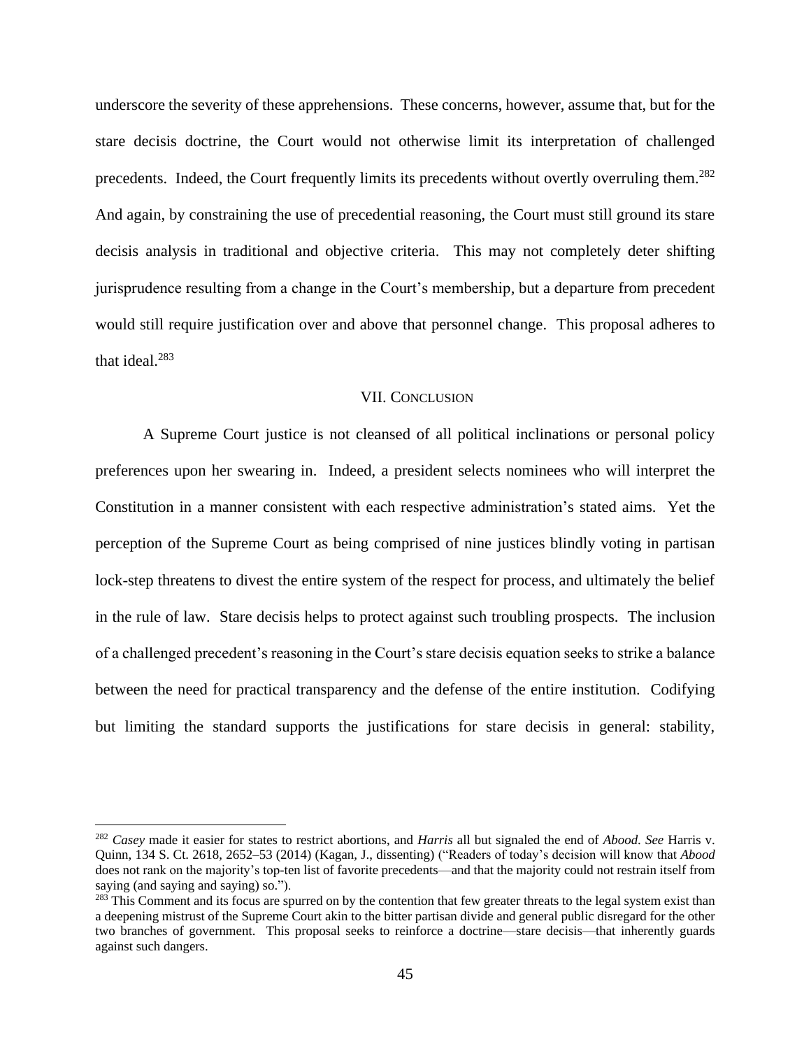underscore the severity of these apprehensions. These concerns, however, assume that, but for the stare decisis doctrine, the Court would not otherwise limit its interpretation of challenged precedents. Indeed, the Court frequently limits its precedents without overtly overruling them.[282] And again, by constraining the use of precedential reasoning, the Court must still ground its stare decisis analysis in traditional and objective criteria. This may not completely deter shifting jurisprudence resulting from a change in the Court's membership, but a departure from precedent would still require justification over and above that personnel change. This proposal adheres to that ideal.[283]

## VII. CONCLUSION

A Supreme Court justice is not cleansed of all political inclinations or personal policy preferences upon her swearing in. Indeed, a president selects nominees who will interpret the Constitution in a manner consistent with each respective administration's stated aims. Yet the perception of the Supreme Court as being comprised of nine justices blindly voting in partisan lock-step threatens to divest the entire system of the respect for process, and ultimately the belief in the rule of law. Stare decisis helps to protect against such troubling prospects. The inclusion of a challenged precedent's reasoning in the Court's stare decisis equation seeks to strike a balance between the need for practical transparency and the defense of the entire institution. Codifying but limiting the standard supports the justifications for stare decisis in general: stability,

---

[282] *Casey* made it easier for states to restrict abortions, and *Harris* all but signaled the end of *Abood*. *See* Harris v. Quinn, 134 S. Ct. 2618, 2652–53 (2014) (Kagan, J., dissenting) ("Readers of today's decision will know that *Abood* does not rank on the majority's top-ten list of favorite precedents—and that the majority could not restrain itself from saying (and saying and saying) so.").

[283] This Comment and its focus are spurred on by the contention that few greater threats to the legal system exist than a deepening mistrust of the Supreme Court akin to the bitter partisan divide and general public disregard for the other two branches of government. This proposal seeks to reinforce a doctrine—stare decisis—that inherently guards against such dangers.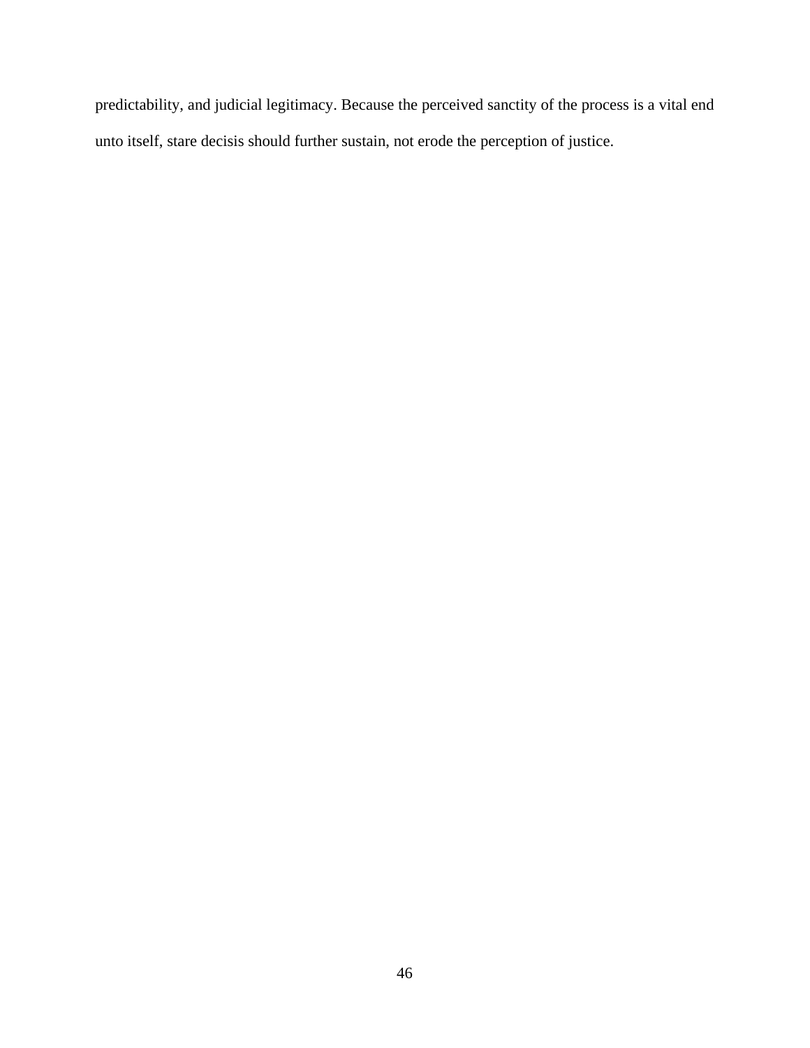predictability, and judicial legitimacy. Because the perceived sanctity of the process is a vital end unto itself, stare decisis should further sustain, not erode the perception of justice.